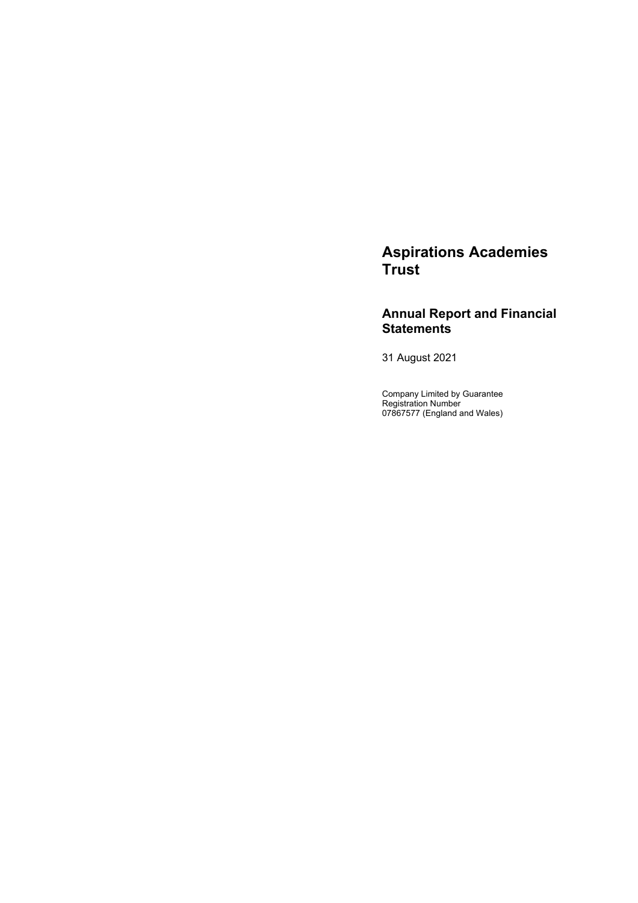# Aspirations Academies Trust

## Annual Report and Financial Statements

31 August 2021

Company Limited by Guarantee
Registration Number
07867577 (England and Wales)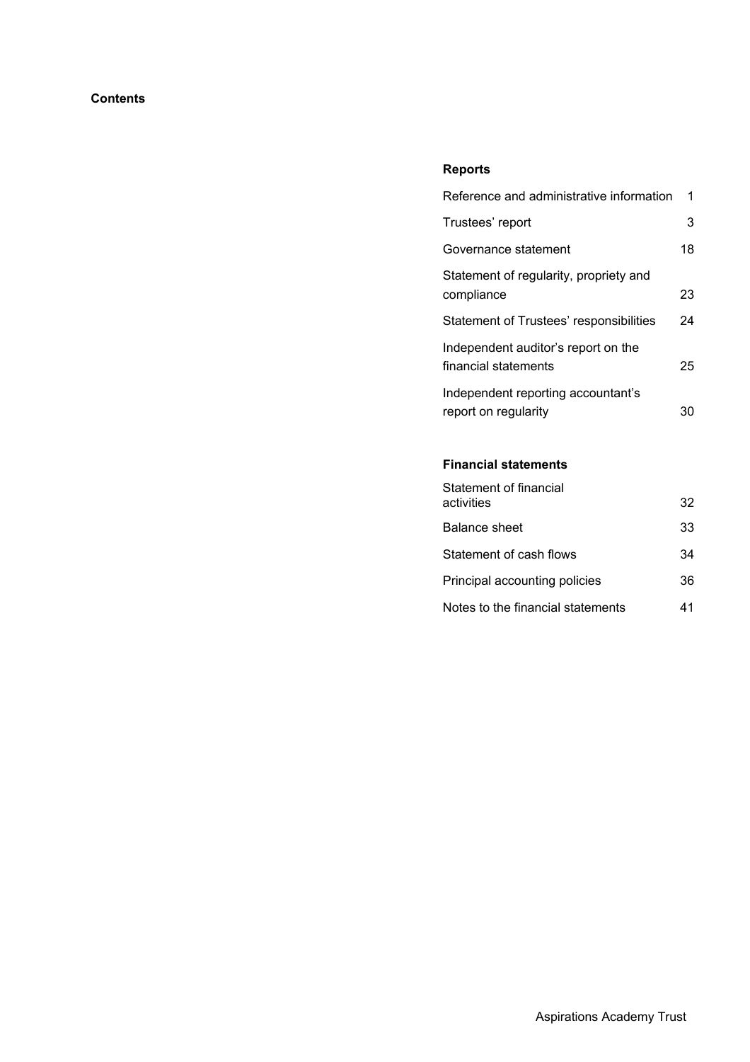# Contents

## Reports

| | |
|---|---|
| Reference and administrative information | 1 |
| Trustees' report | 3 |
| Governance statement | 18 |
| Statement of regularity, propriety and compliance | 23 |
| Statement of Trustees' responsibilities | 24 |
| Independent auditor's report on the financial statements | 25 |
| Independent reporting accountant's report on regularity | 30 |

## Financial statements

| | |
|---|---|
| Statement of financial activities | 32 |
| Balance sheet | 33 |
| Statement of cash flows | 34 |
| Principal accounting policies | 36 |
| Notes to the financial statements | 41 |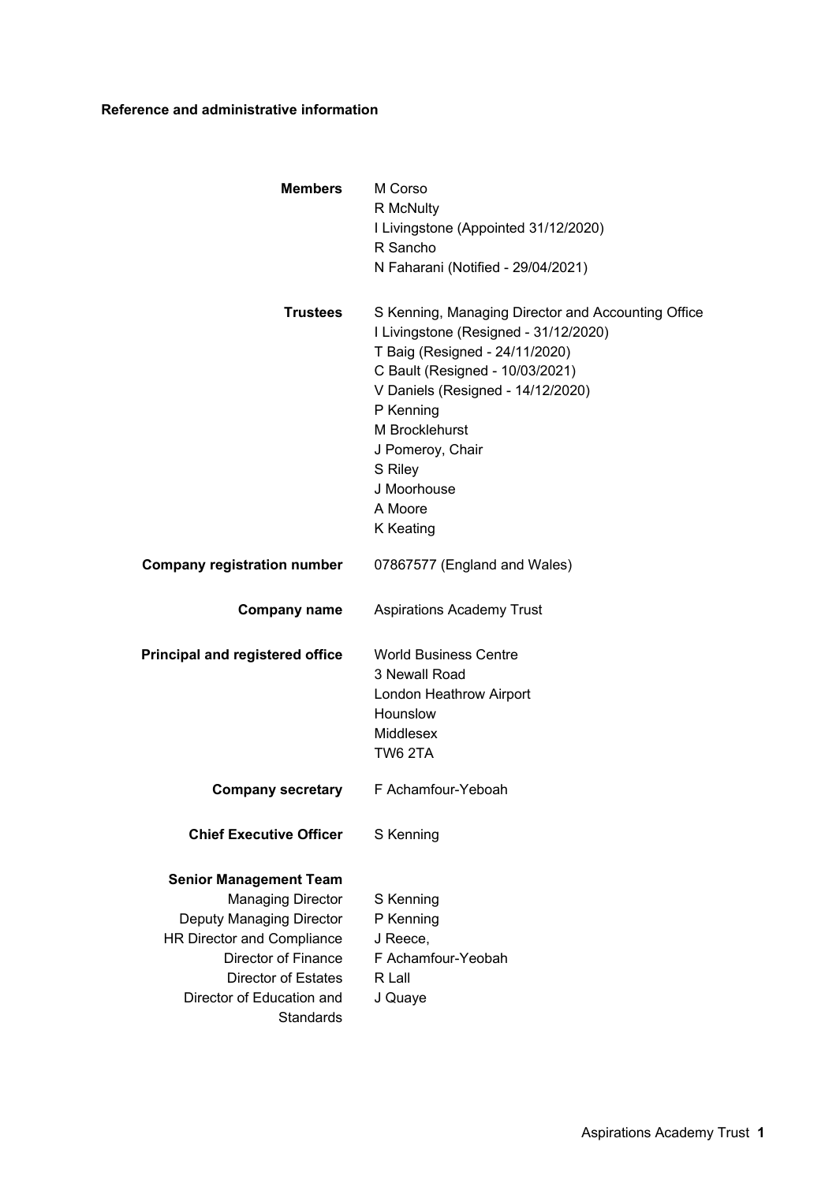**Reference and administrative information**

| | |
|---|---|
| **Members** | M Corso<br>R McNulty<br>I Livingstone (Appointed 31/12/2020)<br>R Sancho<br>N Faharani (Notified - 29/04/2021) |
| **Trustees** | S Kenning, Managing Director and Accounting Office<br>I Livingstone (Resigned - 31/12/2020)<br>T Baig (Resigned - 24/11/2020)<br>C Bault (Resigned - 10/03/2021)<br>V Daniels (Resigned - 14/12/2020)<br>P Kenning<br>M Brocklehurst<br>J Pomeroy, Chair<br>S Riley<br>J Moorhouse<br>A Moore<br>K Keating |
| **Company registration number** | 07867577 (England and Wales) |
| **Company name** | Aspirations Academy Trust |
| **Principal and registered office** | World Business Centre<br>3 Newall Road<br>London Heathrow Airport<br>Hounslow<br>Middlesex<br>TW6 2TA |
| **Company secretary** | F Achamfour-Yeboah |
| **Chief Executive Officer** | S Kenning |
| **Senior Management Team** | |
| Managing Director | S Kenning |
| Deputy Managing Director | P Kenning |
| HR Director and Compliance | J Reece, |
| Director of Finance | F Achamfour-Yeobah |
| Director of Estates | R Lall |
| Director of Education and Standards | J Quaye |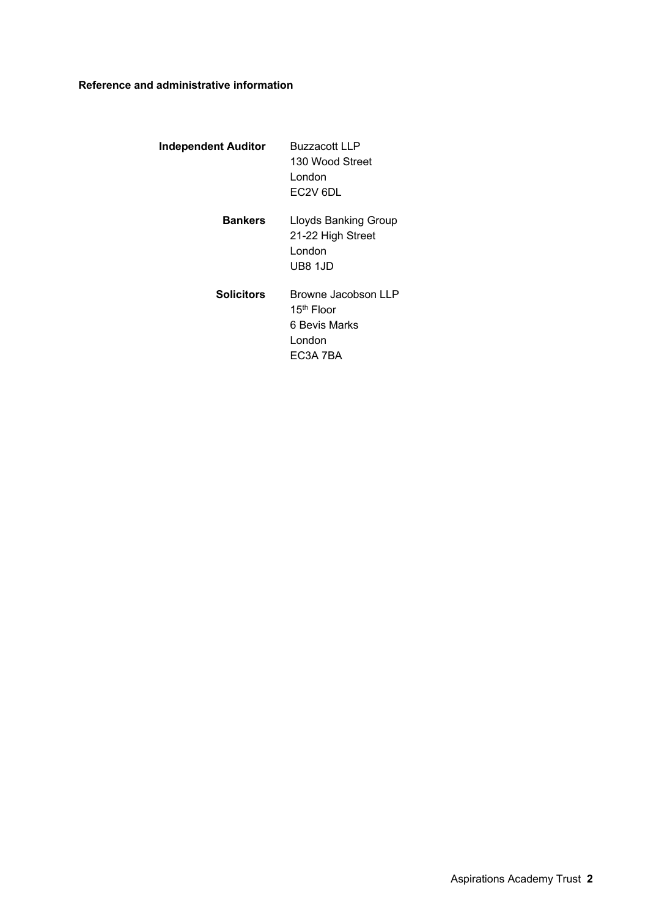**Reference and administrative information**

| | |
|---|---|
| **Independent Auditor** | Buzzacott LLP<br>130 Wood Street<br>London<br>EC2V 6DL |
| **Bankers** | Lloyds Banking Group<br>21-22 High Street<br>London<br>UB8 1JD |
| **Solicitors** | Browne Jacobson LLP<br>15th Floor<br>6 Bevis Marks<br>London<br>EC3A 7BA |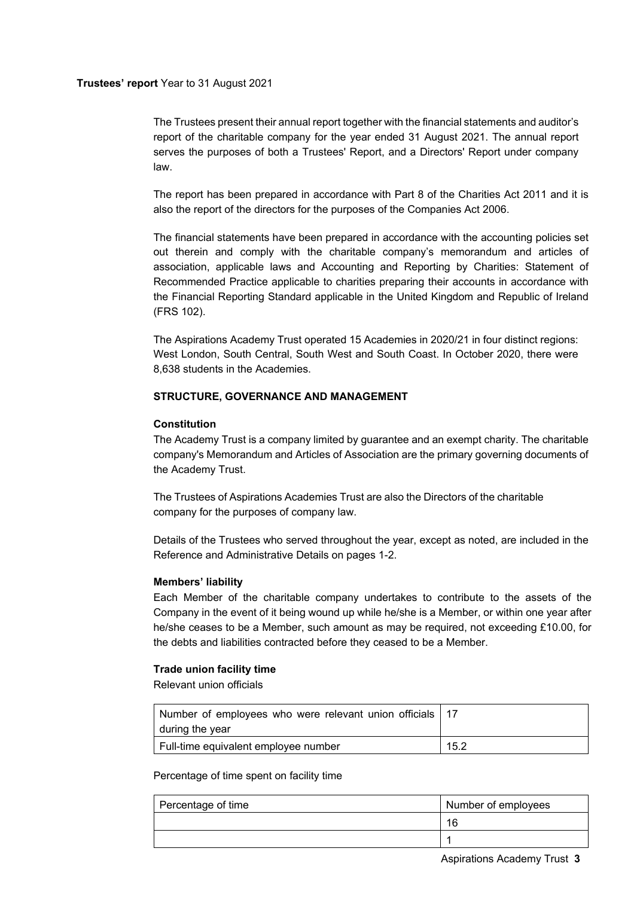**Trustees' report** Year to 31 August 2021

The Trustees present their annual report together with the financial statements and auditor's report of the charitable company for the year ended 31 August 2021. The annual report serves the purposes of both a Trustees' Report, and a Directors' Report under company law.

The report has been prepared in accordance with Part 8 of the Charities Act 2011 and it is also the report of the directors for the purposes of the Companies Act 2006.

The financial statements have been prepared in accordance with the accounting policies set out therein and comply with the charitable company's memorandum and articles of association, applicable laws and Accounting and Reporting by Charities: Statement of Recommended Practice applicable to charities preparing their accounts in accordance with the Financial Reporting Standard applicable in the United Kingdom and Republic of Ireland (FRS 102).

The Aspirations Academy Trust operated 15 Academies in 2020/21 in four distinct regions: West London, South Central, South West and South Coast. In October 2020, there were 8,638 students in the Academies.

## STRUCTURE, GOVERNANCE AND MANAGEMENT

### Constitution

The Academy Trust is a company limited by guarantee and an exempt charity. The charitable company's Memorandum and Articles of Association are the primary governing documents of the Academy Trust.

The Trustees of Aspirations Academies Trust are also the Directors of the charitable company for the purposes of company law.

Details of the Trustees who served throughout the year, except as noted, are included in the Reference and Administrative Details on pages 1-2.

### Members' liability

Each Member of the charitable company undertakes to contribute to the assets of the Company in the event of it being wound up while he/she is a Member, or within one year after he/she ceases to be a Member, such amount as may be required, not exceeding £10.00, for the debts and liabilities contracted before they ceased to be a Member.

### Trade union facility time

Relevant union officials

| Number of employees who were relevant union officials during the year | 17 |
|---|---|
| Full-time equivalent employee number | 15.2 |

Percentage of time spent on facility time

| Percentage of time | Number of employees |
|---|---|
| | 16 |
| | 1 |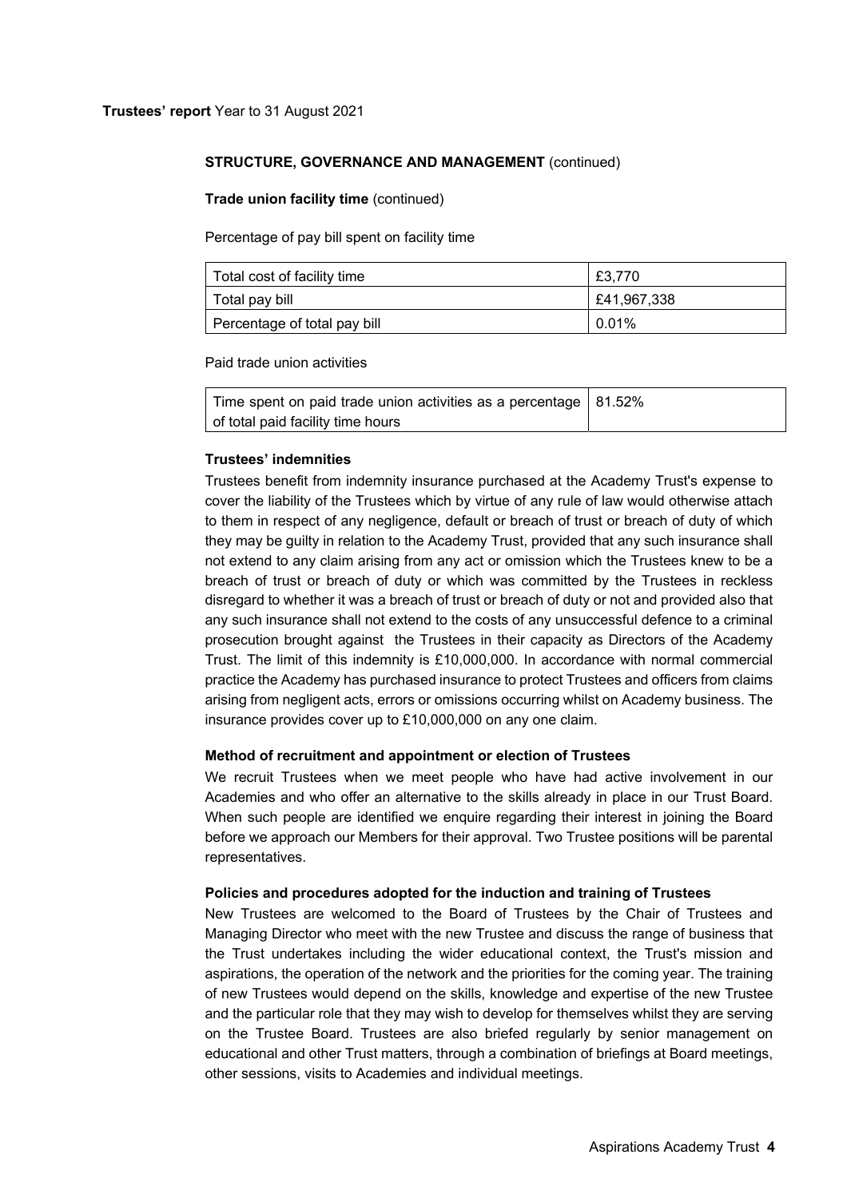**Trustees' report** Year to 31 August 2021

**STRUCTURE, GOVERNANCE AND MANAGEMENT** (continued)

**Trade union facility time** (continued)

Percentage of pay bill spent on facility time

| Total cost of facility time | £3,770 |
|---|---|
| Total pay bill | £41,967,338 |
| Percentage of total pay bill | 0.01% |

Paid trade union activities

| Time spent on paid trade union activities as a percentage of total paid facility time hours | 81.52% |
|---|---|

**Trustees' indemnities**

Trustees benefit from indemnity insurance purchased at the Academy Trust's expense to cover the liability of the Trustees which by virtue of any rule of law would otherwise attach to them in respect of any negligence, default or breach of trust or breach of duty of which they may be guilty in relation to the Academy Trust, provided that any such insurance shall not extend to any claim arising from any act or omission which the Trustees knew to be a breach of trust or breach of duty or which was committed by the Trustees in reckless disregard to whether it was a breach of trust or breach of duty or not and provided also that any such insurance shall not extend to the costs of any unsuccessful defence to a criminal prosecution brought against the Trustees in their capacity as Directors of the Academy Trust. The limit of this indemnity is £10,000,000. In accordance with normal commercial practice the Academy has purchased insurance to protect Trustees and officers from claims arising from negligent acts, errors or omissions occurring whilst on Academy business. The insurance provides cover up to £10,000,000 on any one claim.

**Method of recruitment and appointment or election of Trustees**

We recruit Trustees when we meet people who have had active involvement in our Academies and who offer an alternative to the skills already in place in our Trust Board. When such people are identified we enquire regarding their interest in joining the Board before we approach our Members for their approval. Two Trustee positions will be parental representatives.

**Policies and procedures adopted for the induction and training of Trustees**

New Trustees are welcomed to the Board of Trustees by the Chair of Trustees and Managing Director who meet with the new Trustee and discuss the range of business that the Trust undertakes including the wider educational context, the Trust's mission and aspirations, the operation of the network and the priorities for the coming year. The training of new Trustees would depend on the skills, knowledge and expertise of the new Trustee and the particular role that they may wish to develop for themselves whilst they are serving on the Trustee Board. Trustees are also briefed regularly by senior management on educational and other Trust matters, through a combination of briefings at Board meetings, other sessions, visits to Academies and individual meetings.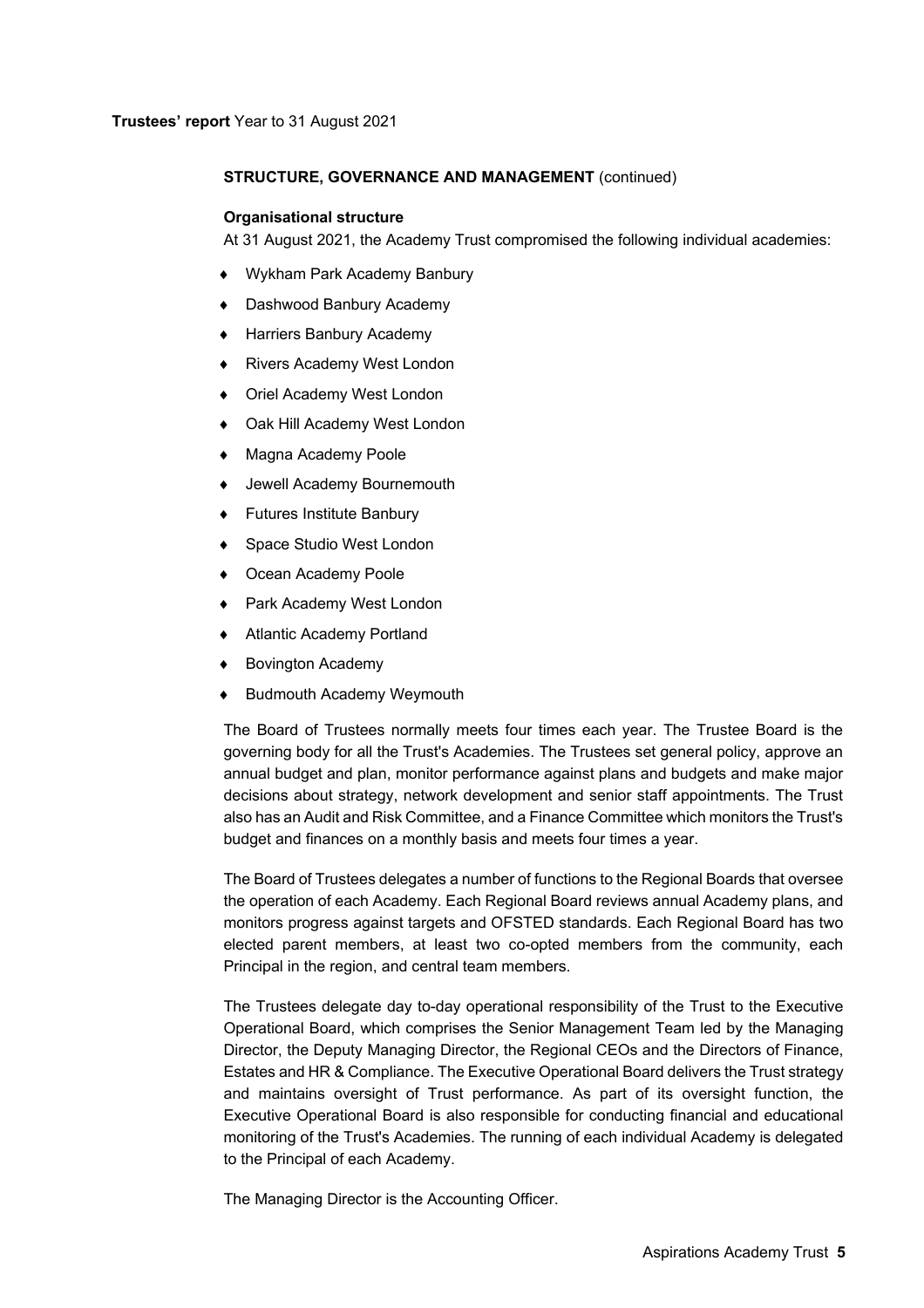**Trustees' report** Year to 31 August 2021

## STRUCTURE, GOVERNANCE AND MANAGEMENT (continued)

### Organisational structure

At 31 August 2021, the Academy Trust compromised the following individual academies:

- Wykham Park Academy Banbury
- Dashwood Banbury Academy
- Harriers Banbury Academy
- Rivers Academy West London
- Oriel Academy West London
- Oak Hill Academy West London
- Magna Academy Poole
- Jewell Academy Bournemouth
- Futures Institute Banbury
- Space Studio West London
- Ocean Academy Poole
- Park Academy West London
- Atlantic Academy Portland
- Bovington Academy
- Budmouth Academy Weymouth

The Board of Trustees normally meets four times each year. The Trustee Board is the governing body for all the Trust's Academies. The Trustees set general policy, approve an annual budget and plan, monitor performance against plans and budgets and make major decisions about strategy, network development and senior staff appointments. The Trust also has an Audit and Risk Committee, and a Finance Committee which monitors the Trust's budget and finances on a monthly basis and meets four times a year.

The Board of Trustees delegates a number of functions to the Regional Boards that oversee the operation of each Academy. Each Regional Board reviews annual Academy plans, and monitors progress against targets and OFSTED standards. Each Regional Board has two elected parent members, at least two co-opted members from the community, each Principal in the region, and central team members.

The Trustees delegate day to-day operational responsibility of the Trust to the Executive Operational Board, which comprises the Senior Management Team led by the Managing Director, the Deputy Managing Director, the Regional CEOs and the Directors of Finance, Estates and HR & Compliance. The Executive Operational Board delivers the Trust strategy and maintains oversight of Trust performance. As part of its oversight function, the Executive Operational Board is also responsible for conducting financial and educational monitoring of the Trust's Academies. The running of each individual Academy is delegated to the Principal of each Academy.

The Managing Director is the Accounting Officer.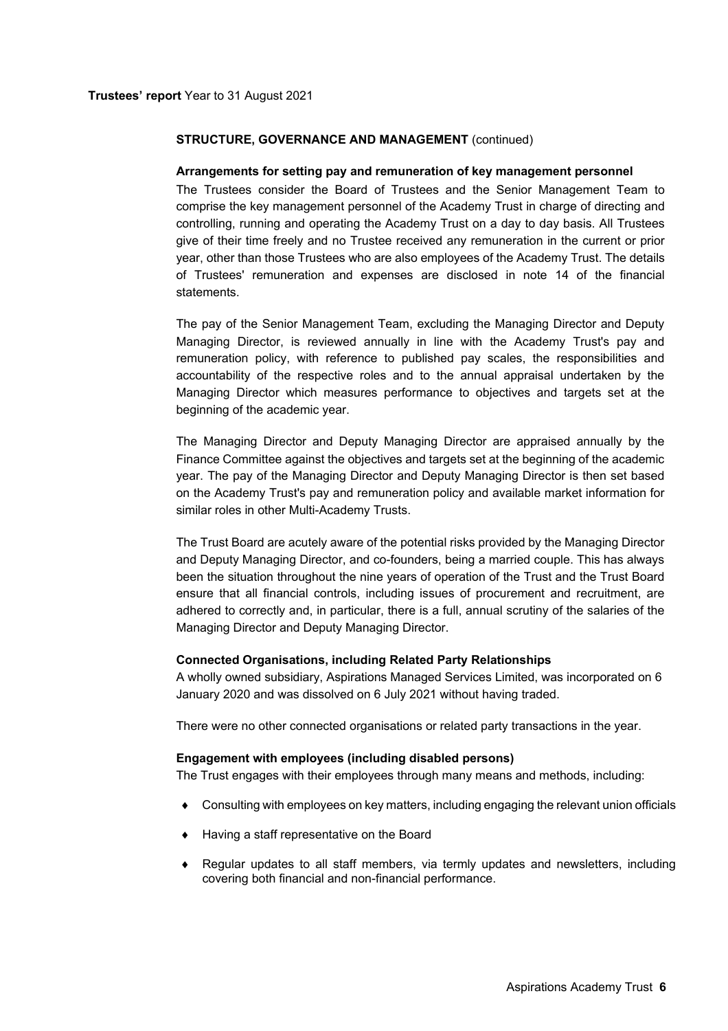**STRUCTURE, GOVERNANCE AND MANAGEMENT** (continued)

**Arrangements for setting pay and remuneration of key management personnel**

The Trustees consider the Board of Trustees and the Senior Management Team to comprise the key management personnel of the Academy Trust in charge of directing and controlling, running and operating the Academy Trust on a day to day basis. All Trustees give of their time freely and no Trustee received any remuneration in the current or prior year, other than those Trustees who are also employees of the Academy Trust. The details of Trustees' remuneration and expenses are disclosed in note 14 of the financial statements.

The pay of the Senior Management Team, excluding the Managing Director and Deputy Managing Director, is reviewed annually in line with the Academy Trust's pay and remuneration policy, with reference to published pay scales, the responsibilities and accountability of the respective roles and to the annual appraisal undertaken by the Managing Director which measures performance to objectives and targets set at the beginning of the academic year.

The Managing Director and Deputy Managing Director are appraised annually by the Finance Committee against the objectives and targets set at the beginning of the academic year. The pay of the Managing Director and Deputy Managing Director is then set based on the Academy Trust's pay and remuneration policy and available market information for similar roles in other Multi-Academy Trusts.

The Trust Board are acutely aware of the potential risks provided by the Managing Director and Deputy Managing Director, and co-founders, being a married couple. This has always been the situation throughout the nine years of operation of the Trust and the Trust Board ensure that all financial controls, including issues of procurement and recruitment, are adhered to correctly and, in particular, there is a full, annual scrutiny of the salaries of the Managing Director and Deputy Managing Director.

**Connected Organisations, including Related Party Relationships**

A wholly owned subsidiary, Aspirations Managed Services Limited, was incorporated on 6 January 2020 and was dissolved on 6 July 2021 without having traded.

There were no other connected organisations or related party transactions in the year.

**Engagement with employees (including disabled persons)**

The Trust engages with their employees through many means and methods, including:

- Consulting with employees on key matters, including engaging the relevant union officials
- Having a staff representative on the Board
- Regular updates to all staff members, via termly updates and newsletters, including covering both financial and non-financial performance.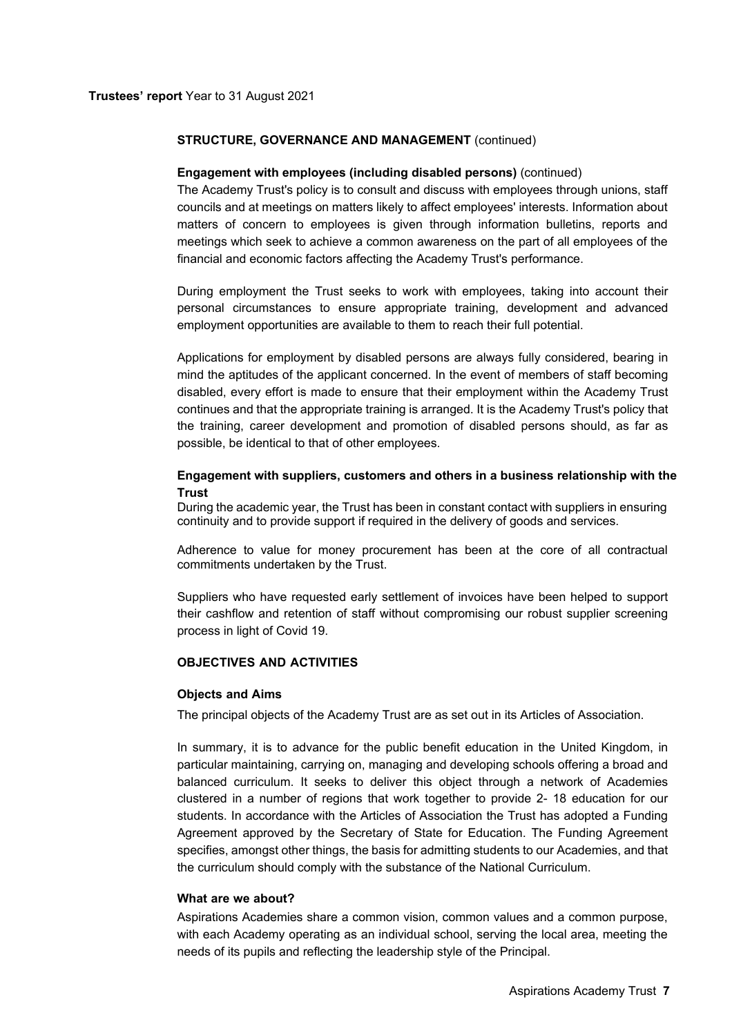**STRUCTURE, GOVERNANCE AND MANAGEMENT** (continued)

**Engagement with employees (including disabled persons)** (continued)

The Academy Trust's policy is to consult and discuss with employees through unions, staff councils and at meetings on matters likely to affect employees' interests. Information about matters of concern to employees is given through information bulletins, reports and meetings which seek to achieve a common awareness on the part of all employees of the financial and economic factors affecting the Academy Trust's performance.

During employment the Trust seeks to work with employees, taking into account their personal circumstances to ensure appropriate training, development and advanced employment opportunities are available to them to reach their full potential.

Applications for employment by disabled persons are always fully considered, bearing in mind the aptitudes of the applicant concerned. In the event of members of staff becoming disabled, every effort is made to ensure that their employment within the Academy Trust continues and that the appropriate training is arranged. It is the Academy Trust's policy that the training, career development and promotion of disabled persons should, as far as possible, be identical to that of other employees.

**Engagement with suppliers, customers and others in a business relationship with the Trust**

During the academic year, the Trust has been in constant contact with suppliers in ensuring continuity and to provide support if required in the delivery of goods and services.

Adherence to value for money procurement has been at the core of all contractual commitments undertaken by the Trust.

Suppliers who have requested early settlement of invoices have been helped to support their cashflow and retention of staff without compromising our robust supplier screening process in light of Covid 19.

**OBJECTIVES AND ACTIVITIES**

**Objects and Aims**

The principal objects of the Academy Trust are as set out in its Articles of Association.

In summary, it is to advance for the public benefit education in the United Kingdom, in particular maintaining, carrying on, managing and developing schools offering a broad and balanced curriculum. It seeks to deliver this object through a network of Academies clustered in a number of regions that work together to provide 2- 18 education for our students. In accordance with the Articles of Association the Trust has adopted a Funding Agreement approved by the Secretary of State for Education. The Funding Agreement specifies, amongst other things, the basis for admitting students to our Academies, and that the curriculum should comply with the substance of the National Curriculum.

**What are we about?**

Aspirations Academies share a common vision, common values and a common purpose, with each Academy operating as an individual school, serving the local area, meeting the needs of its pupils and reflecting the leadership style of the Principal.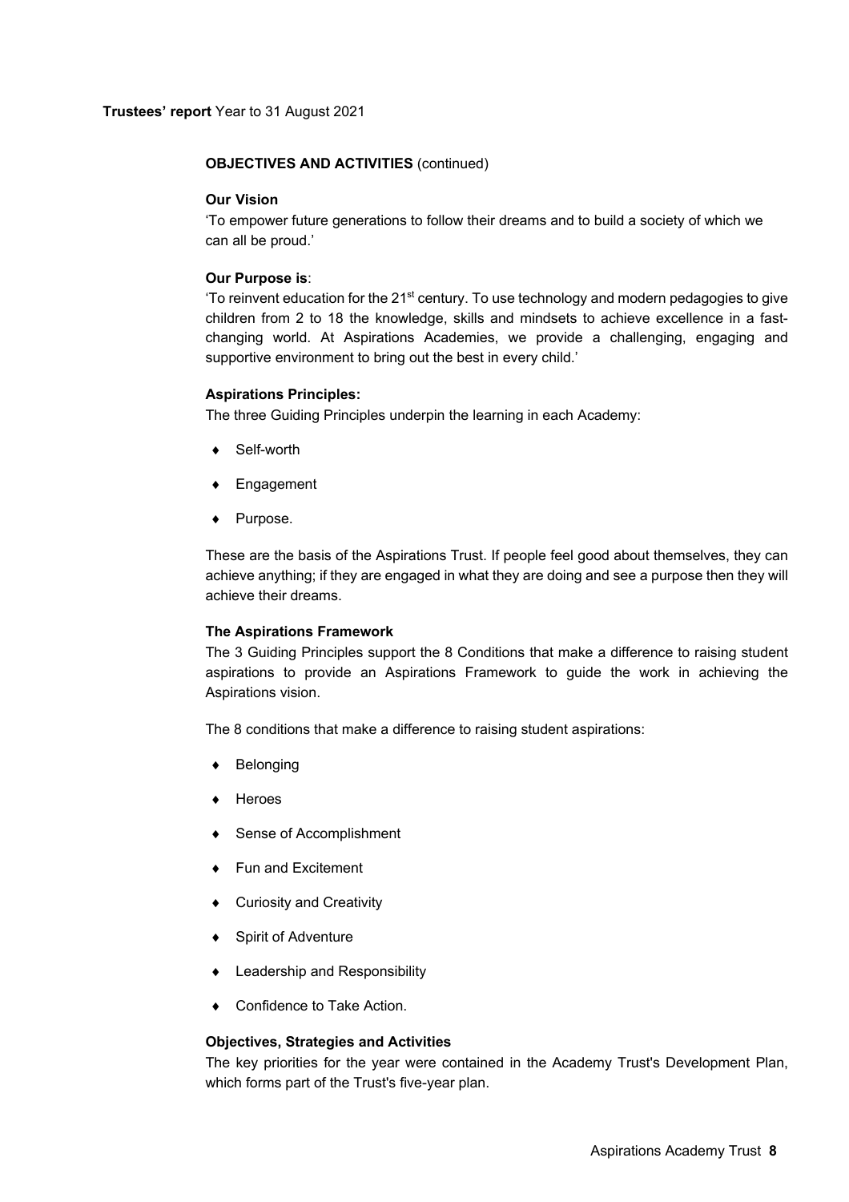**OBJECTIVES AND ACTIVITIES** (continued)

**Our Vision**

'To empower future generations to follow their dreams and to build a society of which we can all be proud.'

**Our Purpose is**:

'To reinvent education for the 21st century. To use technology and modern pedagogies to give children from 2 to 18 the knowledge, skills and mindsets to achieve excellence in a fast-changing world. At Aspirations Academies, we provide a challenging, engaging and supportive environment to bring out the best in every child.'

**Aspirations Principles:**

The three Guiding Principles underpin the learning in each Academy:

- Self-worth
- Engagement
- Purpose.

These are the basis of the Aspirations Trust. If people feel good about themselves, they can achieve anything; if they are engaged in what they are doing and see a purpose then they will achieve their dreams.

**The Aspirations Framework**

The 3 Guiding Principles support the 8 Conditions that make a difference to raising student aspirations to provide an Aspirations Framework to guide the work in achieving the Aspirations vision.

The 8 conditions that make a difference to raising student aspirations:

- Belonging
- Heroes
- Sense of Accomplishment
- Fun and Excitement
- Curiosity and Creativity
- Spirit of Adventure
- Leadership and Responsibility
- Confidence to Take Action.

**Objectives, Strategies and Activities**

The key priorities for the year were contained in the Academy Trust's Development Plan, which forms part of the Trust's five-year plan.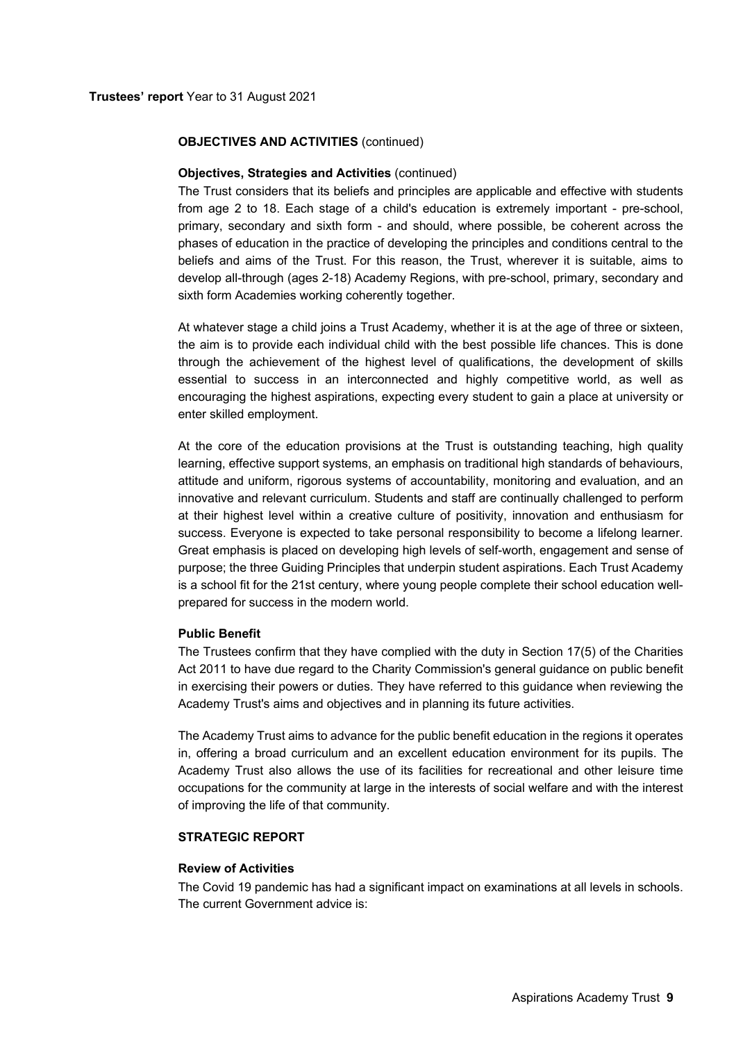**OBJECTIVES AND ACTIVITIES** (continued)

**Objectives, Strategies and Activities** (continued)

The Trust considers that its beliefs and principles are applicable and effective with students from age 2 to 18. Each stage of a child's education is extremely important - pre-school, primary, secondary and sixth form - and should, where possible, be coherent across the phases of education in the practice of developing the principles and conditions central to the beliefs and aims of the Trust. For this reason, the Trust, wherever it is suitable, aims to develop all-through (ages 2-18) Academy Regions, with pre-school, primary, secondary and sixth form Academies working coherently together.

At whatever stage a child joins a Trust Academy, whether it is at the age of three or sixteen, the aim is to provide each individual child with the best possible life chances. This is done through the achievement of the highest level of qualifications, the development of skills essential to success in an interconnected and highly competitive world, as well as encouraging the highest aspirations, expecting every student to gain a place at university or enter skilled employment.

At the core of the education provisions at the Trust is outstanding teaching, high quality learning, effective support systems, an emphasis on traditional high standards of behaviours, attitude and uniform, rigorous systems of accountability, monitoring and evaluation, and an innovative and relevant curriculum. Students and staff are continually challenged to perform at their highest level within a creative culture of positivity, innovation and enthusiasm for success. Everyone is expected to take personal responsibility to become a lifelong learner. Great emphasis is placed on developing high levels of self-worth, engagement and sense of purpose; the three Guiding Principles that underpin student aspirations. Each Trust Academy is a school fit for the 21st century, where young people complete their school education well-prepared for success in the modern world.

**Public Benefit**

The Trustees confirm that they have complied with the duty in Section 17(5) of the Charities Act 2011 to have due regard to the Charity Commission's general guidance on public benefit in exercising their powers or duties. They have referred to this guidance when reviewing the Academy Trust's aims and objectives and in planning its future activities.

The Academy Trust aims to advance for the public benefit education in the regions it operates in, offering a broad curriculum and an excellent education environment for its pupils. The Academy Trust also allows the use of its facilities for recreational and other leisure time occupations for the community at large in the interests of social welfare and with the interest of improving the life of that community.

**STRATEGIC REPORT**

**Review of Activities**

The Covid 19 pandemic has had a significant impact on examinations at all levels in schools. The current Government advice is: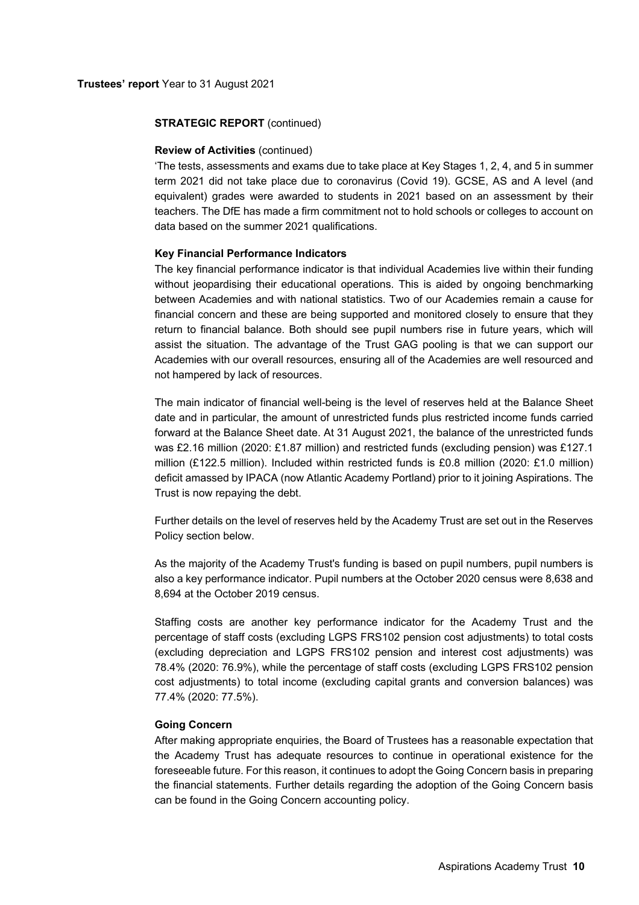**Trustees' report** Year to 31 August 2021

**STRATEGIC REPORT** (continued)

**Review of Activities** (continued)

'The tests, assessments and exams due to take place at Key Stages 1, 2, 4, and 5 in summer term 2021 did not take place due to coronavirus (Covid 19). GCSE, AS and A level (and equivalent) grades were awarded to students in 2021 based on an assessment by their teachers. The DfE has made a firm commitment not to hold schools or colleges to account on data based on the summer 2021 qualifications.

**Key Financial Performance Indicators**

The key financial performance indicator is that individual Academies live within their funding without jeopardising their educational operations. This is aided by ongoing benchmarking between Academies and with national statistics. Two of our Academies remain a cause for financial concern and these are being supported and monitored closely to ensure that they return to financial balance. Both should see pupil numbers rise in future years, which will assist the situation. The advantage of the Trust GAG pooling is that we can support our Academies with our overall resources, ensuring all of the Academies are well resourced and not hampered by lack of resources.

The main indicator of financial well-being is the level of reserves held at the Balance Sheet date and in particular, the amount of unrestricted funds plus restricted income funds carried forward at the Balance Sheet date. At 31 August 2021, the balance of the unrestricted funds was £2.16 million (2020: £1.87 million) and restricted funds (excluding pension) was £127.1 million (£122.5 million). Included within restricted funds is £0.8 million (2020: £1.0 million) deficit amassed by IPACA (now Atlantic Academy Portland) prior to it joining Aspirations. The Trust is now repaying the debt.

Further details on the level of reserves held by the Academy Trust are set out in the Reserves Policy section below.

As the majority of the Academy Trust's funding is based on pupil numbers, pupil numbers is also a key performance indicator. Pupil numbers at the October 2020 census were 8,638 and 8,694 at the October 2019 census.

Staffing costs are another key performance indicator for the Academy Trust and the percentage of staff costs (excluding LGPS FRS102 pension cost adjustments) to total costs (excluding depreciation and LGPS FRS102 pension and interest cost adjustments) was 78.4% (2020: 76.9%), while the percentage of staff costs (excluding LGPS FRS102 pension cost adjustments) to total income (excluding capital grants and conversion balances) was 77.4% (2020: 77.5%).

**Going Concern**

After making appropriate enquiries, the Board of Trustees has a reasonable expectation that the Academy Trust has adequate resources to continue in operational existence for the foreseeable future. For this reason, it continues to adopt the Going Concern basis in preparing the financial statements. Further details regarding the adoption of the Going Concern basis can be found in the Going Concern accounting policy.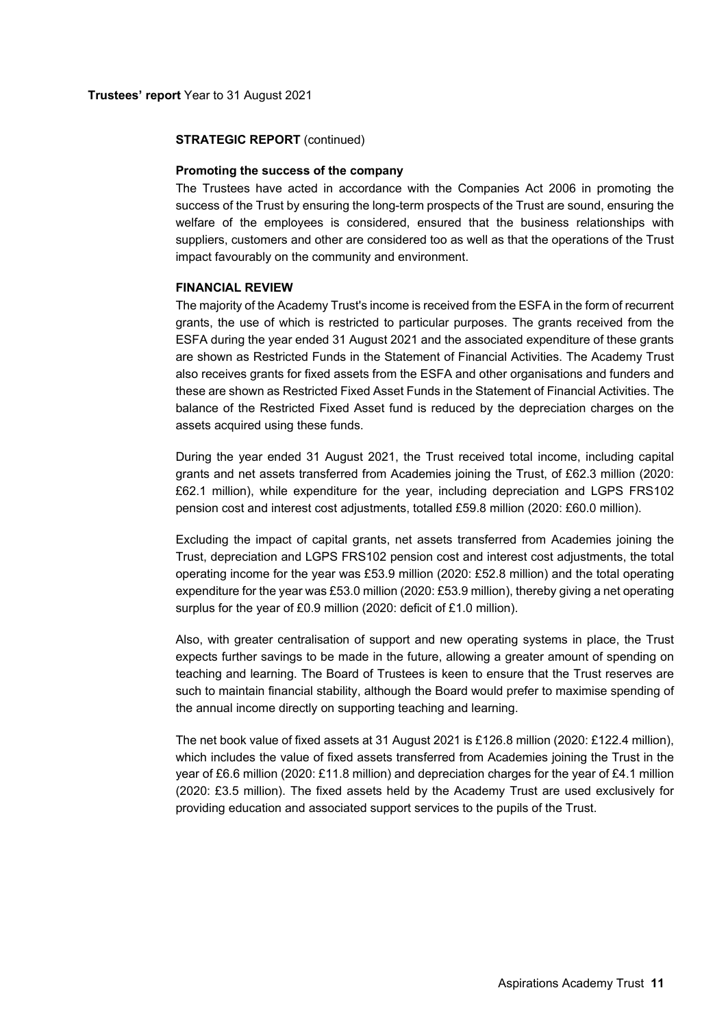**STRATEGIC REPORT** (continued)

**Promoting the success of the company**

The Trustees have acted in accordance with the Companies Act 2006 in promoting the success of the Trust by ensuring the long-term prospects of the Trust are sound, ensuring the welfare of the employees is considered, ensured that the business relationships with suppliers, customers and other are considered too as well as that the operations of the Trust impact favourably on the community and environment.

**FINANCIAL REVIEW**

The majority of the Academy Trust's income is received from the ESFA in the form of recurrent grants, the use of which is restricted to particular purposes. The grants received from the ESFA during the year ended 31 August 2021 and the associated expenditure of these grants are shown as Restricted Funds in the Statement of Financial Activities. The Academy Trust also receives grants for fixed assets from the ESFA and other organisations and funders and these are shown as Restricted Fixed Asset Funds in the Statement of Financial Activities. The balance of the Restricted Fixed Asset fund is reduced by the depreciation charges on the assets acquired using these funds.

During the year ended 31 August 2021, the Trust received total income, including capital grants and net assets transferred from Academies joining the Trust, of £62.3 million (2020: £62.1 million), while expenditure for the year, including depreciation and LGPS FRS102 pension cost and interest cost adjustments, totalled £59.8 million (2020: £60.0 million).

Excluding the impact of capital grants, net assets transferred from Academies joining the Trust, depreciation and LGPS FRS102 pension cost and interest cost adjustments, the total operating income for the year was £53.9 million (2020: £52.8 million) and the total operating expenditure for the year was £53.0 million (2020: £53.9 million), thereby giving a net operating surplus for the year of £0.9 million (2020: deficit of £1.0 million).

Also, with greater centralisation of support and new operating systems in place, the Trust expects further savings to be made in the future, allowing a greater amount of spending on teaching and learning. The Board of Trustees is keen to ensure that the Trust reserves are such to maintain financial stability, although the Board would prefer to maximise spending of the annual income directly on supporting teaching and learning.

The net book value of fixed assets at 31 August 2021 is £126.8 million (2020: £122.4 million), which includes the value of fixed assets transferred from Academies joining the Trust in the year of £6.6 million (2020: £11.8 million) and depreciation charges for the year of £4.1 million (2020: £3.5 million). The fixed assets held by the Academy Trust are used exclusively for providing education and associated support services to the pupils of the Trust.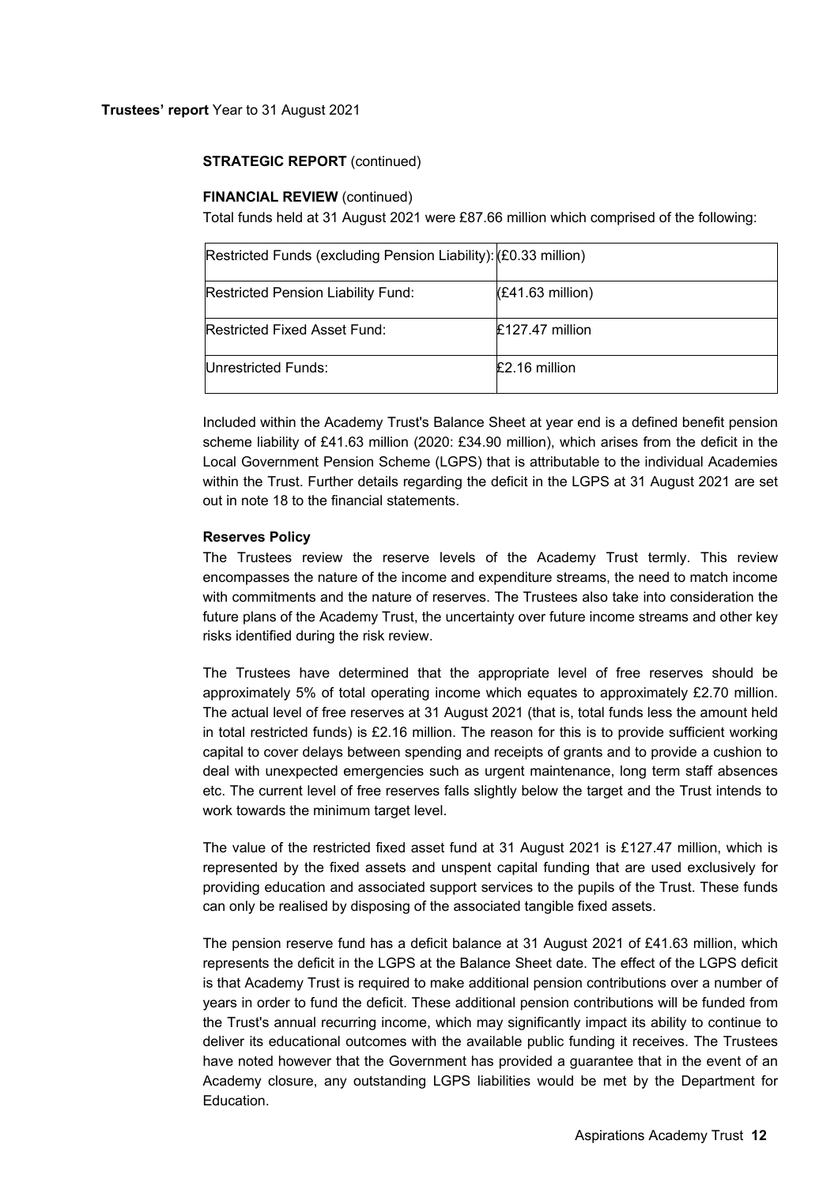**Trustees' report** Year to 31 August 2021

**STRATEGIC REPORT** (continued)

**FINANCIAL REVIEW** (continued)

Total funds held at 31 August 2021 were £87.66 million which comprised of the following:

| | |
|---|---|
| Restricted Funds (excluding Pension Liability): | (£0.33 million) |
| Restricted Pension Liability Fund: | (£41.63 million) |
| Restricted Fixed Asset Fund: | £127.47 million |
| Unrestricted Funds: | £2.16 million |

Included within the Academy Trust's Balance Sheet at year end is a defined benefit pension scheme liability of £41.63 million (2020: £34.90 million), which arises from the deficit in the Local Government Pension Scheme (LGPS) that is attributable to the individual Academies within the Trust. Further details regarding the deficit in the LGPS at 31 August 2021 are set out in note 18 to the financial statements.

**Reserves Policy**

The Trustees review the reserve levels of the Academy Trust termly. This review encompasses the nature of the income and expenditure streams, the need to match income with commitments and the nature of reserves. The Trustees also take into consideration the future plans of the Academy Trust, the uncertainty over future income streams and other key risks identified during the risk review.

The Trustees have determined that the appropriate level of free reserves should be approximately 5% of total operating income which equates to approximately £2.70 million. The actual level of free reserves at 31 August 2021 (that is, total funds less the amount held in total restricted funds) is £2.16 million. The reason for this is to provide sufficient working capital to cover delays between spending and receipts of grants and to provide a cushion to deal with unexpected emergencies such as urgent maintenance, long term staff absences etc. The current level of free reserves falls slightly below the target and the Trust intends to work towards the minimum target level.

The value of the restricted fixed asset fund at 31 August 2021 is £127.47 million, which is represented by the fixed assets and unspent capital funding that are used exclusively for providing education and associated support services to the pupils of the Trust. These funds can only be realised by disposing of the associated tangible fixed assets.

The pension reserve fund has a deficit balance at 31 August 2021 of £41.63 million, which represents the deficit in the LGPS at the Balance Sheet date. The effect of the LGPS deficit is that Academy Trust is required to make additional pension contributions over a number of years in order to fund the deficit. These additional pension contributions will be funded from the Trust's annual recurring income, which may significantly impact its ability to continue to deliver its educational outcomes with the available public funding it receives. The Trustees have noted however that the Government has provided a guarantee that in the event of an Academy closure, any outstanding LGPS liabilities would be met by the Department for Education.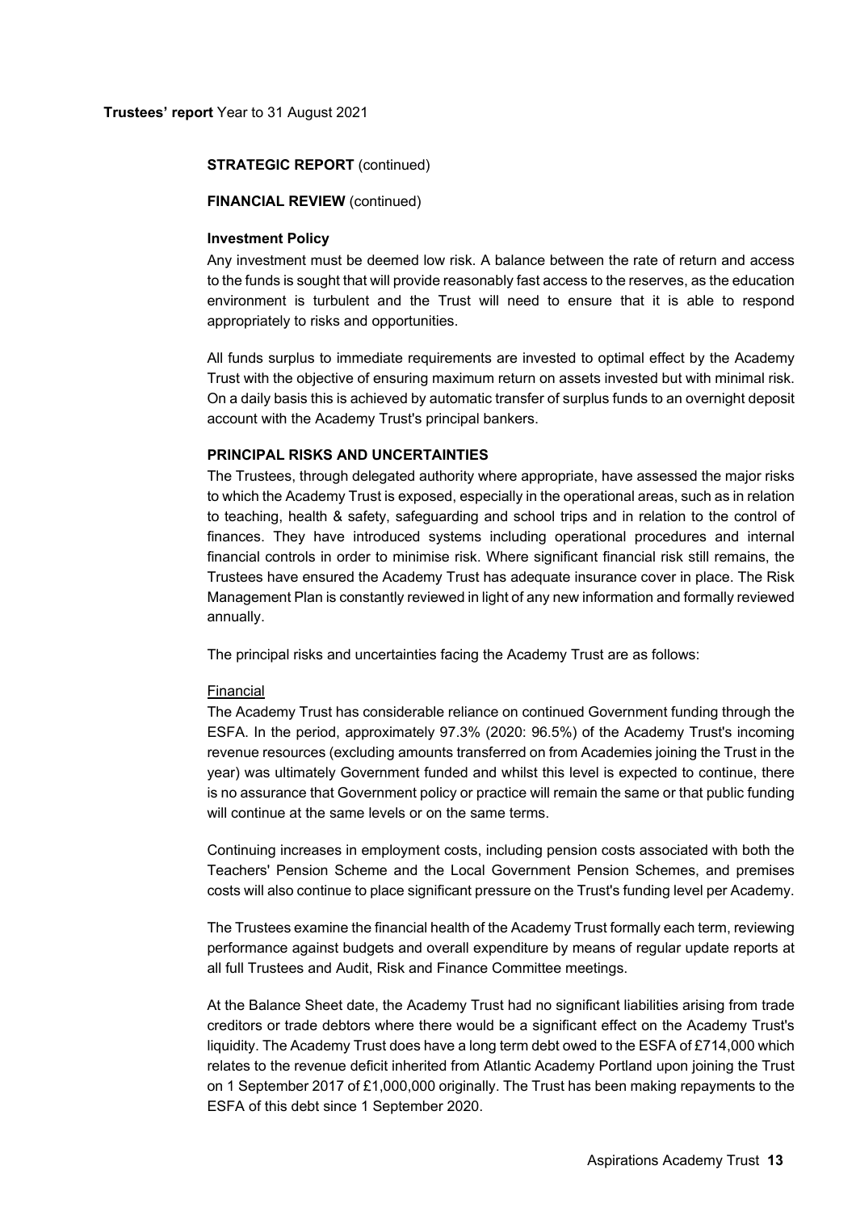**STRATEGIC REPORT** (continued)

**FINANCIAL REVIEW** (continued)

**Investment Policy**

Any investment must be deemed low risk. A balance between the rate of return and access to the funds is sought that will provide reasonably fast access to the reserves, as the education environment is turbulent and the Trust will need to ensure that it is able to respond appropriately to risks and opportunities.

All funds surplus to immediate requirements are invested to optimal effect by the Academy Trust with the objective of ensuring maximum return on assets invested but with minimal risk. On a daily basis this is achieved by automatic transfer of surplus funds to an overnight deposit account with the Academy Trust's principal bankers.

**PRINCIPAL RISKS AND UNCERTAINTIES**

The Trustees, through delegated authority where appropriate, have assessed the major risks to which the Academy Trust is exposed, especially in the operational areas, such as in relation to teaching, health & safety, safeguarding and school trips and in relation to the control of finances. They have introduced systems including operational procedures and internal financial controls in order to minimise risk. Where significant financial risk still remains, the Trustees have ensured the Academy Trust has adequate insurance cover in place. The Risk Management Plan is constantly reviewed in light of any new information and formally reviewed annually.

The principal risks and uncertainties facing the Academy Trust are as follows:

Financial

The Academy Trust has considerable reliance on continued Government funding through the ESFA. In the period, approximately 97.3% (2020: 96.5%) of the Academy Trust's incoming revenue resources (excluding amounts transferred on from Academies joining the Trust in the year) was ultimately Government funded and whilst this level is expected to continue, there is no assurance that Government policy or practice will remain the same or that public funding will continue at the same levels or on the same terms.

Continuing increases in employment costs, including pension costs associated with both the Teachers' Pension Scheme and the Local Government Pension Schemes, and premises costs will also continue to place significant pressure on the Trust's funding level per Academy.

The Trustees examine the financial health of the Academy Trust formally each term, reviewing performance against budgets and overall expenditure by means of regular update reports at all full Trustees and Audit, Risk and Finance Committee meetings.

At the Balance Sheet date, the Academy Trust had no significant liabilities arising from trade creditors or trade debtors where there would be a significant effect on the Academy Trust's liquidity. The Academy Trust does have a long term debt owed to the ESFA of £714,000 which relates to the revenue deficit inherited from Atlantic Academy Portland upon joining the Trust on 1 September 2017 of £1,000,000 originally. The Trust has been making repayments to the ESFA of this debt since 1 September 2020.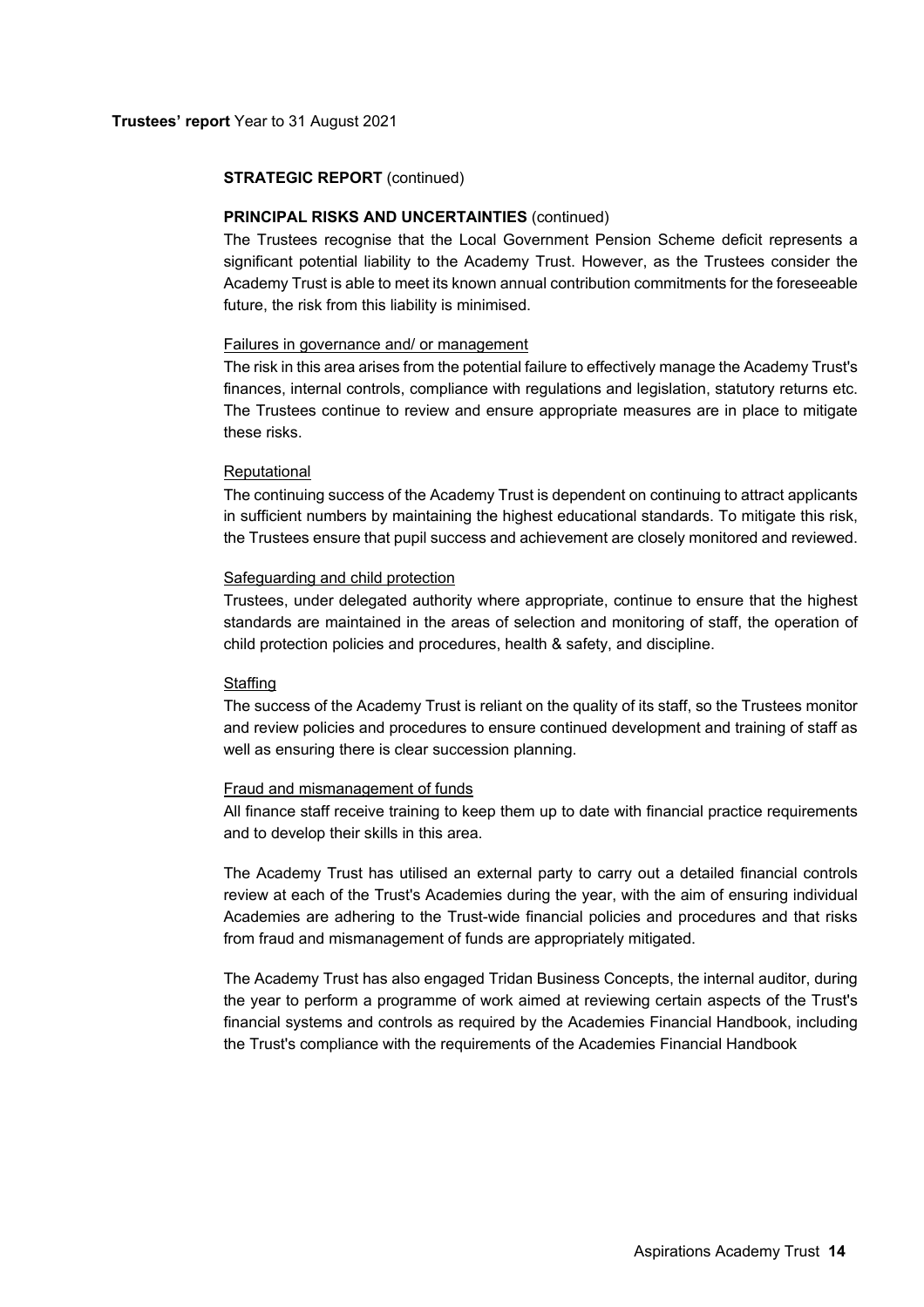**STRATEGIC REPORT** (continued)

**PRINCIPAL RISKS AND UNCERTAINTIES** (continued)

The Trustees recognise that the Local Government Pension Scheme deficit represents a significant potential liability to the Academy Trust. However, as the Trustees consider the Academy Trust is able to meet its known annual contribution commitments for the foreseeable future, the risk from this liability is minimised.

Failures in governance and/ or management

The risk in this area arises from the potential failure to effectively manage the Academy Trust's finances, internal controls, compliance with regulations and legislation, statutory returns etc. The Trustees continue to review and ensure appropriate measures are in place to mitigate these risks.

Reputational

The continuing success of the Academy Trust is dependent on continuing to attract applicants in sufficient numbers by maintaining the highest educational standards. To mitigate this risk, the Trustees ensure that pupil success and achievement are closely monitored and reviewed.

Safeguarding and child protection

Trustees, under delegated authority where appropriate, continue to ensure that the highest standards are maintained in the areas of selection and monitoring of staff, the operation of child protection policies and procedures, health & safety, and discipline.

Staffing

The success of the Academy Trust is reliant on the quality of its staff, so the Trustees monitor and review policies and procedures to ensure continued development and training of staff as well as ensuring there is clear succession planning.

Fraud and mismanagement of funds

All finance staff receive training to keep them up to date with financial practice requirements and to develop their skills in this area.

The Academy Trust has utilised an external party to carry out a detailed financial controls review at each of the Trust's Academies during the year, with the aim of ensuring individual Academies are adhering to the Trust-wide financial policies and procedures and that risks from fraud and mismanagement of funds are appropriately mitigated.

The Academy Trust has also engaged Tridan Business Concepts, the internal auditor, during the year to perform a programme of work aimed at reviewing certain aspects of the Trust's financial systems and controls as required by the Academies Financial Handbook, including the Trust's compliance with the requirements of the Academies Financial Handbook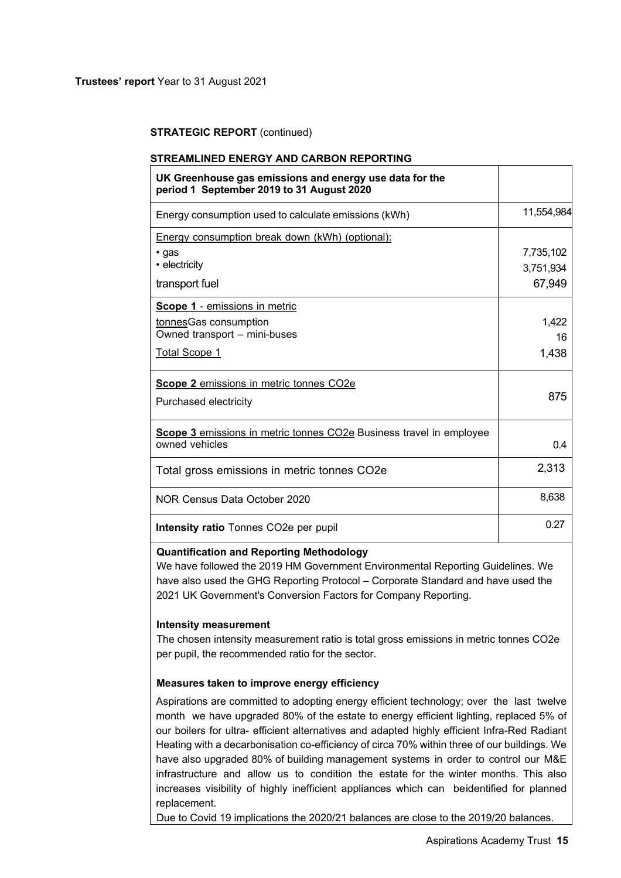**Trustees' report** Year to 31 August 2021

**STRATEGIC REPORT** (continued)

**STREAMLINED ENERGY AND CARBON REPORTING**

| **UK Greenhouse gas emissions and energy use data for the period 1 September 2019 to 31 August 2020** | |
|---|---|
| Energy consumption used to calculate emissions (kWh) | 11,554,984 |
| Energy consumption break down (kWh) (optional):<br>• gas<br>• electricity<br>transport fuel | <br>7,735,102<br>3,751,934<br>67,949 |
| **Scope 1** - emissions in metric tonnesGas consumption<br>Owned transport – mini-buses<br>Total Scope 1 | 1,422<br>16<br>1,438 |
| **Scope 2** emissions in metric tonnes $CO_2e$<br>Purchased electricity | 875 |
| **Scope 3** emissions in metric tonnes $CO_2e$ Business travel in employee owned vehicles | 0.4 |
| Total gross emissions in metric tonnes $CO_2e$ | 2,313 |
| NOR Census Data October 2020 | 8,638 |
| **Intensity ratio** Tonnes $CO_2e$ per pupil | 0.27 |

**Quantification and Reporting Methodology**

We have followed the 2019 HM Government Environmental Reporting Guidelines. We have also used the GHG Reporting Protocol – Corporate Standard and have used the 2021 UK Government's Conversion Factors for Company Reporting.

**Intensity measurement**

The chosen intensity measurement ratio is total gross emissions in metric tonnes $CO_2e$ per pupil, the recommended ratio for the sector.

**Measures taken to improve energy efficiency**

Aspirations are committed to adopting energy efficient technology; over the last twelve month we have upgraded 80% of the estate to energy efficient lighting, replaced 5% of our boilers for ultra- efficient alternatives and adapted highly efficient Infra-Red Radiant Heating with a decarbonisation co-efficiency of circa 70% within three of our buildings. We have also upgraded 80% of building management systems in order to control our M&E infrastructure and allow us to condition the estate for the winter months. This also increases visibility of highly inefficient appliances which can beidentified for planned replacement.

Due to Covid 19 implications the 2020/21 balances are close to the 2019/20 balances.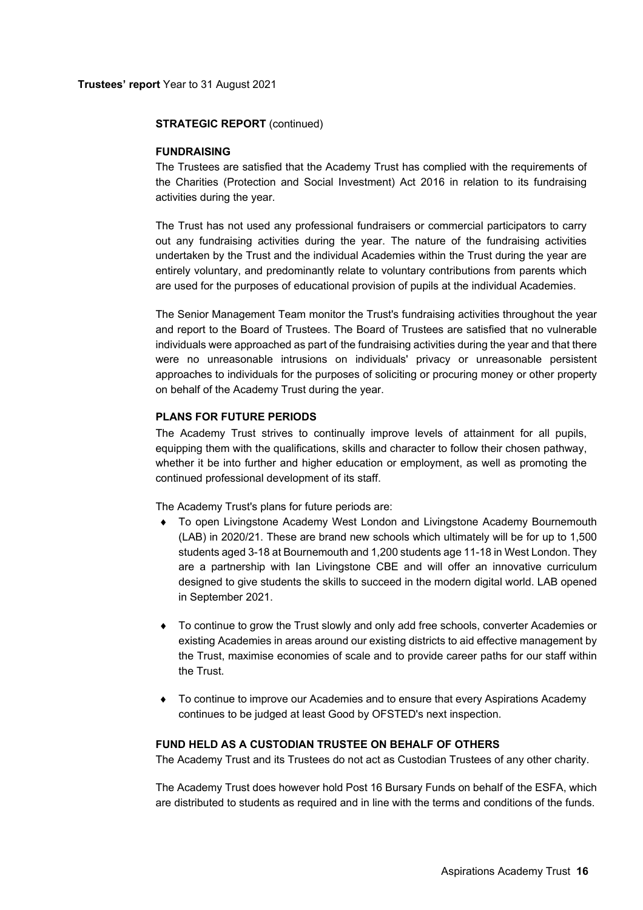**Trustees' report** Year to 31 August 2021

**STRATEGIC REPORT** (continued)

**FUNDRAISING**

The Trustees are satisfied that the Academy Trust has complied with the requirements of the Charities (Protection and Social Investment) Act 2016 in relation to its fundraising activities during the year.

The Trust has not used any professional fundraisers or commercial participators to carry out any fundraising activities during the year. The nature of the fundraising activities undertaken by the Trust and the individual Academies within the Trust during the year are entirely voluntary, and predominantly relate to voluntary contributions from parents which are used for the purposes of educational provision of pupils at the individual Academies.

The Senior Management Team monitor the Trust's fundraising activities throughout the year and report to the Board of Trustees. The Board of Trustees are satisfied that no vulnerable individuals were approached as part of the fundraising activities during the year and that there were no unreasonable intrusions on individuals' privacy or unreasonable persistent approaches to individuals for the purposes of soliciting or procuring money or other property on behalf of the Academy Trust during the year.

**PLANS FOR FUTURE PERIODS**

The Academy Trust strives to continually improve levels of attainment for all pupils, equipping them with the qualifications, skills and character to follow their chosen pathway, whether it be into further and higher education or employment, as well as promoting the continued professional development of its staff.

The Academy Trust's plans for future periods are:

- To open Livingstone Academy West London and Livingstone Academy Bournemouth (LAB) in 2020/21. These are brand new schools which ultimately will be for up to 1,500 students aged 3-18 at Bournemouth and 1,200 students age 11-18 in West London. They are a partnership with Ian Livingstone CBE and will offer an innovative curriculum designed to give students the skills to succeed in the modern digital world. LAB opened in September 2021.
- To continue to grow the Trust slowly and only add free schools, converter Academies or existing Academies in areas around our existing districts to aid effective management by the Trust, maximise economies of scale and to provide career paths for our staff within the Trust.
- To continue to improve our Academies and to ensure that every Aspirations Academy continues to be judged at least Good by OFSTED's next inspection.

**FUND HELD AS A CUSTODIAN TRUSTEE ON BEHALF OF OTHERS**

The Academy Trust and its Trustees do not act as Custodian Trustees of any other charity.

The Academy Trust does however hold Post 16 Bursary Funds on behalf of the ESFA, which are distributed to students as required and in line with the terms and conditions of the funds.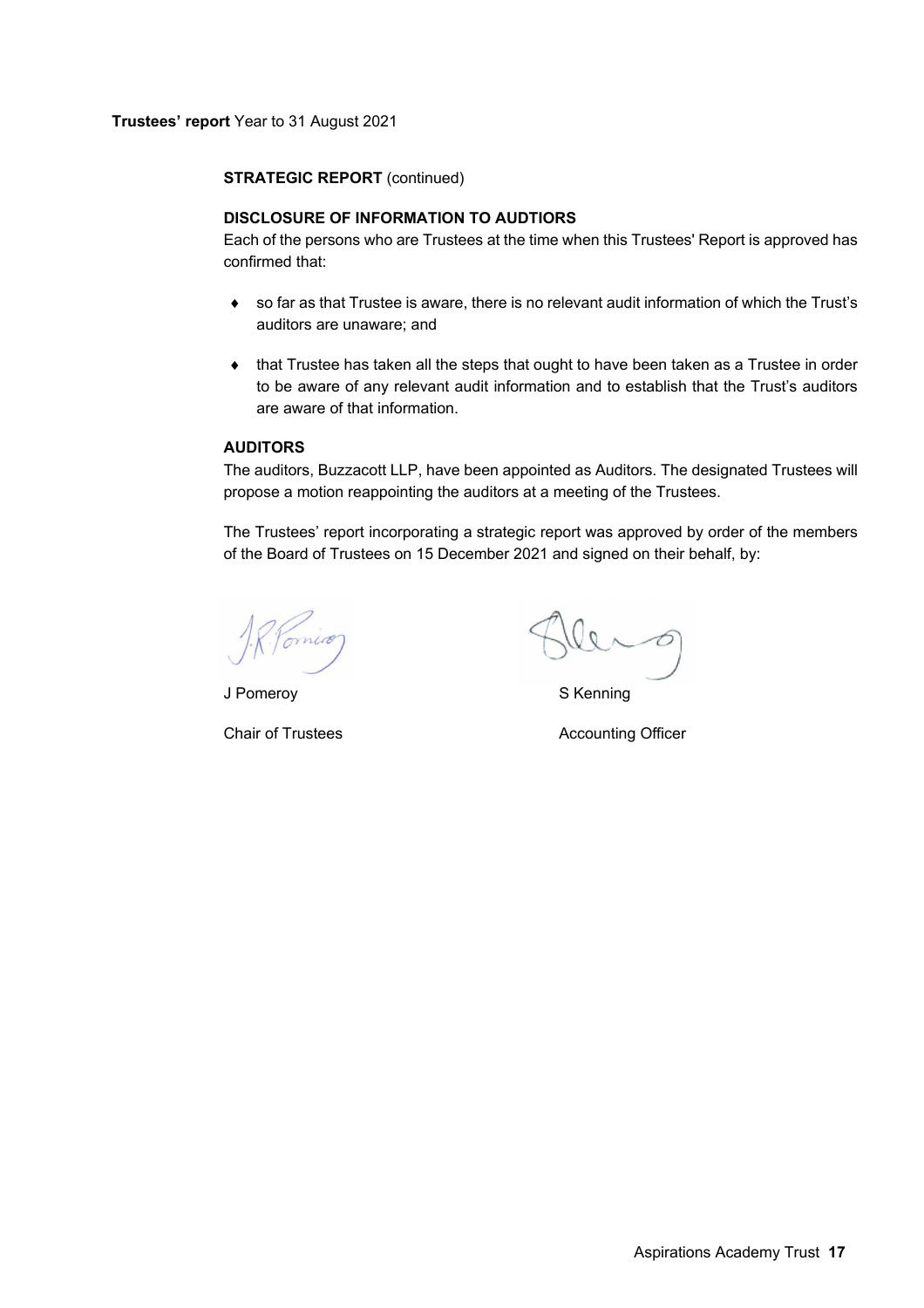**Trustees' report** Year to 31 August 2021

**STRATEGIC REPORT** (continued)

**DISCLOSURE OF INFORMATION TO AUDTIORS**

Each of the persons who are Trustees at the time when this Trustees' Report is approved has confirmed that:

- so far as that Trustee is aware, there is no relevant audit information of which the Trust's auditors are unaware; and
- that Trustee has taken all the steps that ought to have been taken as a Trustee in order to be aware of any relevant audit information and to establish that the Trust's auditors are aware of that information.

**AUDITORS**

The auditors, Buzzacott LLP, have been appointed as Auditors. The designated Trustees will propose a motion reappointing the auditors at a meeting of the Trustees.

The Trustees' report incorporating a strategic report was approved by order of the members of the Board of Trustees on 15 December 2021 and signed on their behalf, by:

J Pomeroy

Chair of Trustees

S Kenning

Accounting Officer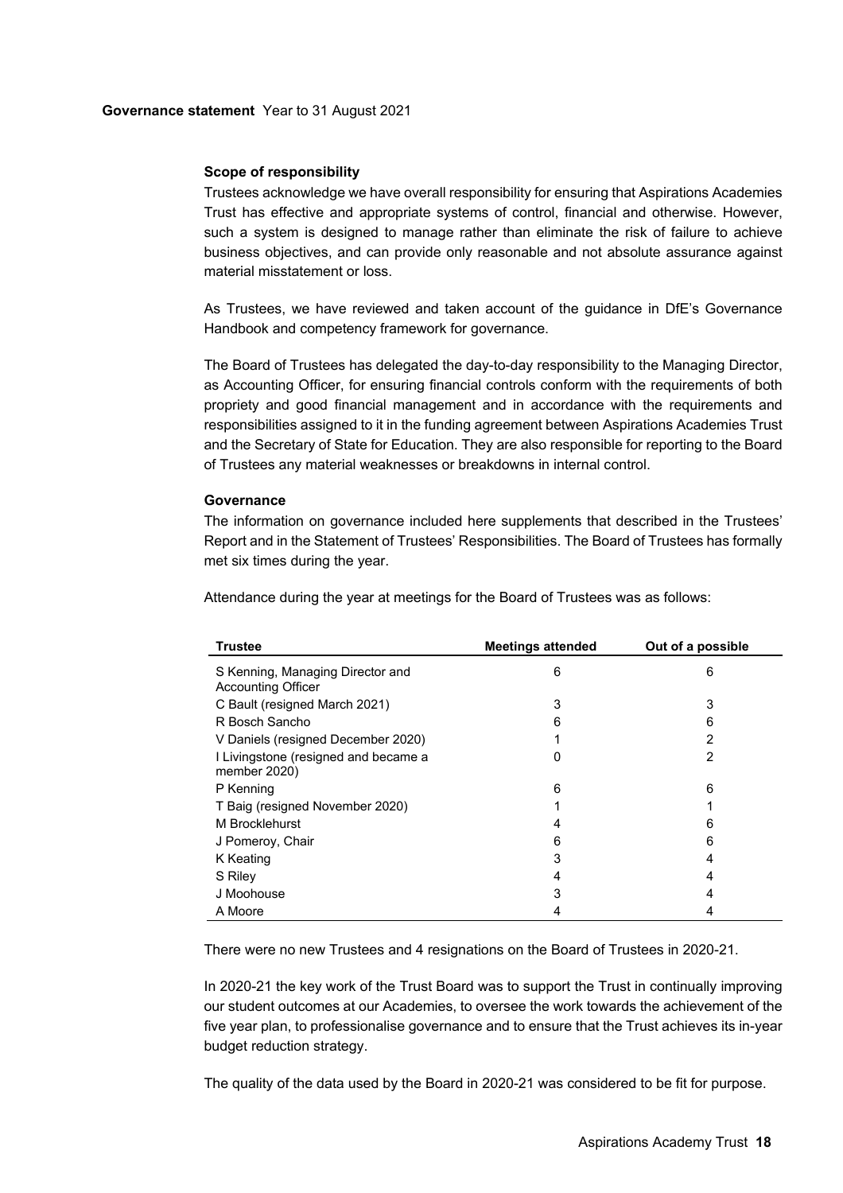**Governance statement** Year to 31 August 2021

### Scope of responsibility

Trustees acknowledge we have overall responsibility for ensuring that Aspirations Academies Trust has effective and appropriate systems of control, financial and otherwise. However, such a system is designed to manage rather than eliminate the risk of failure to achieve business objectives, and can provide only reasonable and not absolute assurance against material misstatement or loss.

As Trustees, we have reviewed and taken account of the guidance in DfE's Governance Handbook and competency framework for governance.

The Board of Trustees has delegated the day-to-day responsibility to the Managing Director, as Accounting Officer, for ensuring financial controls conform with the requirements of both propriety and good financial management and in accordance with the requirements and responsibilities assigned to it in the funding agreement between Aspirations Academies Trust and the Secretary of State for Education. They are also responsible for reporting to the Board of Trustees any material weaknesses or breakdowns in internal control.

### Governance

The information on governance included here supplements that described in the Trustees' Report and in the Statement of Trustees' Responsibilities. The Board of Trustees has formally met six times during the year.

Attendance during the year at meetings for the Board of Trustees was as follows:

| Trustee | Meetings attended | Out of a possible |
|---|---|---|
| S Kenning, Managing Director and Accounting Officer | 6 | 6 |
| C Bault (resigned March 2021) | 3 | 3 |
| R Bosch Sancho | 6 | 6 |
| V Daniels (resigned December 2020) | 1 | 2 |
| I Livingstone (resigned and became a member 2020) | 0 | 2 |
| P Kenning | 6 | 6 |
| T Baig (resigned November 2020) | 1 | 1 |
| M Brocklehurst | 4 | 6 |
| J Pomeroy, Chair | 6 | 6 |
| K Keating | 3 | 4 |
| S Riley | 4 | 4 |
| J Moohouse | 3 | 4 |
| A Moore | 4 | 4 |

There were no new Trustees and 4 resignations on the Board of Trustees in 2020-21.

In 2020-21 the key work of the Trust Board was to support the Trust in continually improving our student outcomes at our Academies, to oversee the work towards the achievement of the five year plan, to professionalise governance and to ensure that the Trust achieves its in-year budget reduction strategy.

The quality of the data used by the Board in 2020-21 was considered to be fit for purpose.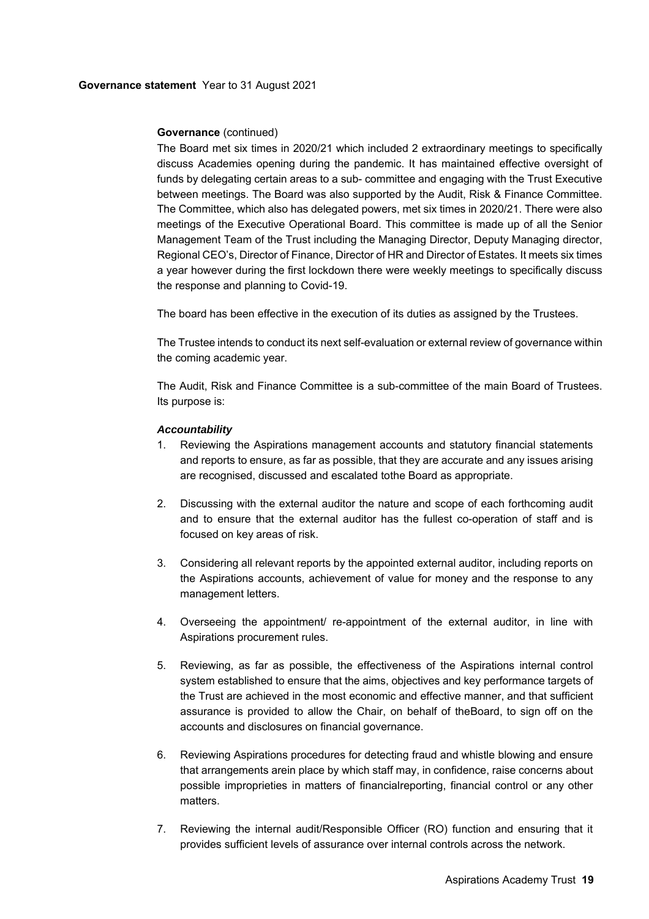**Governance** (continued)

The Board met six times in 2020/21 which included 2 extraordinary meetings to specifically discuss Academies opening during the pandemic. It has maintained effective oversight of funds by delegating certain areas to a sub- committee and engaging with the Trust Executive between meetings. The Board was also supported by the Audit, Risk & Finance Committee. The Committee, which also has delegated powers, met six times in 2020/21. There were also meetings of the Executive Operational Board. This committee is made up of all the Senior Management Team of the Trust including the Managing Director, Deputy Managing director, Regional CEO's, Director of Finance, Director of HR and Director of Estates. It meets six times a year however during the first lockdown there were weekly meetings to specifically discuss the response and planning to Covid-19.

The board has been effective in the execution of its duties as assigned by the Trustees.

The Trustee intends to conduct its next self-evaluation or external review of governance within the coming academic year.

The Audit, Risk and Finance Committee is a sub-committee of the main Board of Trustees. Its purpose is:

***Accountability***

1. Reviewing the Aspirations management accounts and statutory financial statements and reports to ensure, as far as possible, that they are accurate and any issues arising are recognised, discussed and escalated tothe Board as appropriate.

2. Discussing with the external auditor the nature and scope of each forthcoming audit and to ensure that the external auditor has the fullest co-operation of staff and is focused on key areas of risk.

3. Considering all relevant reports by the appointed external auditor, including reports on the Aspirations accounts, achievement of value for money and the response to any management letters.

4. Overseeing the appointment/ re-appointment of the external auditor, in line with Aspirations procurement rules.

5. Reviewing, as far as possible, the effectiveness of the Aspirations internal control system established to ensure that the aims, objectives and key performance targets of the Trust are achieved in the most economic and effective manner, and that sufficient assurance is provided to allow the Chair, on behalf of theBoard, to sign off on the accounts and disclosures on financial governance.

6. Reviewing Aspirations procedures for detecting fraud and whistle blowing and ensure that arrangements arein place by which staff may, in confidence, raise concerns about possible improprieties in matters of financialreporting, financial control or any other matters.

7. Reviewing the internal audit/Responsible Officer (RO) function and ensuring that it provides sufficient levels of assurance over internal controls across the network.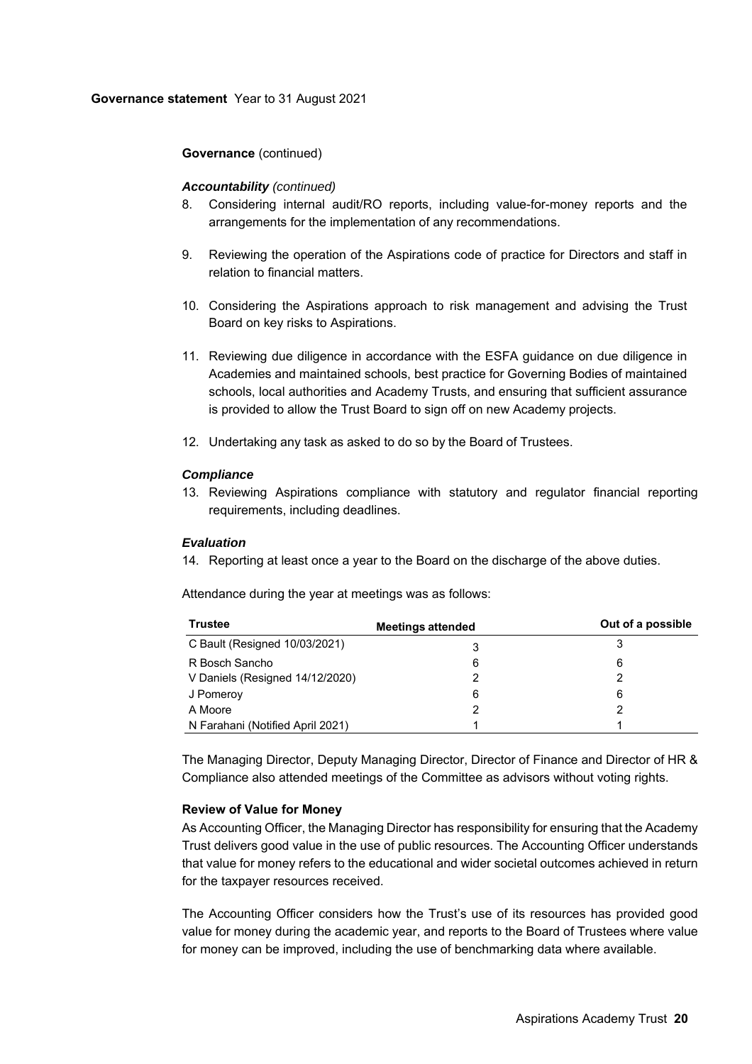**Governance statement** Year to 31 August 2021

**Governance** (continued)

***Accountability*** *(continued)*

8. Considering internal audit/RO reports, including value-for-money reports and the arrangements for the implementation of any recommendations.

9. Reviewing the operation of the Aspirations code of practice for Directors and staff in relation to financial matters.

10. Considering the Aspirations approach to risk management and advising the Trust Board on key risks to Aspirations.

11. Reviewing due diligence in accordance with the ESFA guidance on due diligence in Academies and maintained schools, best practice for Governing Bodies of maintained schools, local authorities and Academy Trusts, and ensuring that sufficient assurance is provided to allow the Trust Board to sign off on new Academy projects.

12. Undertaking any task as asked to do so by the Board of Trustees.

***Compliance***

13. Reviewing Aspirations compliance with statutory and regulator financial reporting requirements, including deadlines.

***Evaluation***

14. Reporting at least once a year to the Board on the discharge of the above duties.

Attendance during the year at meetings was as follows:

| Trustee | Meetings attended | Out of a possible |
|---|---|---|
| C Bault (Resigned 10/03/2021) | 3 | 3 |
| R Bosch Sancho | 6 | 6 |
| V Daniels (Resigned 14/12/2020) | 2 | 2 |
| J Pomeroy | 6 | 6 |
| A Moore | 2 | 2 |
| N Farahani (Notified April 2021) | 1 | 1 |

The Managing Director, Deputy Managing Director, Director of Finance and Director of HR & Compliance also attended meetings of the Committee as advisors without voting rights.

**Review of Value for Money**

As Accounting Officer, the Managing Director has responsibility for ensuring that the Academy Trust delivers good value in the use of public resources. The Accounting Officer understands that value for money refers to the educational and wider societal outcomes achieved in return for the taxpayer resources received.

The Accounting Officer considers how the Trust's use of its resources has provided good value for money during the academic year, and reports to the Board of Trustees where value for money can be improved, including the use of benchmarking data where available.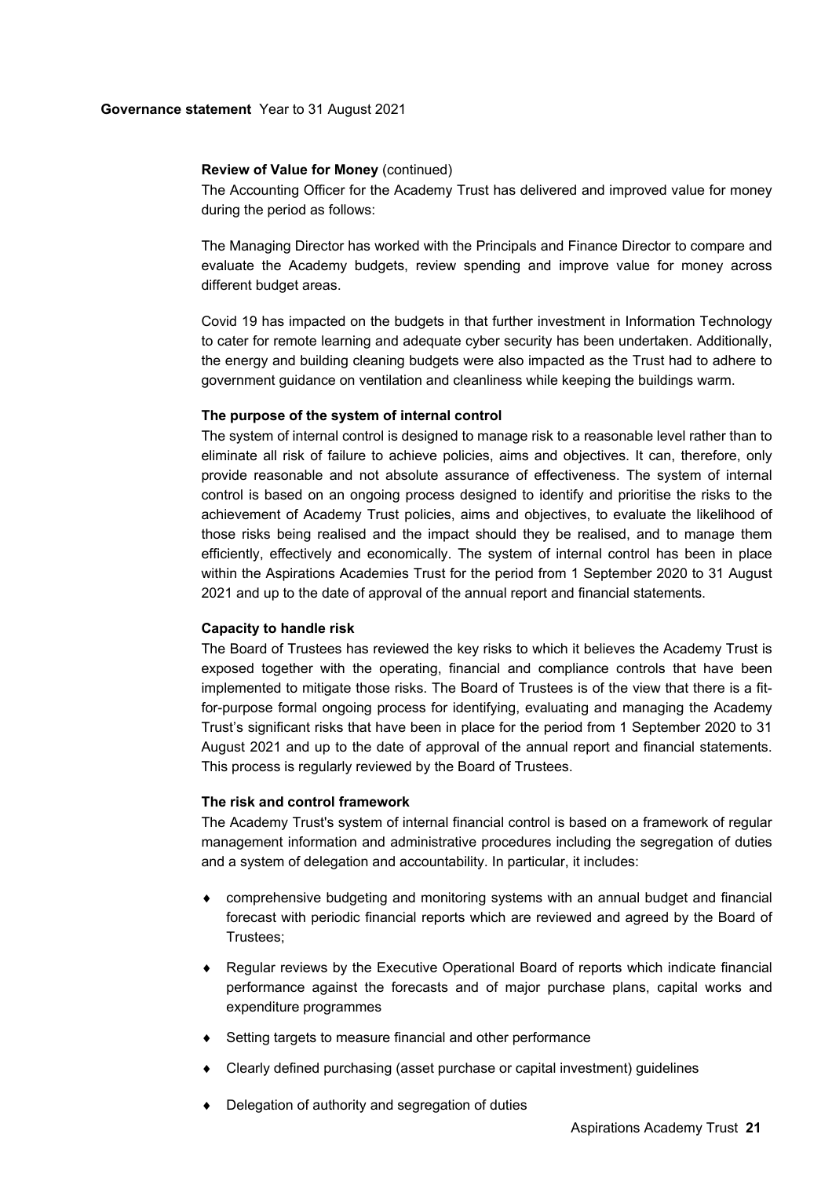**Review of Value for Money** (continued)

The Accounting Officer for the Academy Trust has delivered and improved value for money during the period as follows:

The Managing Director has worked with the Principals and Finance Director to compare and evaluate the Academy budgets, review spending and improve value for money across different budget areas.

Covid 19 has impacted on the budgets in that further investment in Information Technology to cater for remote learning and adequate cyber security has been undertaken. Additionally, the energy and building cleaning budgets were also impacted as the Trust had to adhere to government guidance on ventilation and cleanliness while keeping the buildings warm.

**The purpose of the system of internal control**

The system of internal control is designed to manage risk to a reasonable level rather than to eliminate all risk of failure to achieve policies, aims and objectives. It can, therefore, only provide reasonable and not absolute assurance of effectiveness. The system of internal control is based on an ongoing process designed to identify and prioritise the risks to the achievement of Academy Trust policies, aims and objectives, to evaluate the likelihood of those risks being realised and the impact should they be realised, and to manage them efficiently, effectively and economically. The system of internal control has been in place within the Aspirations Academies Trust for the period from 1 September 2020 to 31 August 2021 and up to the date of approval of the annual report and financial statements.

**Capacity to handle risk**

The Board of Trustees has reviewed the key risks to which it believes the Academy Trust is exposed together with the operating, financial and compliance controls that have been implemented to mitigate those risks. The Board of Trustees is of the view that there is a fit-for-purpose formal ongoing process for identifying, evaluating and managing the Academy Trust's significant risks that have been in place for the period from 1 September 2020 to 31 August 2021 and up to the date of approval of the annual report and financial statements. This process is regularly reviewed by the Board of Trustees.

**The risk and control framework**

The Academy Trust's system of internal financial control is based on a framework of regular management information and administrative procedures including the segregation of duties and a system of delegation and accountability. In particular, it includes:

- comprehensive budgeting and monitoring systems with an annual budget and financial forecast with periodic financial reports which are reviewed and agreed by the Board of Trustees;
- Regular reviews by the Executive Operational Board of reports which indicate financial performance against the forecasts and of major purchase plans, capital works and expenditure programmes
- Setting targets to measure financial and other performance
- Clearly defined purchasing (asset purchase or capital investment) guidelines
- Delegation of authority and segregation of duties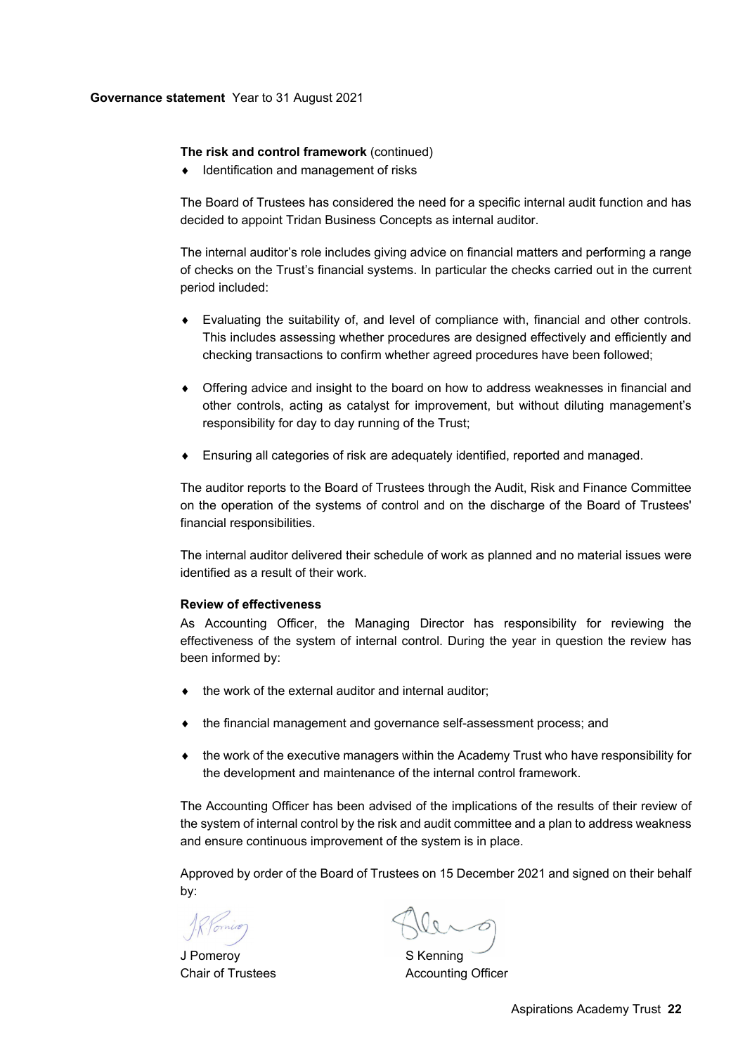**Governance statement** Year to 31 August 2021

**The risk and control framework** (continued)

- Identification and management of risks

The Board of Trustees has considered the need for a specific internal audit function and has decided to appoint Tridan Business Concepts as internal auditor.

The internal auditor's role includes giving advice on financial matters and performing a range of checks on the Trust's financial systems. In particular the checks carried out in the current period included:

- Evaluating the suitability of, and level of compliance with, financial and other controls. This includes assessing whether procedures are designed effectively and efficiently and checking transactions to confirm whether agreed procedures have been followed;
- Offering advice and insight to the board on how to address weaknesses in financial and other controls, acting as catalyst for improvement, but without diluting management's responsibility for day to day running of the Trust;
- Ensuring all categories of risk are adequately identified, reported and managed.

The auditor reports to the Board of Trustees through the Audit, Risk and Finance Committee on the operation of the systems of control and on the discharge of the Board of Trustees' financial responsibilities.

The internal auditor delivered their schedule of work as planned and no material issues were identified as a result of their work.

**Review of effectiveness**

As Accounting Officer, the Managing Director has responsibility for reviewing the effectiveness of the system of internal control. During the year in question the review has been informed by:

- the work of the external auditor and internal auditor;
- the financial management and governance self-assessment process; and
- the work of the executive managers within the Academy Trust who have responsibility for the development and maintenance of the internal control framework.

The Accounting Officer has been advised of the implications of the results of their review of the system of internal control by the risk and audit committee and a plan to address weakness and ensure continuous improvement of the system is in place.

Approved by order of the Board of Trustees on 15 December 2021 and signed on their behalf by:

| | |
|---|---|
| J Pomeroy | S Kenning |
| Chair of Trustees | Accounting Officer |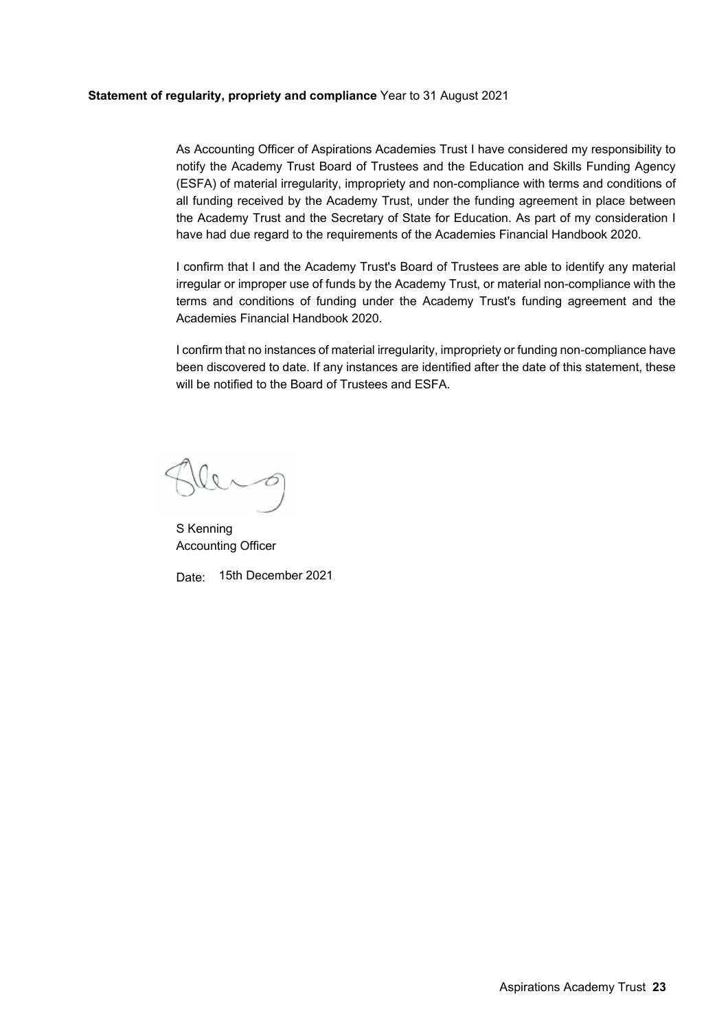**Statement of regularity, propriety and compliance** Year to 31 August 2021

As Accounting Officer of Aspirations Academies Trust I have considered my responsibility to notify the Academy Trust Board of Trustees and the Education and Skills Funding Agency (ESFA) of material irregularity, impropriety and non-compliance with terms and conditions of all funding received by the Academy Trust, under the funding agreement in place between the Academy Trust and the Secretary of State for Education. As part of my consideration I have had due regard to the requirements of the Academies Financial Handbook 2020.

I confirm that I and the Academy Trust's Board of Trustees are able to identify any material irregular or improper use of funds by the Academy Trust, or material non-compliance with the terms and conditions of funding under the Academy Trust's funding agreement and the Academies Financial Handbook 2020.

I confirm that no instances of material irregularity, impropriety or funding non-compliance have been discovered to date. If any instances are identified after the date of this statement, these will be notified to the Board of Trustees and ESFA.

S Kenning
Accounting Officer

Date: 15th December 2021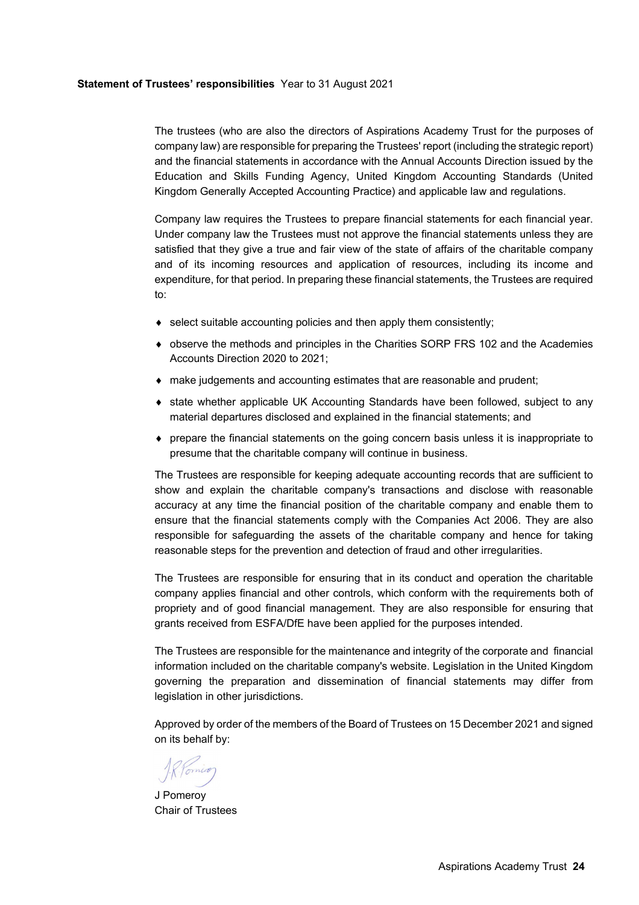**Statement of Trustees' responsibilities** Year to 31 August 2021

The trustees (who are also the directors of Aspirations Academy Trust for the purposes of company law) are responsible for preparing the Trustees' report (including the strategic report) and the financial statements in accordance with the Annual Accounts Direction issued by the Education and Skills Funding Agency, United Kingdom Accounting Standards (United Kingdom Generally Accepted Accounting Practice) and applicable law and regulations.

Company law requires the Trustees to prepare financial statements for each financial year. Under company law the Trustees must not approve the financial statements unless they are satisfied that they give a true and fair view of the state of affairs of the charitable company and of its incoming resources and application of resources, including its income and expenditure, for that period. In preparing these financial statements, the Trustees are required to:

- select suitable accounting policies and then apply them consistently;
- observe the methods and principles in the Charities SORP FRS 102 and the Academies Accounts Direction 2020 to 2021;
- make judgements and accounting estimates that are reasonable and prudent;
- state whether applicable UK Accounting Standards have been followed, subject to any material departures disclosed and explained in the financial statements; and
- prepare the financial statements on the going concern basis unless it is inappropriate to presume that the charitable company will continue in business.

The Trustees are responsible for keeping adequate accounting records that are sufficient to show and explain the charitable company's transactions and disclose with reasonable accuracy at any time the financial position of the charitable company and enable them to ensure that the financial statements comply with the Companies Act 2006. They are also responsible for safeguarding the assets of the charitable company and hence for taking reasonable steps for the prevention and detection of fraud and other irregularities.

The Trustees are responsible for ensuring that in its conduct and operation the charitable company applies financial and other controls, which conform with the requirements both of propriety and of good financial management. They are also responsible for ensuring that grants received from ESFA/DfE have been applied for the purposes intended.

The Trustees are responsible for the maintenance and integrity of the corporate and financial information included on the charitable company's website. Legislation in the United Kingdom governing the preparation and dissemination of financial statements may differ from legislation in other jurisdictions.

Approved by order of the members of the Board of Trustees on 15 December 2021 and signed on its behalf by:

J Pomeroy
Chair of Trustees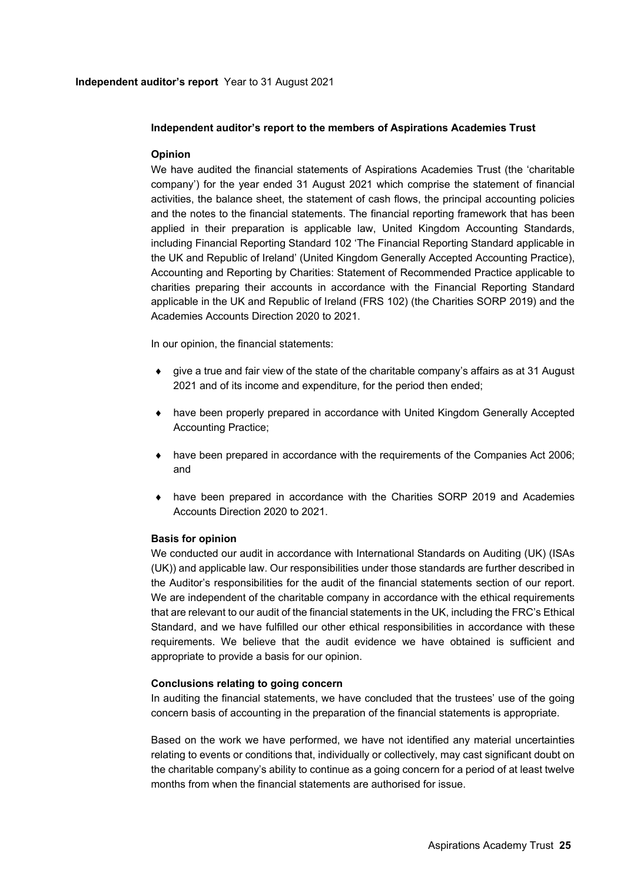## Independent auditor's report to the members of Aspirations Academies Trust

### Opinion

We have audited the financial statements of Aspirations Academies Trust (the 'charitable company') for the year ended 31 August 2021 which comprise the statement of financial activities, the balance sheet, the statement of cash flows, the principal accounting policies and the notes to the financial statements. The financial reporting framework that has been applied in their preparation is applicable law, United Kingdom Accounting Standards, including Financial Reporting Standard 102 'The Financial Reporting Standard applicable in the UK and Republic of Ireland' (United Kingdom Generally Accepted Accounting Practice), Accounting and Reporting by Charities: Statement of Recommended Practice applicable to charities preparing their accounts in accordance with the Financial Reporting Standard applicable in the UK and Republic of Ireland (FRS 102) (the Charities SORP 2019) and the Academies Accounts Direction 2020 to 2021.

In our opinion, the financial statements:

- give a true and fair view of the state of the charitable company's affairs as at 31 August 2021 and of its income and expenditure, for the period then ended;
- have been properly prepared in accordance with United Kingdom Generally Accepted Accounting Practice;
- have been prepared in accordance with the requirements of the Companies Act 2006; and
- have been prepared in accordance with the Charities SORP 2019 and Academies Accounts Direction 2020 to 2021.

### Basis for opinion

We conducted our audit in accordance with International Standards on Auditing (UK) (ISAs (UK)) and applicable law. Our responsibilities under those standards are further described in the Auditor's responsibilities for the audit of the financial statements section of our report. We are independent of the charitable company in accordance with the ethical requirements that are relevant to our audit of the financial statements in the UK, including the FRC's Ethical Standard, and we have fulfilled our other ethical responsibilities in accordance with these requirements. We believe that the audit evidence we have obtained is sufficient and appropriate to provide a basis for our opinion.

### Conclusions relating to going concern

In auditing the financial statements, we have concluded that the trustees' use of the going concern basis of accounting in the preparation of the financial statements is appropriate.

Based on the work we have performed, we have not identified any material uncertainties relating to events or conditions that, individually or collectively, may cast significant doubt on the charitable company's ability to continue as a going concern for a period of at least twelve months from when the financial statements are authorised for issue.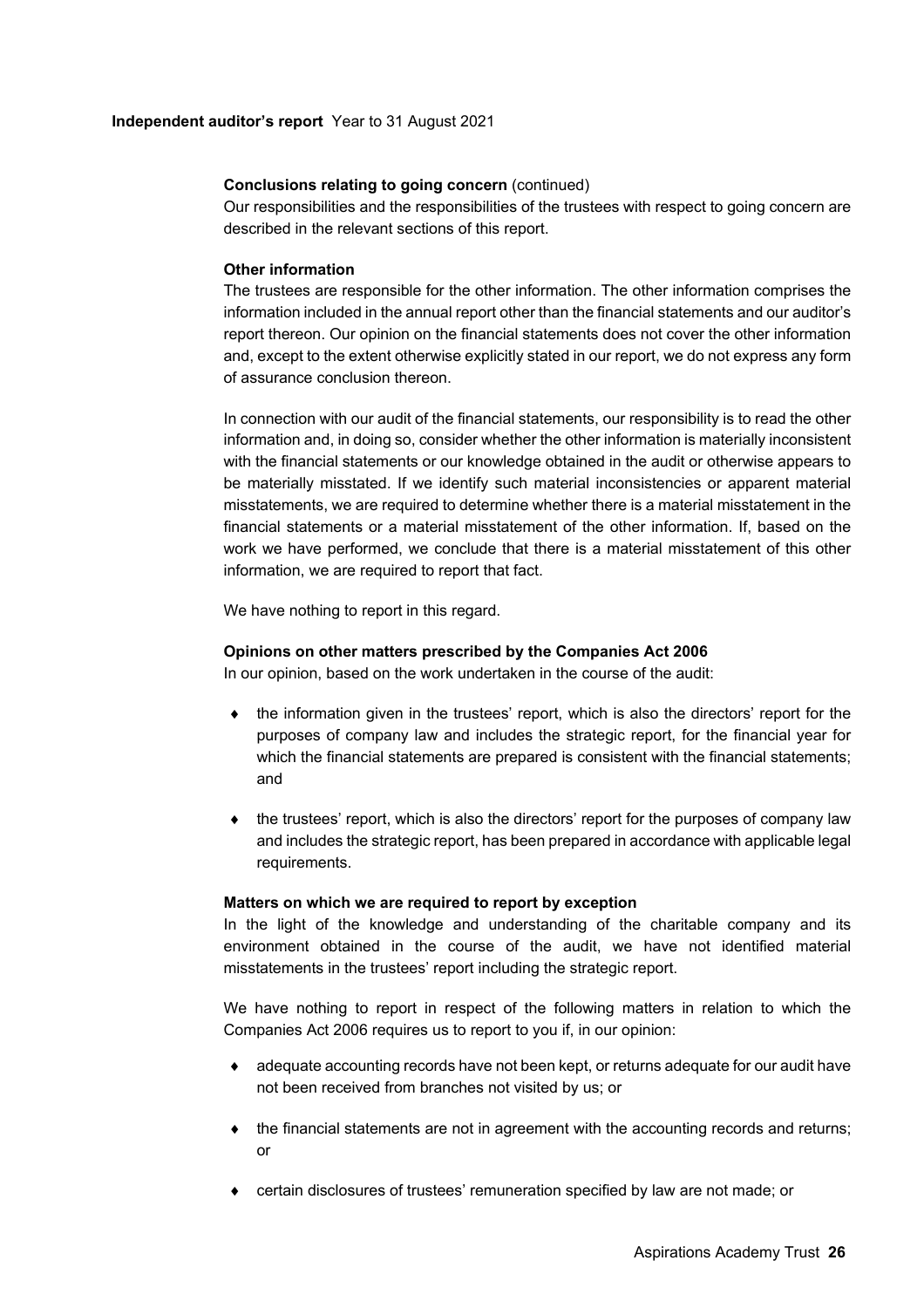**Conclusions relating to going concern** (continued)

Our responsibilities and the responsibilities of the trustees with respect to going concern are described in the relevant sections of this report.

**Other information**

The trustees are responsible for the other information. The other information comprises the information included in the annual report other than the financial statements and our auditor's report thereon. Our opinion on the financial statements does not cover the other information and, except to the extent otherwise explicitly stated in our report, we do not express any form of assurance conclusion thereon.

In connection with our audit of the financial statements, our responsibility is to read the other information and, in doing so, consider whether the other information is materially inconsistent with the financial statements or our knowledge obtained in the audit or otherwise appears to be materially misstated. If we identify such material inconsistencies or apparent material misstatements, we are required to determine whether there is a material misstatement in the financial statements or a material misstatement of the other information. If, based on the work we have performed, we conclude that there is a material misstatement of this other information, we are required to report that fact.

We have nothing to report in this regard.

**Opinions on other matters prescribed by the Companies Act 2006**

In our opinion, based on the work undertaken in the course of the audit:

- the information given in the trustees' report, which is also the directors' report for the purposes of company law and includes the strategic report, for the financial year for which the financial statements are prepared is consistent with the financial statements; and

- the trustees' report, which is also the directors' report for the purposes of company law and includes the strategic report, has been prepared in accordance with applicable legal requirements.

**Matters on which we are required to report by exception**

In the light of the knowledge and understanding of the charitable company and its environment obtained in the course of the audit, we have not identified material misstatements in the trustees' report including the strategic report.

We have nothing to report in respect of the following matters in relation to which the Companies Act 2006 requires us to report to you if, in our opinion:

- adequate accounting records have not been kept, or returns adequate for our audit have not been received from branches not visited by us; or

- the financial statements are not in agreement with the accounting records and returns; or

- certain disclosures of trustees' remuneration specified by law are not made; or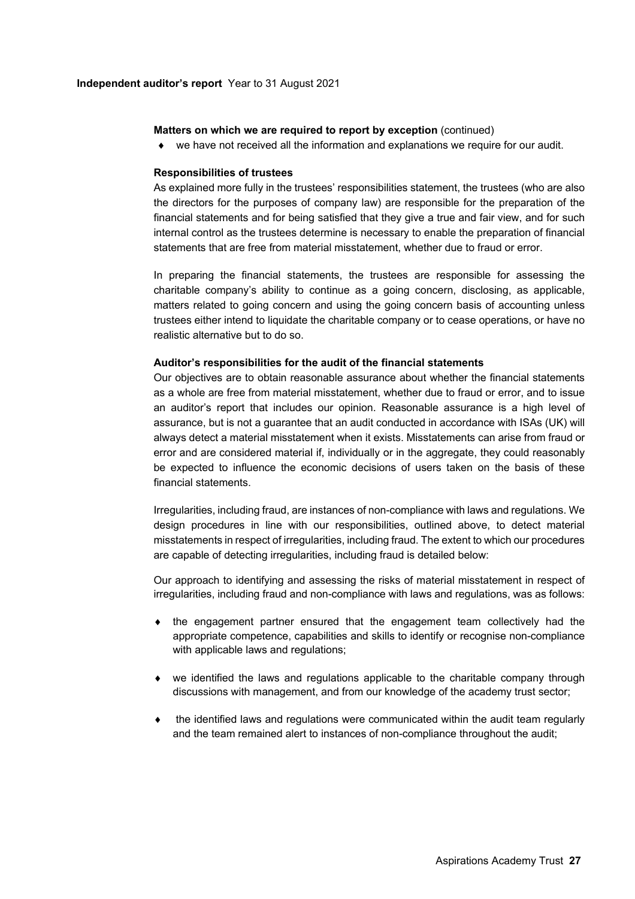**Matters on which we are required to report by exception** (continued)

- we have not received all the information and explanations we require for our audit.

**Responsibilities of trustees**

As explained more fully in the trustees' responsibilities statement, the trustees (who are also the directors for the purposes of company law) are responsible for the preparation of the financial statements and for being satisfied that they give a true and fair view, and for such internal control as the trustees determine is necessary to enable the preparation of financial statements that are free from material misstatement, whether due to fraud or error.

In preparing the financial statements, the trustees are responsible for assessing the charitable company's ability to continue as a going concern, disclosing, as applicable, matters related to going concern and using the going concern basis of accounting unless trustees either intend to liquidate the charitable company or to cease operations, or have no realistic alternative but to do so.

**Auditor's responsibilities for the audit of the financial statements**

Our objectives are to obtain reasonable assurance about whether the financial statements as a whole are free from material misstatement, whether due to fraud or error, and to issue an auditor's report that includes our opinion. Reasonable assurance is a high level of assurance, but is not a guarantee that an audit conducted in accordance with ISAs (UK) will always detect a material misstatement when it exists. Misstatements can arise from fraud or error and are considered material if, individually or in the aggregate, they could reasonably be expected to influence the economic decisions of users taken on the basis of these financial statements.

Irregularities, including fraud, are instances of non-compliance with laws and regulations. We design procedures in line with our responsibilities, outlined above, to detect material misstatements in respect of irregularities, including fraud. The extent to which our procedures are capable of detecting irregularities, including fraud is detailed below:

Our approach to identifying and assessing the risks of material misstatement in respect of irregularities, including fraud and non-compliance with laws and regulations, was as follows:

- the engagement partner ensured that the engagement team collectively had the appropriate competence, capabilities and skills to identify or recognise non-compliance with applicable laws and regulations;

- we identified the laws and regulations applicable to the charitable company through discussions with management, and from our knowledge of the academy trust sector;

- the identified laws and regulations were communicated within the audit team regularly and the team remained alert to instances of non-compliance throughout the audit;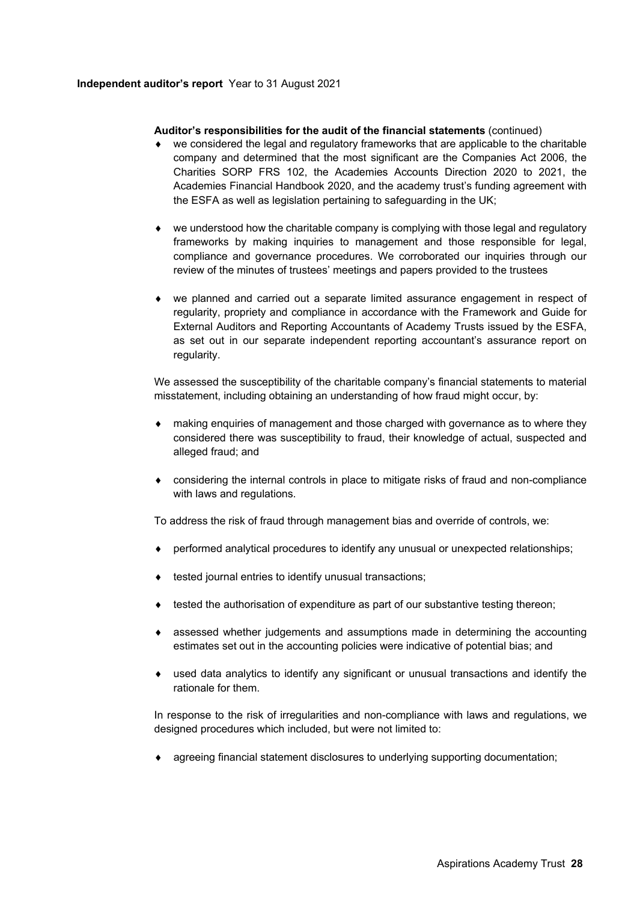**Auditor's responsibilities for the audit of the financial statements** (continued)

- we considered the legal and regulatory frameworks that are applicable to the charitable company and determined that the most significant are the Companies Act 2006, the Charities SORP FRS 102, the Academies Accounts Direction 2020 to 2021, the Academies Financial Handbook 2020, and the academy trust's funding agreement with the ESFA as well as legislation pertaining to safeguarding in the UK;

- we understood how the charitable company is complying with those legal and regulatory frameworks by making inquiries to management and those responsible for legal, compliance and governance procedures. We corroborated our inquiries through our review of the minutes of trustees' meetings and papers provided to the trustees

- we planned and carried out a separate limited assurance engagement in respect of regularity, propriety and compliance in accordance with the Framework and Guide for External Auditors and Reporting Accountants of Academy Trusts issued by the ESFA, as set out in our separate independent reporting accountant's assurance report on regularity.

We assessed the susceptibility of the charitable company's financial statements to material misstatement, including obtaining an understanding of how fraud might occur, by:

- making enquiries of management and those charged with governance as to where they considered there was susceptibility to fraud, their knowledge of actual, suspected and alleged fraud; and

- considering the internal controls in place to mitigate risks of fraud and non-compliance with laws and regulations.

To address the risk of fraud through management bias and override of controls, we:

- performed analytical procedures to identify any unusual or unexpected relationships;

- tested journal entries to identify unusual transactions;

- tested the authorisation of expenditure as part of our substantive testing thereon;

- assessed whether judgements and assumptions made in determining the accounting estimates set out in the accounting policies were indicative of potential bias; and

- used data analytics to identify any significant or unusual transactions and identify the rationale for them.

In response to the risk of irregularities and non-compliance with laws and regulations, we designed procedures which included, but were not limited to:

- agreeing financial statement disclosures to underlying supporting documentation;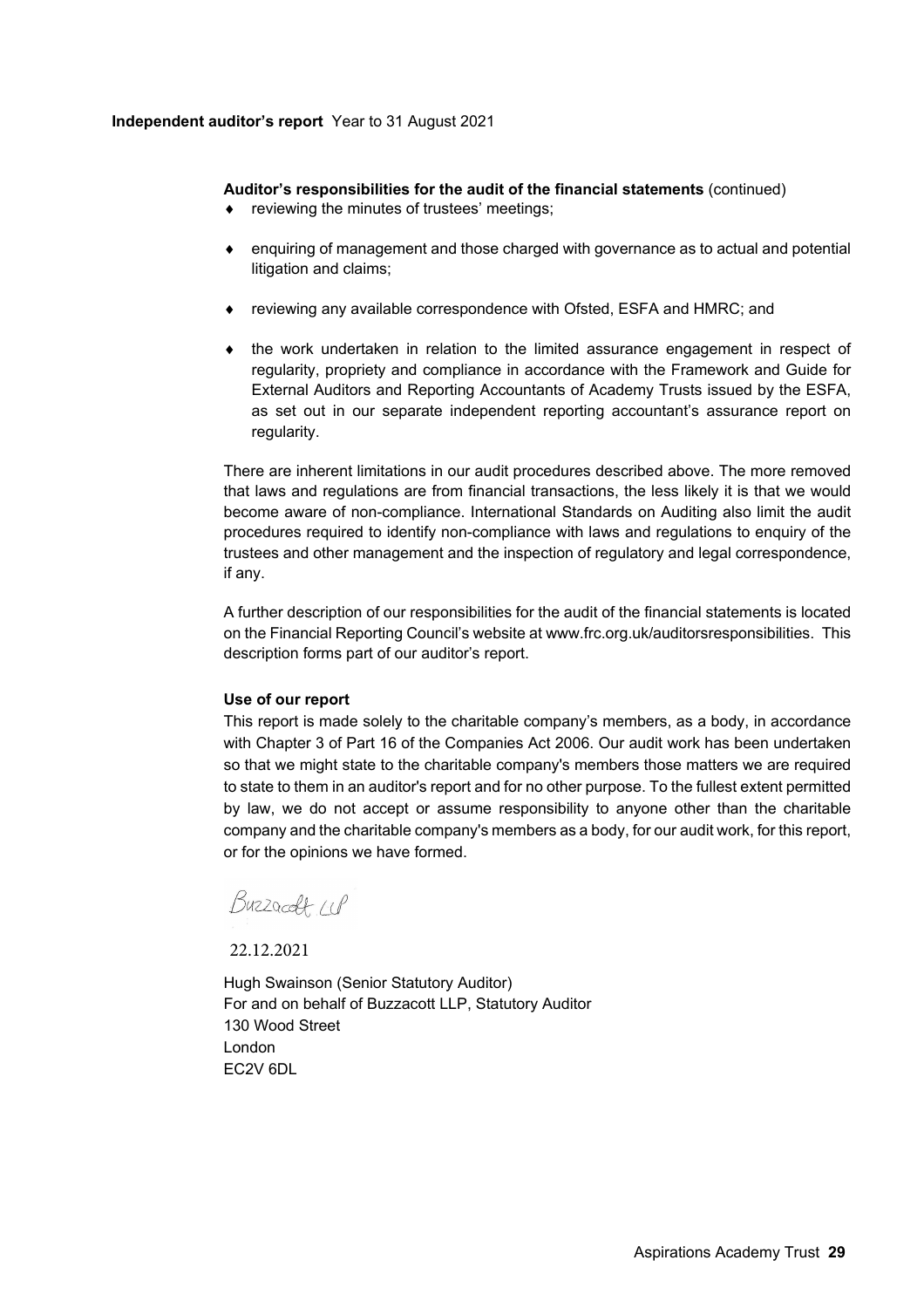**Auditor's responsibilities for the audit of the financial statements** (continued)

- reviewing the minutes of trustees' meetings;
- enquiring of management and those charged with governance as to actual and potential litigation and claims;
- reviewing any available correspondence with Ofsted, ESFA and HMRC; and
- the work undertaken in relation to the limited assurance engagement in respect of regularity, propriety and compliance in accordance with the Framework and Guide for External Auditors and Reporting Accountants of Academy Trusts issued by the ESFA, as set out in our separate independent reporting accountant's assurance report on regularity.

There are inherent limitations in our audit procedures described above. The more removed that laws and regulations are from financial transactions, the less likely it is that we would become aware of non-compliance. International Standards on Auditing also limit the audit procedures required to identify non-compliance with laws and regulations to enquiry of the trustees and other management and the inspection of regulatory and legal correspondence, if any.

A further description of our responsibilities for the audit of the financial statements is located on the Financial Reporting Council's website at www.frc.org.uk/auditorsresponsibilities. This description forms part of our auditor's report.

**Use of our report**

This report is made solely to the charitable company's members, as a body, in accordance with Chapter 3 of Part 16 of the Companies Act 2006. Our audit work has been undertaken so that we might state to the charitable company's members those matters we are required to state to them in an auditor's report and for no other purpose. To the fullest extent permitted by law, we do not accept or assume responsibility to anyone other than the charitable company and the charitable company's members as a body, for our audit work, for this report, or for the opinions we have formed.

Buzzacott LLP

22.12.2021

Hugh Swainson (Senior Statutory Auditor)
For and on behalf of Buzzacott LLP, Statutory Auditor
130 Wood Street
London
EC2V 6DL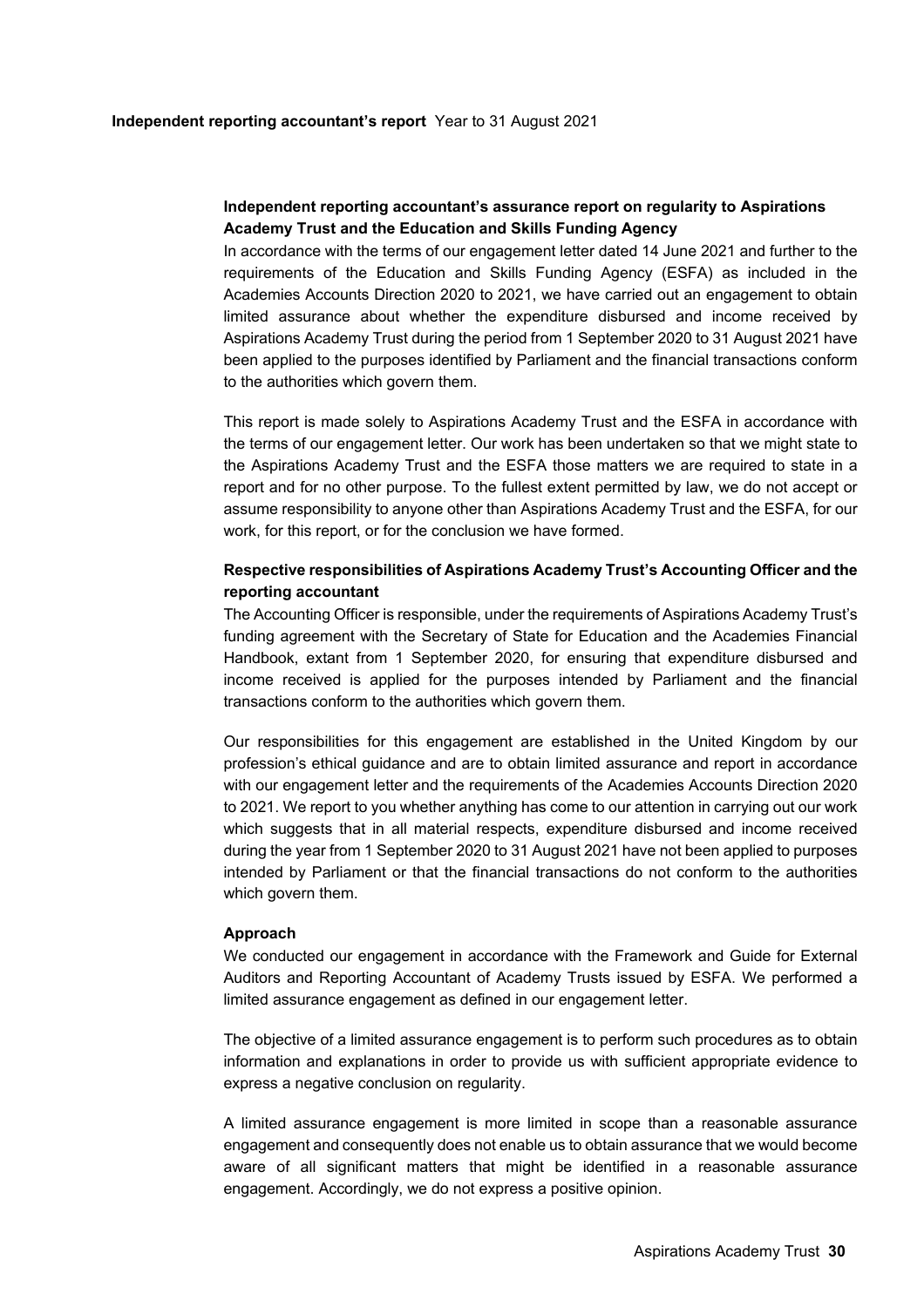**Independent reporting accountant's report** Year to 31 August 2021

## Independent reporting accountant's assurance report on regularity to Aspirations Academy Trust and the Education and Skills Funding Agency

In accordance with the terms of our engagement letter dated 14 June 2021 and further to the requirements of the Education and Skills Funding Agency (ESFA) as included in the Academies Accounts Direction 2020 to 2021, we have carried out an engagement to obtain limited assurance about whether the expenditure disbursed and income received by Aspirations Academy Trust during the period from 1 September 2020 to 31 August 2021 have been applied to the purposes identified by Parliament and the financial transactions conform to the authorities which govern them.

This report is made solely to Aspirations Academy Trust and the ESFA in accordance with the terms of our engagement letter. Our work has been undertaken so that we might state to the Aspirations Academy Trust and the ESFA those matters we are required to state in a report and for no other purpose. To the fullest extent permitted by law, we do not accept or assume responsibility to anyone other than Aspirations Academy Trust and the ESFA, for our work, for this report, or for the conclusion we have formed.

## Respective responsibilities of Aspirations Academy Trust's Accounting Officer and the reporting accountant

The Accounting Officer is responsible, under the requirements of Aspirations Academy Trust's funding agreement with the Secretary of State for Education and the Academies Financial Handbook, extant from 1 September 2020, for ensuring that expenditure disbursed and income received is applied for the purposes intended by Parliament and the financial transactions conform to the authorities which govern them.

Our responsibilities for this engagement are established in the United Kingdom by our profession's ethical guidance and are to obtain limited assurance and report in accordance with our engagement letter and the requirements of the Academies Accounts Direction 2020 to 2021. We report to you whether anything has come to our attention in carrying out our work which suggests that in all material respects, expenditure disbursed and income received during the year from 1 September 2020 to 31 August 2021 have not been applied to purposes intended by Parliament or that the financial transactions do not conform to the authorities which govern them.

## Approach

We conducted our engagement in accordance with the Framework and Guide for External Auditors and Reporting Accountant of Academy Trusts issued by ESFA. We performed a limited assurance engagement as defined in our engagement letter.

The objective of a limited assurance engagement is to perform such procedures as to obtain information and explanations in order to provide us with sufficient appropriate evidence to express a negative conclusion on regularity.

A limited assurance engagement is more limited in scope than a reasonable assurance engagement and consequently does not enable us to obtain assurance that we would become aware of all significant matters that might be identified in a reasonable assurance engagement. Accordingly, we do not express a positive opinion.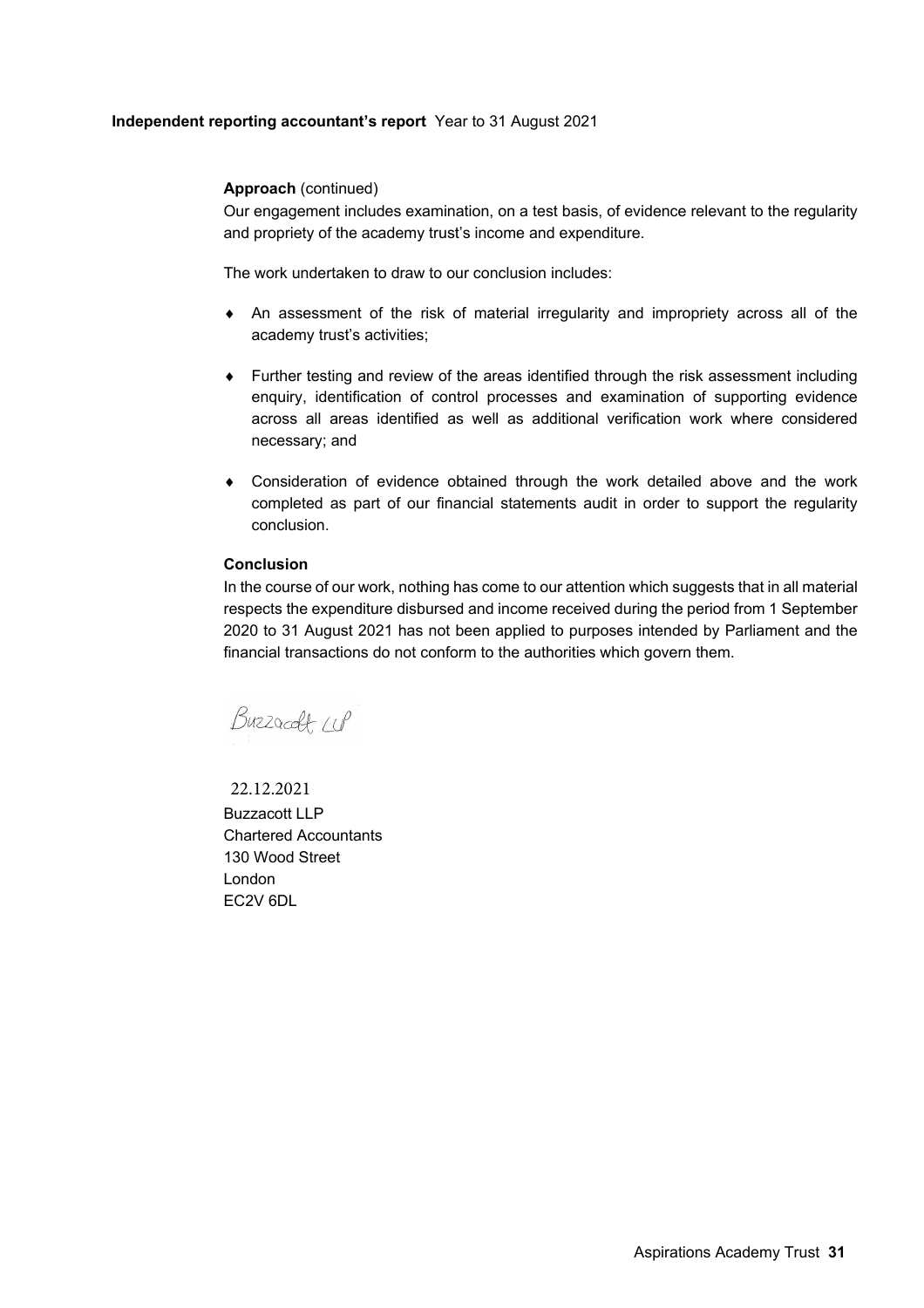**Independent reporting accountant's report** Year to 31 August 2021

**Approach** (continued)

Our engagement includes examination, on a test basis, of evidence relevant to the regularity and propriety of the academy trust's income and expenditure.

The work undertaken to draw to our conclusion includes:

- An assessment of the risk of material irregularity and impropriety across all of the academy trust's activities;
- Further testing and review of the areas identified through the risk assessment including enquiry, identification of control processes and examination of supporting evidence across all areas identified as well as additional verification work where considered necessary; and
- Consideration of evidence obtained through the work detailed above and the work completed as part of our financial statements audit in order to support the regularity conclusion.

**Conclusion**

In the course of our work, nothing has come to our attention which suggests that in all material respects the expenditure disbursed and income received during the period from 1 September 2020 to 31 August 2021 has not been applied to purposes intended by Parliament and the financial transactions do not conform to the authorities which govern them.

Buzzacott LLP

22.12.2021

Buzzacott LLP
Chartered Accountants
130 Wood Street
London
EC2V 6DL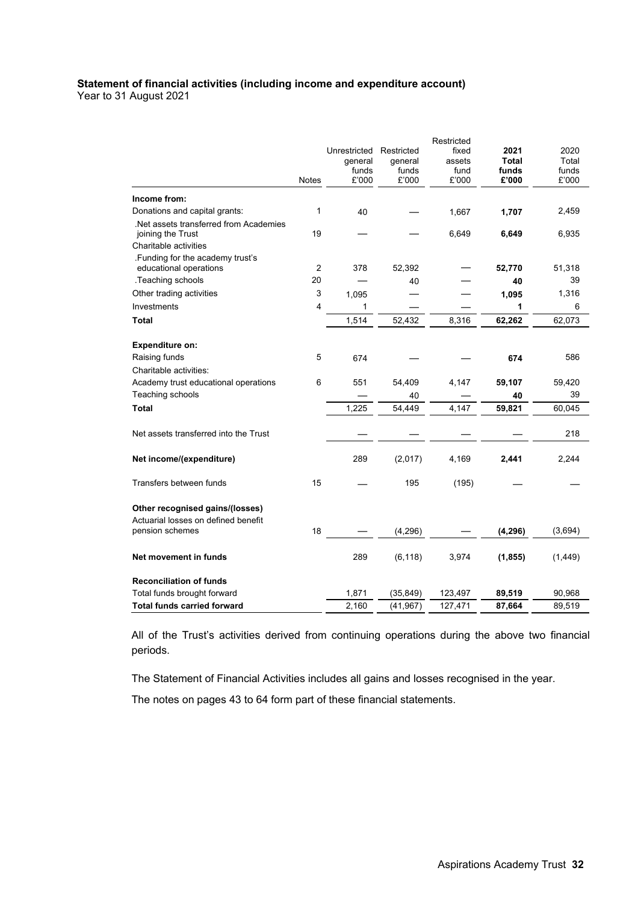**Statement of financial activities (including income and expenditure account)**
Year to 31 August 2021

| | Notes | Unrestricted general funds £'000 | Restricted general funds £'000 | Restricted fixed assets fund £'000 | **2021 Total funds £'000** | 2020 Total funds £'000 |
|---|---|---|---|---|---|---|
| **Income from:** | | | | | | |
| Donations and capital grants: | 1 | 40 | — | 1,667 | **1,707** | 2,459 |
| .Net assets transferred from Academies joining the Trust | 19 | — | — | 6,649 | **6,649** | 6,935 |
| Charitable activities | | | | | | |
| .Funding for the academy trust's educational operations | 2 | 378 | 52,392 | — | **52,770** | 51,318 |
| .Teaching schools | 20 | — | 40 | — | **40** | 39 |
| Other trading activities | 3 | 1,095 | — | — | **1,095** | 1,316 |
| Investments | 4 | 1 | — | — | **1** | 6 |
| **Total** | | 1,514 | 52,432 | 8,316 | **62,262** | 62,073 |
| | | | | | | |
| **Expenditure on:** | | | | | | |
| Raising funds | 5 | 674 | — | — | **674** | 586 |
| Charitable activities: | | | | | | |
| Academy trust educational operations | 6 | 551 | 54,409 | 4,147 | **59,107** | 59,420 |
| Teaching schools | | — | 40 | — | **40** | 39 |
| **Total** | | 1,225 | 54,449 | 4,147 | **59,821** | 60,045 |
| | | | | | | |
| Net assets transferred into the Trust | | — | — | — | — | 218 |
| | | | | | | |
| **Net income/(expenditure)** | | 289 | (2,017) | 4,169 | **2,441** | 2,244 |
| | | | | | | |
| Transfers between funds | 15 | — | 195 | (195) | — | — |
| | | | | | | |
| **Other recognised gains/(losses)** | | | | | | |
| Actuarial losses on defined benefit pension schemes | 18 | — | (4,296) | — | **(4,296)** | (3,694) |
| | | | | | | |
| **Net movement in funds** | | 289 | (6,118) | 3,974 | **(1,855)** | (1,449) |
| | | | | | | |
| **Reconciliation of funds** | | | | | | |
| Total funds brought forward | | 1,871 | (35,849) | 123,497 | **89,519** | 90,968 |
| **Total funds carried forward** | | 2,160 | (41,967) | 127,471 | **87,664** | 89,519 |

All of the Trust's activities derived from continuing operations during the above two financial periods.

The Statement of Financial Activities includes all gains and losses recognised in the year.

The notes on pages 43 to 64 form part of these financial statements.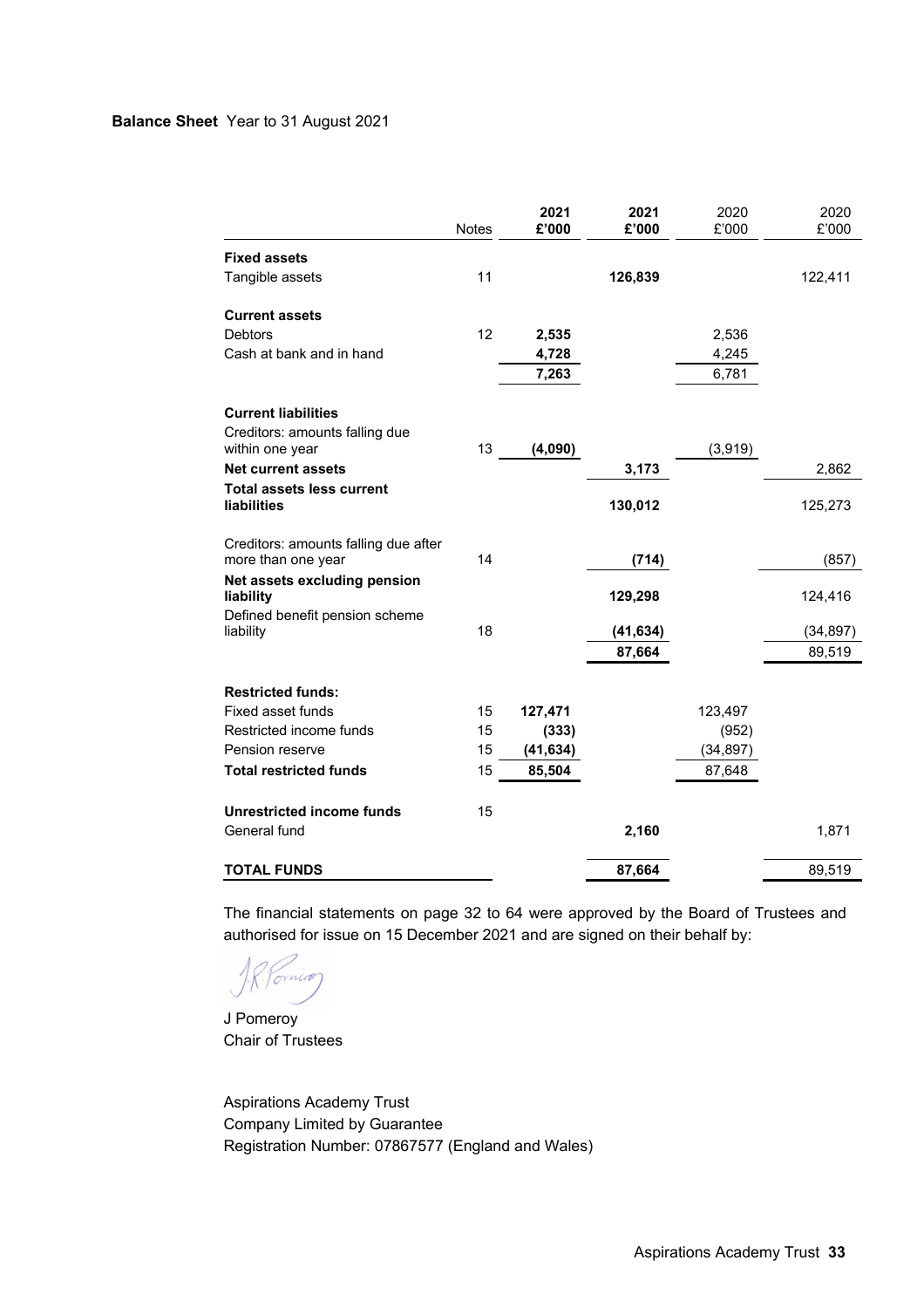**Balance Sheet** Year to 31 August 2021

| | Notes | **2021 £'000** | **2021 £'000** | 2020 £'000 | 2020 £'000 |
|---|---|---|---|---|---|
| **Fixed assets** | | | | | |
| Tangible assets | 11 | | **126,839** | | 122,411 |
| **Current assets** | | | | | |
| Debtors | 12 | **2,535** | | 2,536 | |
| Cash at bank and in hand | | **4,728** | | 4,245 | |
| | | **7,263** | | 6,781 | |
| **Current liabilities** | | | | | |
| Creditors: amounts falling due within one year | 13 | **(4,090)** | | (3,919) | |
| **Net current assets** | | | **3,173** | | 2,862 |
| **Total assets less current liabilities** | | | **130,012** | | 125,273 |
| Creditors: amounts falling due after more than one year | 14 | | **(714)** | | (857) |
| **Net assets excluding pension liability** | | | **129,298** | | 124,416 |
| Defined benefit pension scheme liability | 18 | | **(41,634)** | | (34,897) |
| | | | **87,664** | | 89,519 |
| **Restricted funds:** | | | | | |
| Fixed asset funds | 15 | **127,471** | | 123,497 | |
| Restricted income funds | 15 | **(333)** | | (952) | |
| Pension reserve | 15 | **(41,634)** | | (34,897) | |
| **Total restricted funds** | 15 | **85,504** | | 87,648 | |
| **Unrestricted income funds** | 15 | | | | |
| General fund | | | **2,160** | | 1,871 |
| **TOTAL FUNDS** | | | **87,664** | | 89,519 |

The financial statements on page 32 to 64 were approved by the Board of Trustees and authorised for issue on 15 December 2021 and are signed on their behalf by:

J Pomeroy
Chair of Trustees

Aspirations Academy Trust
Company Limited by Guarantee
Registration Number: 07867577 (England and Wales)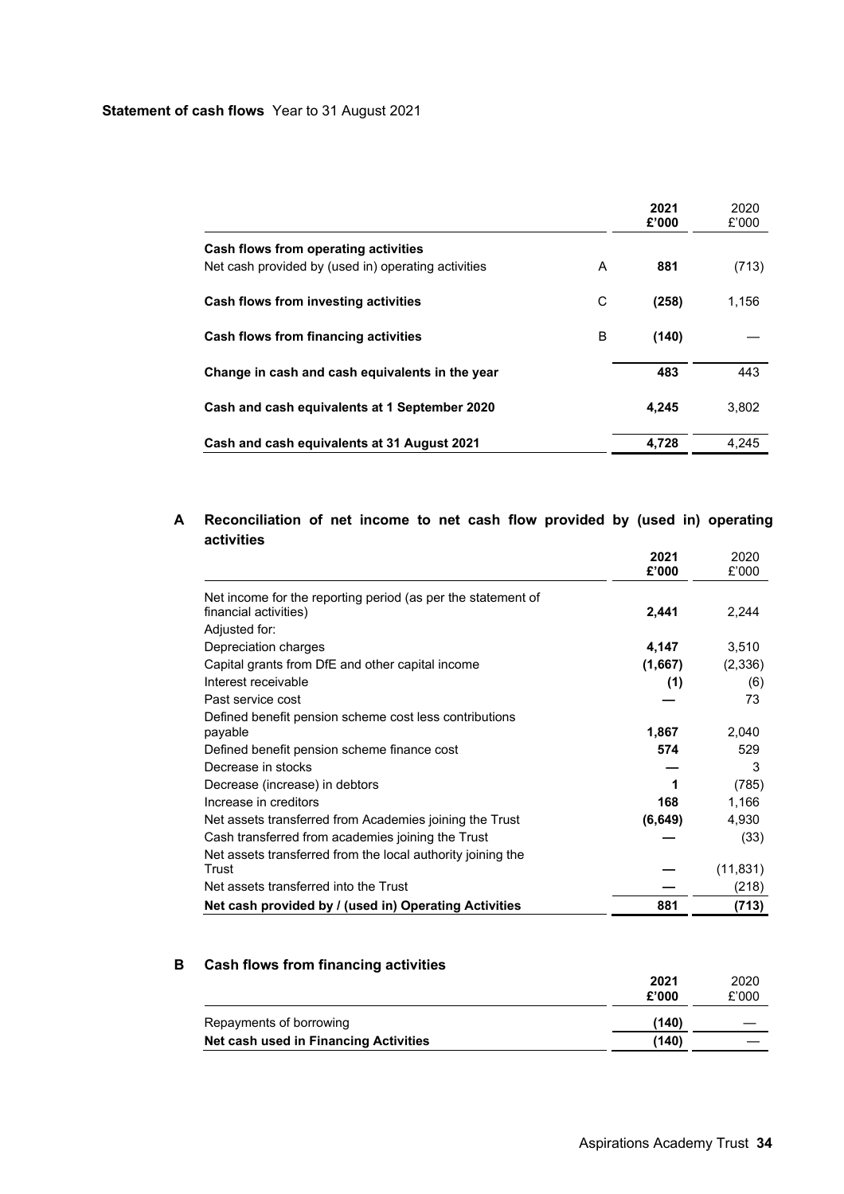**Statement of cash flows** Year to 31 August 2021

| | | 2021 £'000 | 2020 £'000 |
|---|---|---|---|
| **Cash flows from operating activities** | | | |
| Net cash provided by (used in) operating activities | A | **881** | (713) |
| **Cash flows from investing activities** | C | **(258)** | 1,156 |
| **Cash flows from financing activities** | B | **(140)** | — |
| **Change in cash and cash equivalents in the year** | | **483** | 443 |
| **Cash and cash equivalents at 1 September 2020** | | **4,245** | 3,802 |
| **Cash and cash equivalents at 31 August 2021** | | **4,728** | 4,245 |

## A Reconciliation of net income to net cash flow provided by (used in) operating activities

| | 2021 £'000 | 2020 £'000 |
|---|---|---|
| Net income for the reporting period (as per the statement of financial activities) | **2,441** | 2,244 |
| Adjusted for: | | |
| Depreciation charges | **4,147** | 3,510 |
| Capital grants from DfE and other capital income | **(1,667)** | (2,336) |
| Interest receivable | **(1)** | (6) |
| Past service cost | **—** | 73 |
| Defined benefit pension scheme cost less contributions payable | **1,867** | 2,040 |
| Defined benefit pension scheme finance cost | **574** | 529 |
| Decrease in stocks | **—** | 3 |
| Decrease (increase) in debtors | **1** | (785) |
| Increase in creditors | **168** | 1,166 |
| Net assets transferred from Academies joining the Trust | **(6,649)** | 4,930 |
| Cash transferred from academies joining the Trust | **—** | (33) |
| Net assets transferred from the local authority joining the Trust | **—** | (11,831) |
| Net assets transferred into the Trust | **—** | (218) |
| **Net cash provided by / (used in) Operating Activities** | **881** | **(713)** |

## B Cash flows from financing activities

| | 2021 £'000 | 2020 £'000 |
|---|---|---|
| Repayments of borrowing | **(140)** | — |
| **Net cash used in Financing Activities** | **(140)** | — |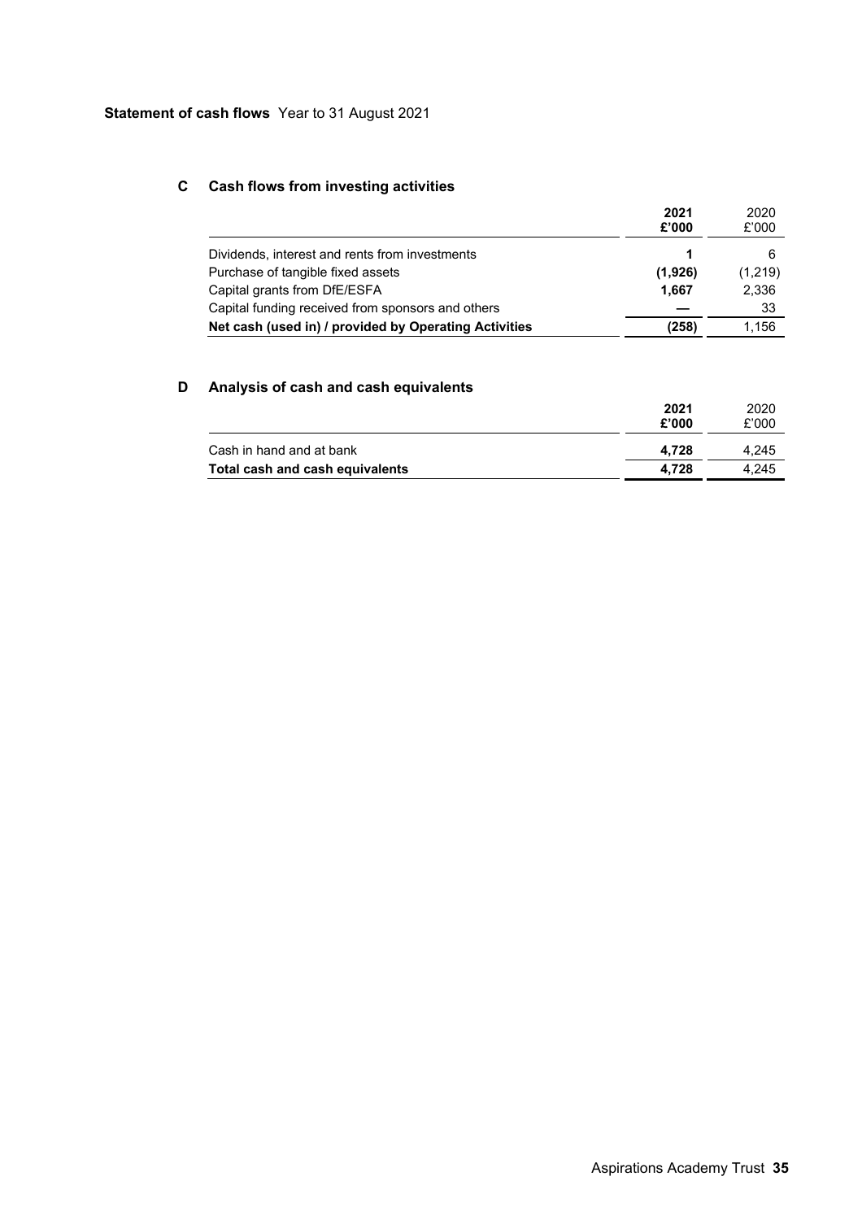**Statement of cash flows** Year to 31 August 2021

## C Cash flows from investing activities

| | **2021 £'000** | 2020 £'000 |
|---|---|---|
| Dividends, interest and rents from investments | **1** | 6 |
| Purchase of tangible fixed assets | **(1,926)** | (1,219) |
| Capital grants from DfE/ESFA | **1,667** | 2,336 |
| Capital funding received from sponsors and others | **—** | 33 |
| **Net cash (used in) / provided by Operating Activities** | **(258)** | 1,156 |

## D Analysis of cash and cash equivalents

| | **2021 £'000** | 2020 £'000 |
|---|---|---|
| Cash in hand and at bank | **4,728** | 4,245 |
| **Total cash and cash equivalents** | **4,728** | 4,245 |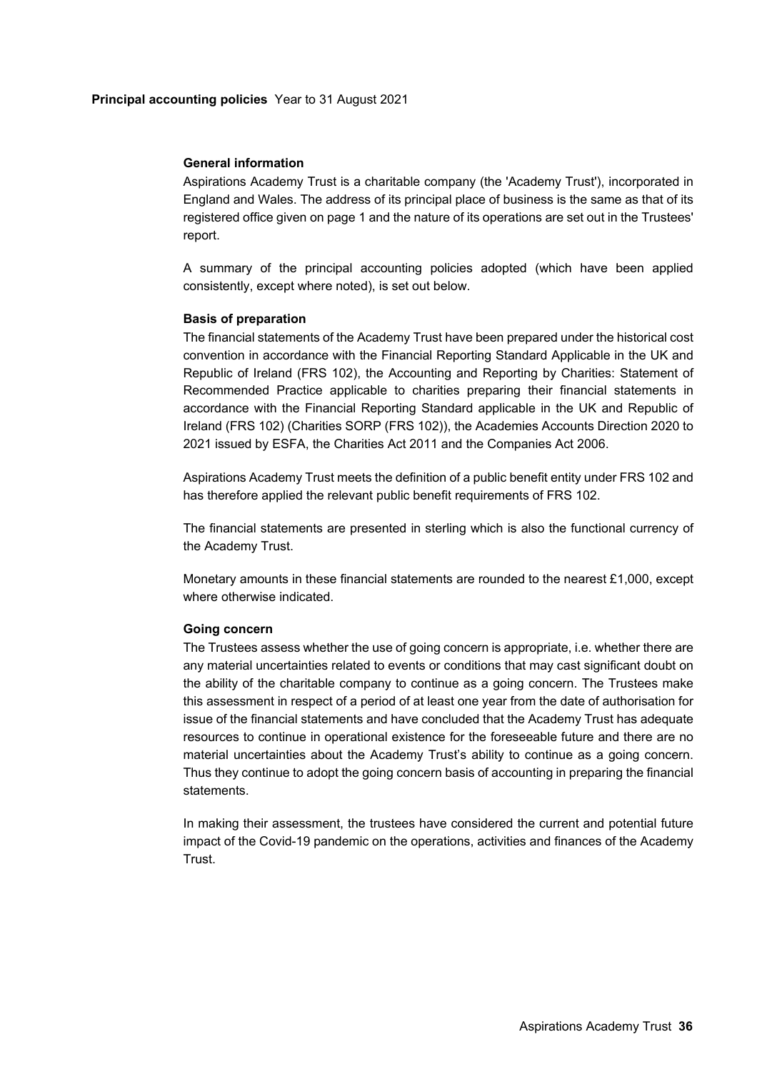## Principal accounting policies Year to 31 August 2021

### General information

Aspirations Academy Trust is a charitable company (the 'Academy Trust'), incorporated in England and Wales. The address of its principal place of business is the same as that of its registered office given on page 1 and the nature of its operations are set out in the Trustees' report.

A summary of the principal accounting policies adopted (which have been applied consistently, except where noted), is set out below.

### Basis of preparation

The financial statements of the Academy Trust have been prepared under the historical cost convention in accordance with the Financial Reporting Standard Applicable in the UK and Republic of Ireland (FRS 102), the Accounting and Reporting by Charities: Statement of Recommended Practice applicable to charities preparing their financial statements in accordance with the Financial Reporting Standard applicable in the UK and Republic of Ireland (FRS 102) (Charities SORP (FRS 102)), the Academies Accounts Direction 2020 to 2021 issued by ESFA, the Charities Act 2011 and the Companies Act 2006.

Aspirations Academy Trust meets the definition of a public benefit entity under FRS 102 and has therefore applied the relevant public benefit requirements of FRS 102.

The financial statements are presented in sterling which is also the functional currency of the Academy Trust.

Monetary amounts in these financial statements are rounded to the nearest £1,000, except where otherwise indicated.

### Going concern

The Trustees assess whether the use of going concern is appropriate, i.e. whether there are any material uncertainties related to events or conditions that may cast significant doubt on the ability of the charitable company to continue as a going concern. The Trustees make this assessment in respect of a period of at least one year from the date of authorisation for issue of the financial statements and have concluded that the Academy Trust has adequate resources to continue in operational existence for the foreseeable future and there are no material uncertainties about the Academy Trust's ability to continue as a going concern. Thus they continue to adopt the going concern basis of accounting in preparing the financial statements.

In making their assessment, the trustees have considered the current and potential future impact of the Covid-19 pandemic on the operations, activities and finances of the Academy Trust.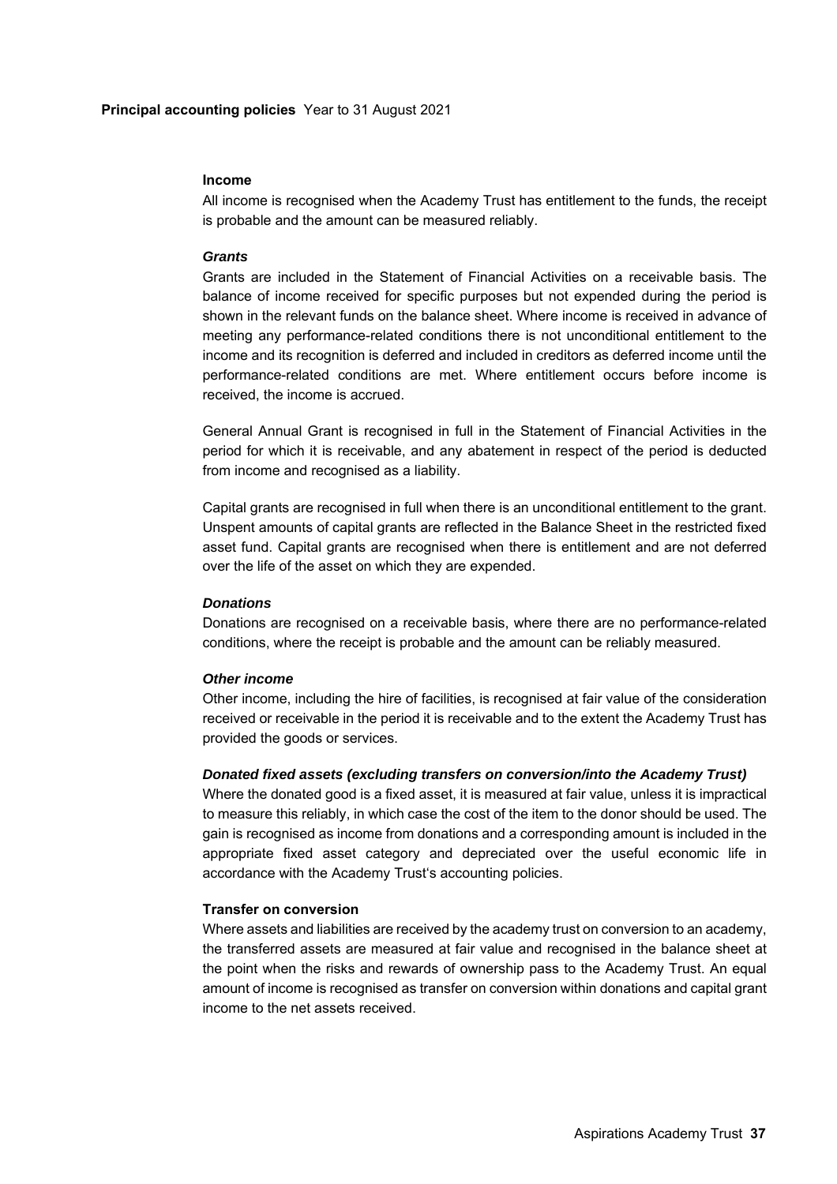## Income

All income is recognised when the Academy Trust has entitlement to the funds, the receipt is probable and the amount can be measured reliably.

### *Grants*

Grants are included in the Statement of Financial Activities on a receivable basis. The balance of income received for specific purposes but not expended during the period is shown in the relevant funds on the balance sheet. Where income is received in advance of meeting any performance-related conditions there is not unconditional entitlement to the income and its recognition is deferred and included in creditors as deferred income until the performance-related conditions are met. Where entitlement occurs before income is received, the income is accrued.

General Annual Grant is recognised in full in the Statement of Financial Activities in the period for which it is receivable, and any abatement in respect of the period is deducted from income and recognised as a liability.

Capital grants are recognised in full when there is an unconditional entitlement to the grant. Unspent amounts of capital grants are reflected in the Balance Sheet in the restricted fixed asset fund. Capital grants are recognised when there is entitlement and are not deferred over the life of the asset on which they are expended.

### *Donations*

Donations are recognised on a receivable basis, where there are no performance-related conditions, where the receipt is probable and the amount can be reliably measured.

### *Other income*

Other income, including the hire of facilities, is recognised at fair value of the consideration received or receivable in the period it is receivable and to the extent the Academy Trust has provided the goods or services.

### *Donated fixed assets (excluding transfers on conversion/into the Academy Trust)*

Where the donated good is a fixed asset, it is measured at fair value, unless it is impractical to measure this reliably, in which case the cost of the item to the donor should be used. The gain is recognised as income from donations and a corresponding amount is included in the appropriate fixed asset category and depreciated over the useful economic life in accordance with the Academy Trust's accounting policies.

## Transfer on conversion

Where assets and liabilities are received by the academy trust on conversion to an academy, the transferred assets are measured at fair value and recognised in the balance sheet at the point when the risks and rewards of ownership pass to the Academy Trust. An equal amount of income is recognised as transfer on conversion within donations and capital grant income to the net assets received.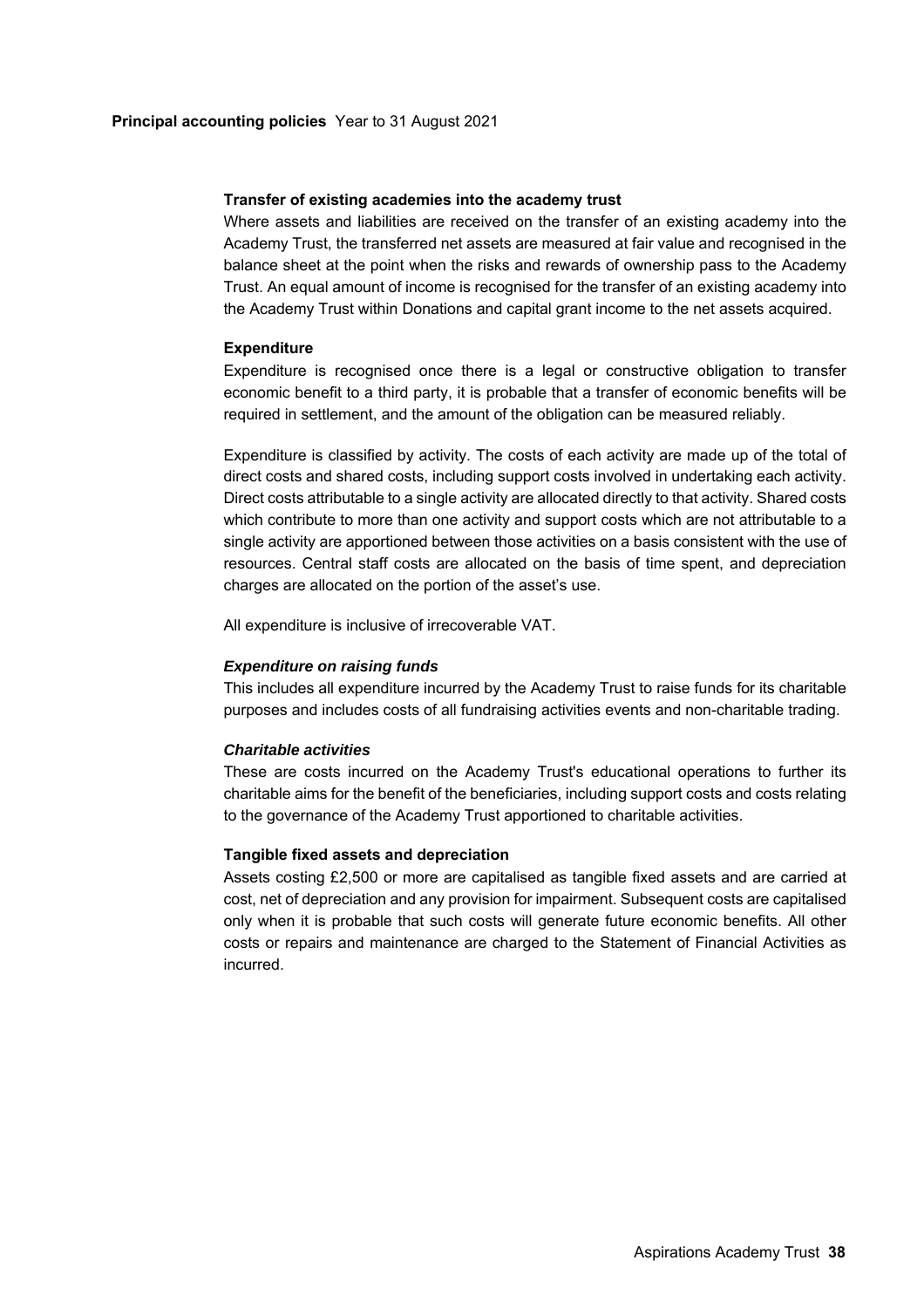#### Transfer of existing academies into the academy trust

Where assets and liabilities are received on the transfer of an existing academy into the Academy Trust, the transferred net assets are measured at fair value and recognised in the balance sheet at the point when the risks and rewards of ownership pass to the Academy Trust. An equal amount of income is recognised for the transfer of an existing academy into the Academy Trust within Donations and capital grant income to the net assets acquired.

#### Expenditure

Expenditure is recognised once there is a legal or constructive obligation to transfer economic benefit to a third party, it is probable that a transfer of economic benefits will be required in settlement, and the amount of the obligation can be measured reliably.

Expenditure is classified by activity. The costs of each activity are made up of the total of direct costs and shared costs, including support costs involved in undertaking each activity. Direct costs attributable to a single activity are allocated directly to that activity. Shared costs which contribute to more than one activity and support costs which are not attributable to a single activity are apportioned between those activities on a basis consistent with the use of resources. Central staff costs are allocated on the basis of time spent, and depreciation charges are allocated on the portion of the asset's use.

All expenditure is inclusive of irrecoverable VAT.

##### *Expenditure on raising funds*

This includes all expenditure incurred by the Academy Trust to raise funds for its charitable purposes and includes costs of all fundraising activities events and non-charitable trading.

##### *Charitable activities*

These are costs incurred on the Academy Trust's educational operations to further its charitable aims for the benefit of the beneficiaries, including support costs and costs relating to the governance of the Academy Trust apportioned to charitable activities.

#### Tangible fixed assets and depreciation

Assets costing £2,500 or more are capitalised as tangible fixed assets and are carried at cost, net of depreciation and any provision for impairment. Subsequent costs are capitalised only when it is probable that such costs will generate future economic benefits. All other costs or repairs and maintenance are charged to the Statement of Financial Activities as incurred.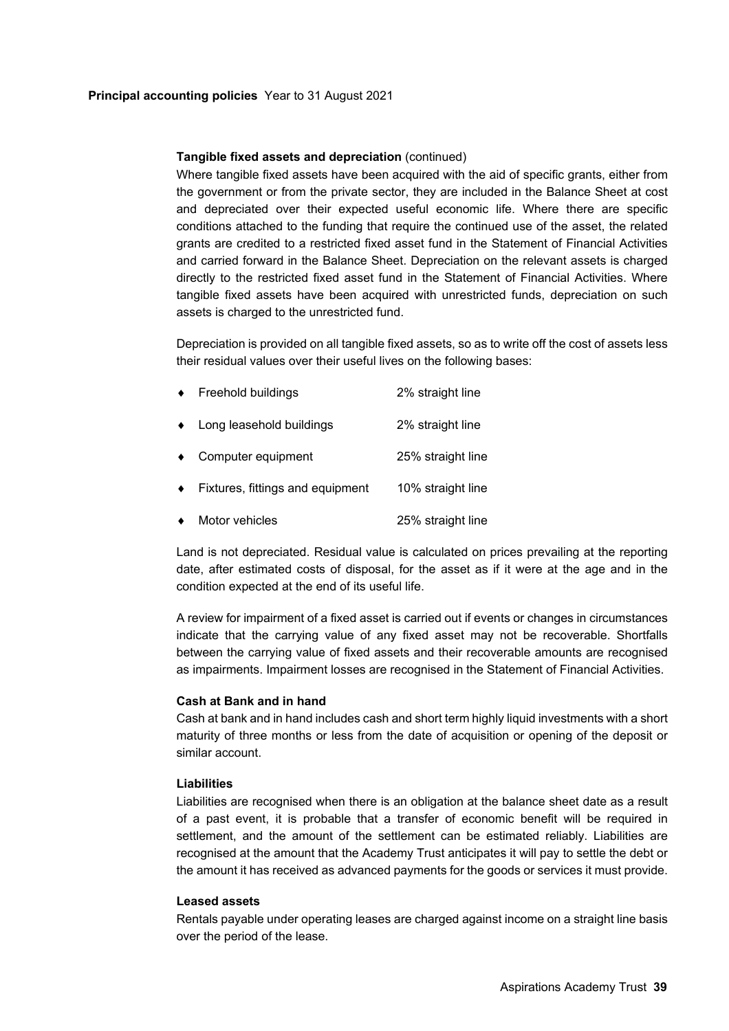**Principal accounting policies** Year to 31 August 2021

**Tangible fixed assets and depreciation** (continued)

Where tangible fixed assets have been acquired with the aid of specific grants, either from the government or from the private sector, they are included in the Balance Sheet at cost and depreciated over their expected useful economic life. Where there are specific conditions attached to the funding that require the continued use of the asset, the related grants are credited to a restricted fixed asset fund in the Statement of Financial Activities and carried forward in the Balance Sheet. Depreciation on the relevant assets is charged directly to the restricted fixed asset fund in the Statement of Financial Activities. Where tangible fixed assets have been acquired with unrestricted funds, depreciation on such assets is charged to the unrestricted fund.

Depreciation is provided on all tangible fixed assets, so as to write off the cost of assets less their residual values over their useful lives on the following bases:

- Freehold buildings — 2% straight line
- Long leasehold buildings — 2% straight line
- Computer equipment — 25% straight line
- Fixtures, fittings and equipment — 10% straight line
- Motor vehicles — 25% straight line

Land is not depreciated. Residual value is calculated on prices prevailing at the reporting date, after estimated costs of disposal, for the asset as if it were at the age and in the condition expected at the end of its useful life.

A review for impairment of a fixed asset is carried out if events or changes in circumstances indicate that the carrying value of any fixed asset may not be recoverable. Shortfalls between the carrying value of fixed assets and their recoverable amounts are recognised as impairments. Impairment losses are recognised in the Statement of Financial Activities.

**Cash at Bank and in hand**

Cash at bank and in hand includes cash and short term highly liquid investments with a short maturity of three months or less from the date of acquisition or opening of the deposit or similar account.

**Liabilities**

Liabilities are recognised when there is an obligation at the balance sheet date as a result of a past event, it is probable that a transfer of economic benefit will be required in settlement, and the amount of the settlement can be estimated reliably. Liabilities are recognised at the amount that the Academy Trust anticipates it will pay to settle the debt or the amount it has received as advanced payments for the goods or services it must provide.

**Leased assets**

Rentals payable under operating leases are charged against income on a straight line basis over the period of the lease.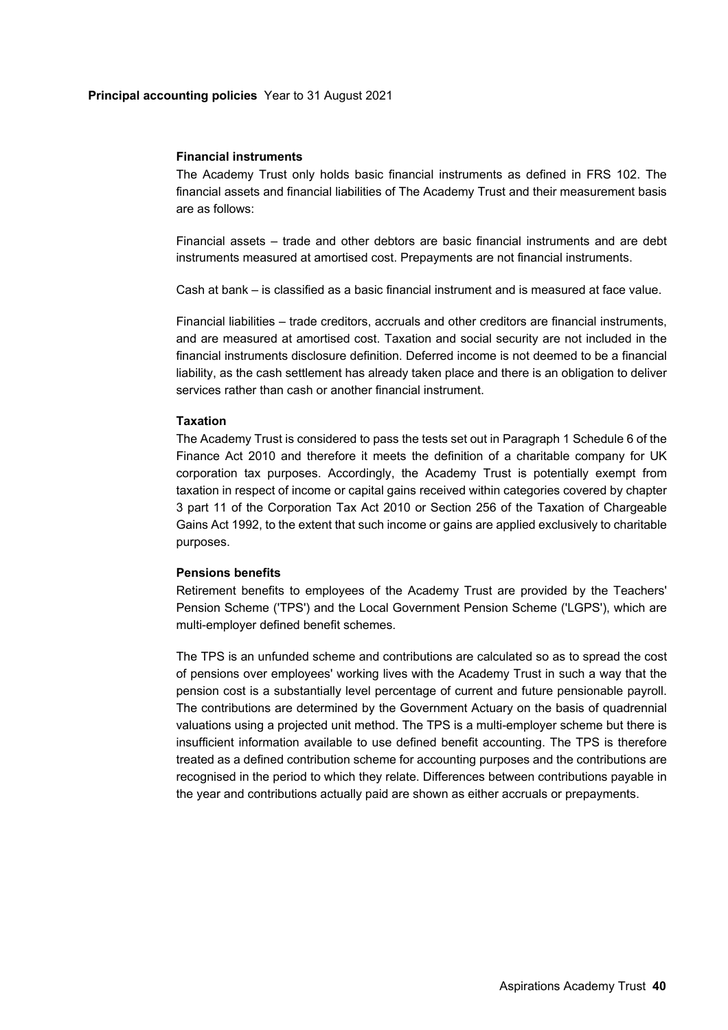**Principal accounting policies** Year to 31 August 2021

### Financial instruments

The Academy Trust only holds basic financial instruments as defined in FRS 102. The financial assets and financial liabilities of The Academy Trust and their measurement basis are as follows:

Financial assets – trade and other debtors are basic financial instruments and are debt instruments measured at amortised cost. Prepayments are not financial instruments.

Cash at bank – is classified as a basic financial instrument and is measured at face value.

Financial liabilities – trade creditors, accruals and other creditors are financial instruments, and are measured at amortised cost. Taxation and social security are not included in the financial instruments disclosure definition. Deferred income is not deemed to be a financial liability, as the cash settlement has already taken place and there is an obligation to deliver services rather than cash or another financial instrument.

### Taxation

The Academy Trust is considered to pass the tests set out in Paragraph 1 Schedule 6 of the Finance Act 2010 and therefore it meets the definition of a charitable company for UK corporation tax purposes. Accordingly, the Academy Trust is potentially exempt from taxation in respect of income or capital gains received within categories covered by chapter 3 part 11 of the Corporation Tax Act 2010 or Section 256 of the Taxation of Chargeable Gains Act 1992, to the extent that such income or gains are applied exclusively to charitable purposes.

### Pensions benefits

Retirement benefits to employees of the Academy Trust are provided by the Teachers' Pension Scheme ('TPS') and the Local Government Pension Scheme ('LGPS'), which are multi-employer defined benefit schemes.

The TPS is an unfunded scheme and contributions are calculated so as to spread the cost of pensions over employees' working lives with the Academy Trust in such a way that the pension cost is a substantially level percentage of current and future pensionable payroll. The contributions are determined by the Government Actuary on the basis of quadrennial valuations using a projected unit method. The TPS is a multi-employer scheme but there is insufficient information available to use defined benefit accounting. The TPS is therefore treated as a defined contribution scheme for accounting purposes and the contributions are recognised in the period to which they relate. Differences between contributions payable in the year and contributions actually paid are shown as either accruals or prepayments.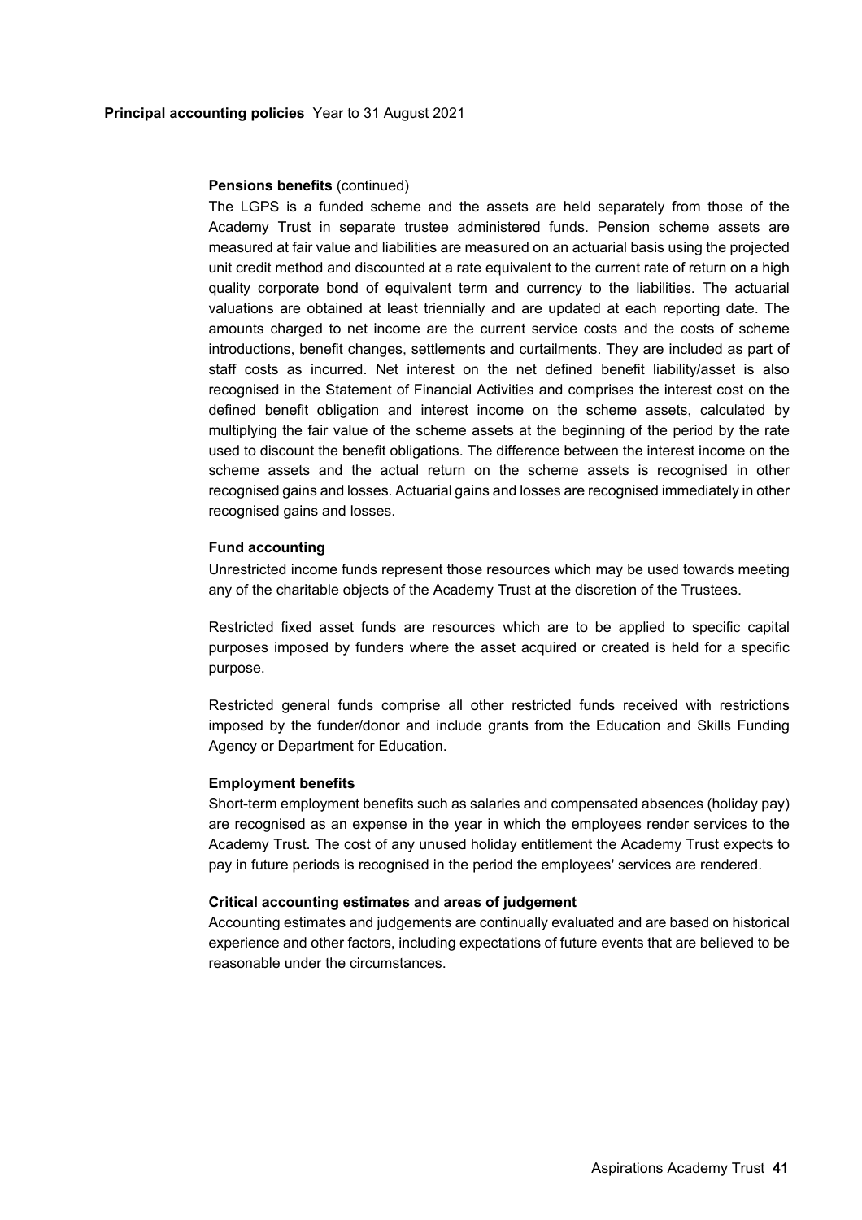**Principal accounting policies** Year to 31 August 2021

**Pensions benefits** (continued)

The LGPS is a funded scheme and the assets are held separately from those of the Academy Trust in separate trustee administered funds. Pension scheme assets are measured at fair value and liabilities are measured on an actuarial basis using the projected unit credit method and discounted at a rate equivalent to the current rate of return on a high quality corporate bond of equivalent term and currency to the liabilities. The actuarial valuations are obtained at least triennially and are updated at each reporting date. The amounts charged to net income are the current service costs and the costs of scheme introductions, benefit changes, settlements and curtailments. They are included as part of staff costs as incurred. Net interest on the net defined benefit liability/asset is also recognised in the Statement of Financial Activities and comprises the interest cost on the defined benefit obligation and interest income on the scheme assets, calculated by multiplying the fair value of the scheme assets at the beginning of the period by the rate used to discount the benefit obligations. The difference between the interest income on the scheme assets and the actual return on the scheme assets is recognised in other recognised gains and losses. Actuarial gains and losses are recognised immediately in other recognised gains and losses.

**Fund accounting**

Unrestricted income funds represent those resources which may be used towards meeting any of the charitable objects of the Academy Trust at the discretion of the Trustees.

Restricted fixed asset funds are resources which are to be applied to specific capital purposes imposed by funders where the asset acquired or created is held for a specific purpose.

Restricted general funds comprise all other restricted funds received with restrictions imposed by the funder/donor and include grants from the Education and Skills Funding Agency or Department for Education.

**Employment benefits**

Short-term employment benefits such as salaries and compensated absences (holiday pay) are recognised as an expense in the year in which the employees render services to the Academy Trust. The cost of any unused holiday entitlement the Academy Trust expects to pay in future periods is recognised in the period the employees' services are rendered.

**Critical accounting estimates and areas of judgement**

Accounting estimates and judgements are continually evaluated and are based on historical experience and other factors, including expectations of future events that are believed to be reasonable under the circumstances.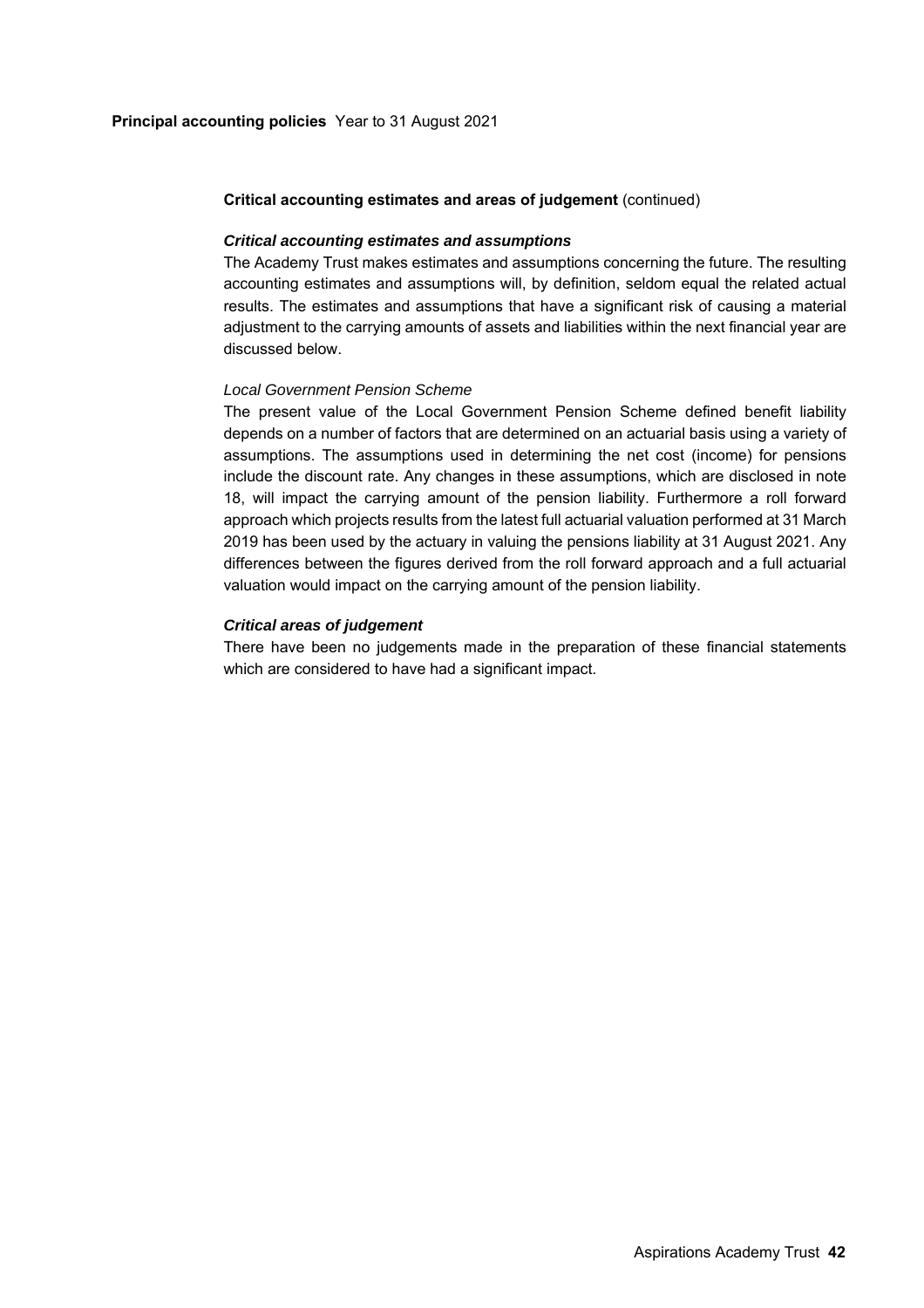**Critical accounting estimates and areas of judgement** (continued)

***Critical accounting estimates and assumptions***

The Academy Trust makes estimates and assumptions concerning the future. The resulting accounting estimates and assumptions will, by definition, seldom equal the related actual results. The estimates and assumptions that have a significant risk of causing a material adjustment to the carrying amounts of assets and liabilities within the next financial year are discussed below.

*Local Government Pension Scheme*

The present value of the Local Government Pension Scheme defined benefit liability depends on a number of factors that are determined on an actuarial basis using a variety of assumptions. The assumptions used in determining the net cost (income) for pensions include the discount rate. Any changes in these assumptions, which are disclosed in note 18, will impact the carrying amount of the pension liability. Furthermore a roll forward approach which projects results from the latest full actuarial valuation performed at 31 March 2019 has been used by the actuary in valuing the pensions liability at 31 August 2021. Any differences between the figures derived from the roll forward approach and a full actuarial valuation would impact on the carrying amount of the pension liability.

***Critical areas of judgement***

There have been no judgements made in the preparation of these financial statements which are considered to have had a significant impact.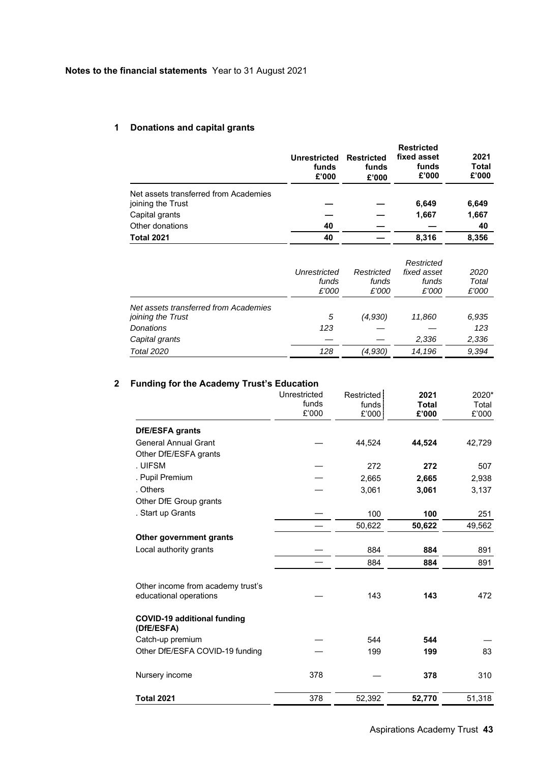**Notes to the financial statements** Year to 31 August 2021

## 1 Donations and capital grants

| | **Unrestricted funds £'000** | **Restricted funds £'000** | **Restricted fixed asset funds £'000** | **2021 Total £'000** |
|---|---|---|---|---|
| Net assets transferred from Academies joining the Trust | **—** | **—** | **6,649** | **6,649** |
| Capital grants | **—** | **—** | **1,667** | **1,667** |
| Other donations | **40** | **—** | **—** | **40** |
| **Total 2021** | **40** | **—** | **8,316** | **8,356** |

| | *Unrestricted funds £'000* | *Restricted funds £'000* | *Restricted fixed asset funds £'000* | *2020 Total £'000* |
|---|---|---|---|---|
| *Net assets transferred from Academies joining the Trust* | *5* | *(4,930)* | *11,860* | *6,935* |
| *Donations* | *123* | *—* | *—* | *123* |
| *Capital grants* | *—* | *—* | *2,336* | *2,336* |
| *Total 2020* | *128* | *(4,930)* | *14,196* | *9,394* |

## 2 Funding for the Academy Trust's Education

| | Unrestricted funds £'000 | Restricted funds £'000 | **2021 Total £'000** | 2020* Total £'000 |
|---|---|---|---|---|
| **DfE/ESFA grants** | | | | |
| General Annual Grant | — | 44,524 | **44,524** | 42,729 |
| Other DfE/ESFA grants | | | | |
| . UIFSM | — | 272 | **272** | 507 |
| . Pupil Premium | — | 2,665 | **2,665** | 2,938 |
| . Others | — | 3,061 | **3,061** | 3,137 |
| Other DfE Group grants | | | | |
| . Start up Grants | — | 100 | **100** | 251 |
| | — | 50,622 | **50,622** | 49,562 |
| **Other government grants** | | | | |
| Local authority grants | — | 884 | **884** | 891 |
| | — | 884 | **884** | 891 |
| Other income from academy trust's educational operations | — | 143 | **143** | 472 |
| **COVID-19 additional funding (DfE/ESFA)** | | | | |
| Catch-up premium | — | 544 | **544** | — |
| Other DfE/ESFA COVID-19 funding | — | 199 | **199** | 83 |
| Nursery income | 378 | — | **378** | 310 |
| **Total 2021** | 378 | 52,392 | **52,770** | 51,318 |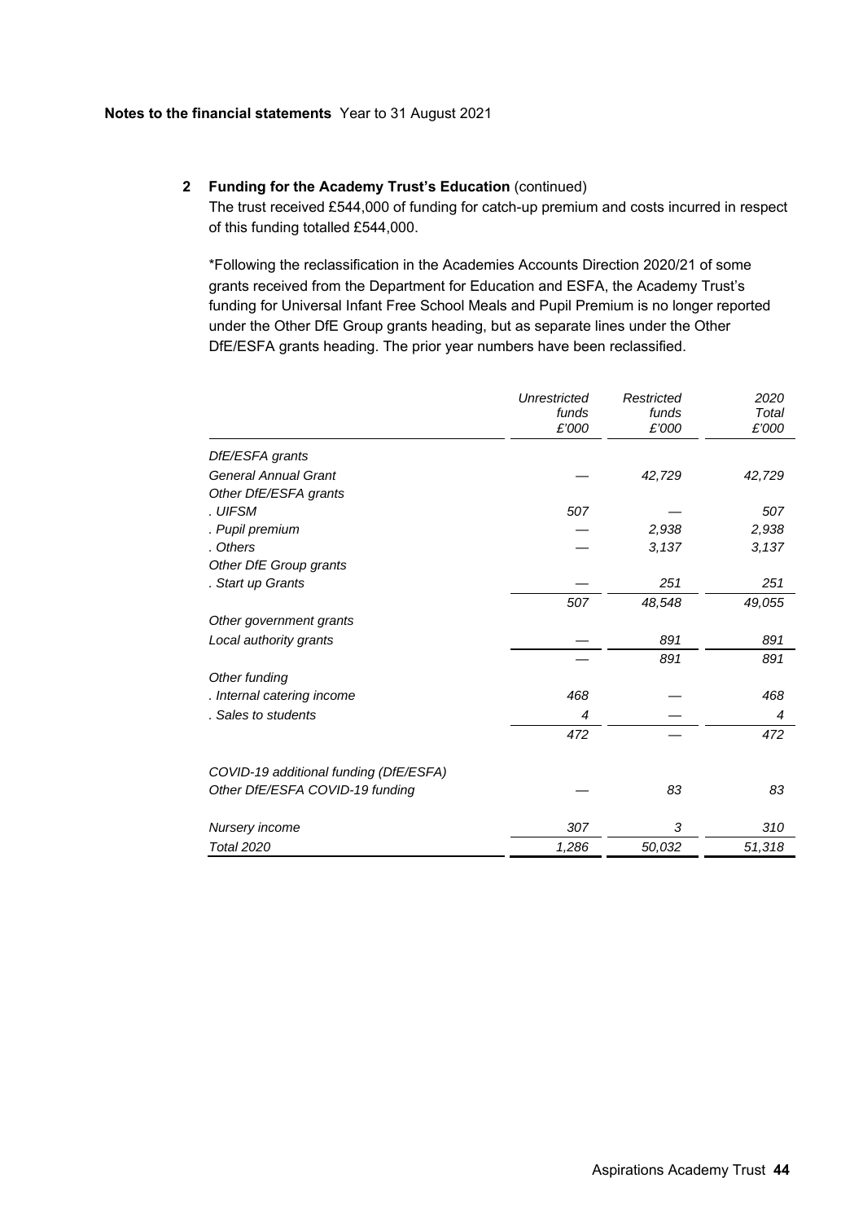**Notes to the financial statements** Year to 31 August 2021

## 2 Funding for the Academy Trust's Education (continued)

The trust received £544,000 of funding for catch-up premium and costs incurred in respect of this funding totalled £544,000.

*Following the reclassification in the Academies Accounts Direction 2020/21 of some grants received from the Department for Education and ESFA, the Academy Trust's funding for Universal Infant Free School Meals and Pupil Premium is no longer reported under the Other DfE Group grants heading, but as separate lines under the Other DfE/ESFA grants heading. The prior year numbers have been reclassified.

| | *Unrestricted funds £'000* | *Restricted funds £'000* | *2020 Total £'000* |
|---|---|---|---|
| *DfE/ESFA grants* | | | |
| *General Annual Grant* | — | *42,729* | *42,729* |
| *Other DfE/ESFA grants* | | | |
| *. UIFSM* | *507* | — | *507* |
| *. Pupil premium* | — | *2,938* | *2,938* |
| *. Others* | — | *3,137* | *3,137* |
| *Other DfE Group grants* | | | |
| *. Start up Grants* | — | *251* | *251* |
| | *507* | *48,548* | *49,055* |
| *Other government grants* | | | |
| *Local authority grants* | — | *891* | *891* |
| | — | *891* | *891* |
| *Other funding* | | | |
| *. Internal catering income* | *468* | — | *468* |
| *. Sales to students* | *4* | — | *4* |
| | *472* | — | *472* |
| *COVID-19 additional funding (DfE/ESFA)* | | | |
| *Other DfE/ESFA COVID-19 funding* | — | *83* | *83* |
| *Nursery income* | *307* | *3* | *310* |
| *Total 2020* | *1,286* | *50,032* | *51,318* |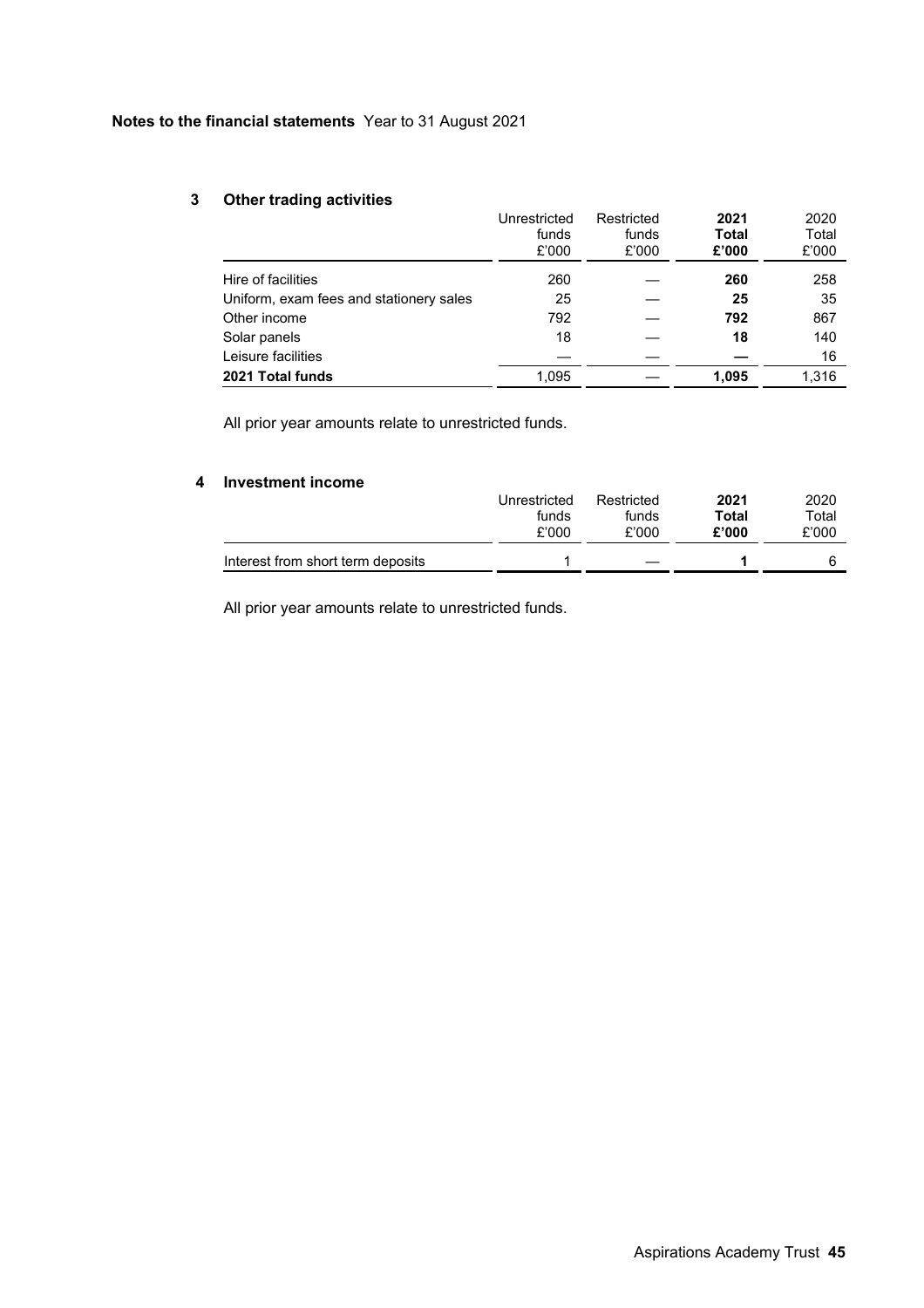**Notes to the financial statements** Year to 31 August 2021

## 3 Other trading activities

| | Unrestricted funds £'000 | Restricted funds £'000 | **2021 Total £'000** | 2020 Total £'000 |
|---|---|---|---|---|
| Hire of facilities | 260 | — | **260** | 258 |
| Uniform, exam fees and stationery sales | 25 | — | **25** | 35 |
| Other income | 792 | — | **792** | 867 |
| Solar panels | 18 | — | **18** | 140 |
| Leisure facilities | — | — | **—** | 16 |
| **2021 Total funds** | 1,095 | — | **1,095** | 1,316 |

All prior year amounts relate to unrestricted funds.

## 4 Investment income

| | Unrestricted funds £'000 | Restricted funds £'000 | **2021 Total £'000** | 2020 Total £'000 |
|---|---|---|---|---|
| Interest from short term deposits | 1 | — | **1** | 6 |

All prior year amounts relate to unrestricted funds.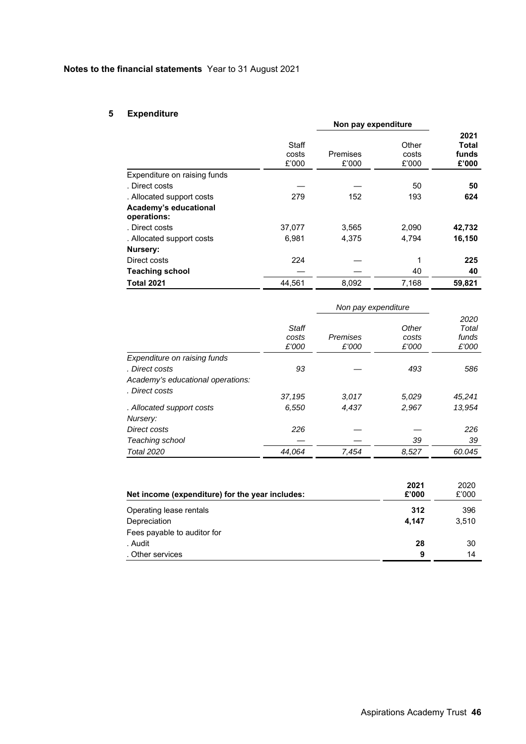**Notes to the financial statements** Year to 31 August 2021

## 5 Expenditure

| | | Non pay expenditure | | |
|---|---|---|---|---|
| | Staff costs £'000 | Premises £'000 | Other costs £'000 | **2021 Total funds £'000** |
| Expenditure on raising funds | | | | |
| . Direct costs | — | — | 50 | **50** |
| . Allocated support costs | 279 | 152 | 193 | **624** |
| **Academy's educational operations:** | | | | |
| . Direct costs | 37,077 | 3,565 | 2,090 | **42,732** |
| . Allocated support costs | 6,981 | 4,375 | 4,794 | **16,150** |
| **Nursery:** | | | | |
| Direct costs | 224 | — | 1 | **225** |
| **Teaching school** | — | — | 40 | **40** |
| **Total 2021** | 44,561 | 8,092 | 7,168 | **59,821** |

| | | *Non pay expenditure* | | |
|---|---|---|---|---|
| | *Staff costs £'000* | *Premises £'000* | *Other costs £'000* | *2020 Total funds £'000* |
| *Expenditure on raising funds* | | | | |
| *. Direct costs* | *93* | — | *493* | *586* |
| *Academy's educational operations:* | | | | |
| *. Direct costs* | *37,195* | *3,017* | *5,029* | *45,241* |
| *. Allocated support costs* | *6,550* | *4,437* | *2,967* | *13,954* |
| *Nursery:* | | | | |
| *Direct costs* | *226* | — | — | *226* |
| *Teaching school* | — | — | *39* | *39* |
| *Total 2020* | *44,064* | *7,454* | *8,527* | *60.045* |

| **Net income (expenditure) for the year includes:** | **2021 £'000** | 2020 £'000 |
|---|---|---|
| Operating lease rentals | **312** | 396 |
| Depreciation | **4,147** | 3,510 |
| Fees payable to auditor for | | |
| . Audit | **28** | 30 |
| . Other services | **9** | 14 |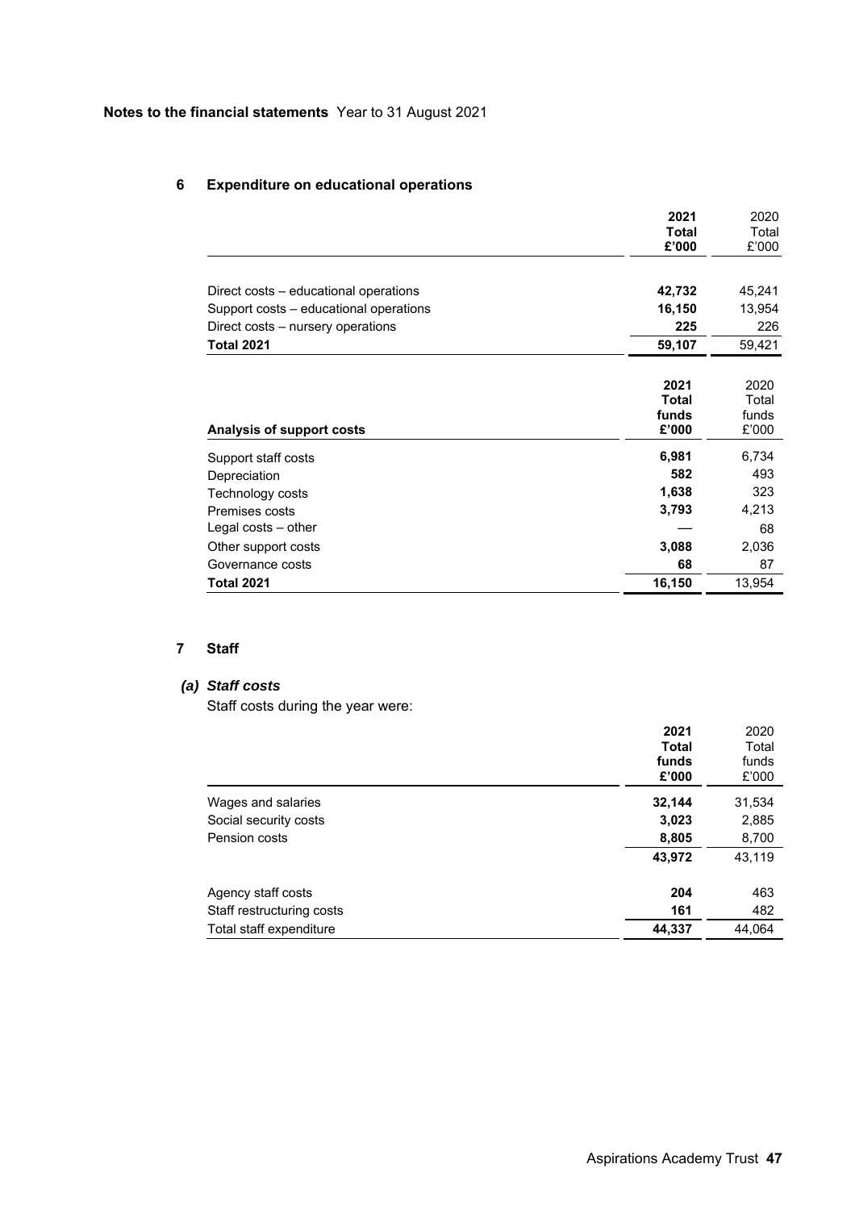**Notes to the financial statements** Year to 31 August 2021

## 6 Expenditure on educational operations

| | 2021 Total £'000 | 2020 Total £'000 |
|---|---|---|
| Direct costs – educational operations | **42,732** | 45,241 |
| Support costs – educational operations | **16,150** | 13,954 |
| Direct costs – nursery operations | **225** | 226 |
| **Total 2021** | **59,107** | 59,421 |

| Analysis of support costs | 2021 Total funds £'000 | 2020 Total funds £'000 |
|---|---|---|
| Support staff costs | **6,981** | 6,734 |
| Depreciation | **582** | 493 |
| Technology costs | **1,638** | 323 |
| Premises costs | **3,793** | 4,213 |
| Legal costs – other | — | 68 |
| Other support costs | **3,088** | 2,036 |
| Governance costs | **68** | 87 |
| **Total 2021** | **16,150** | 13,954 |

## 7 Staff

### (a) *Staff costs*

Staff costs during the year were:

| | 2021 Total funds £'000 | 2020 Total funds £'000 |
|---|---|---|
| Wages and salaries | **32,144** | 31,534 |
| Social security costs | **3,023** | 2,885 |
| Pension costs | **8,805** | 8,700 |
| | **43,972** | 43,119 |
| Agency staff costs | **204** | 463 |
| Staff restructuring costs | **161** | 482 |
| Total staff expenditure | **44,337** | 44,064 |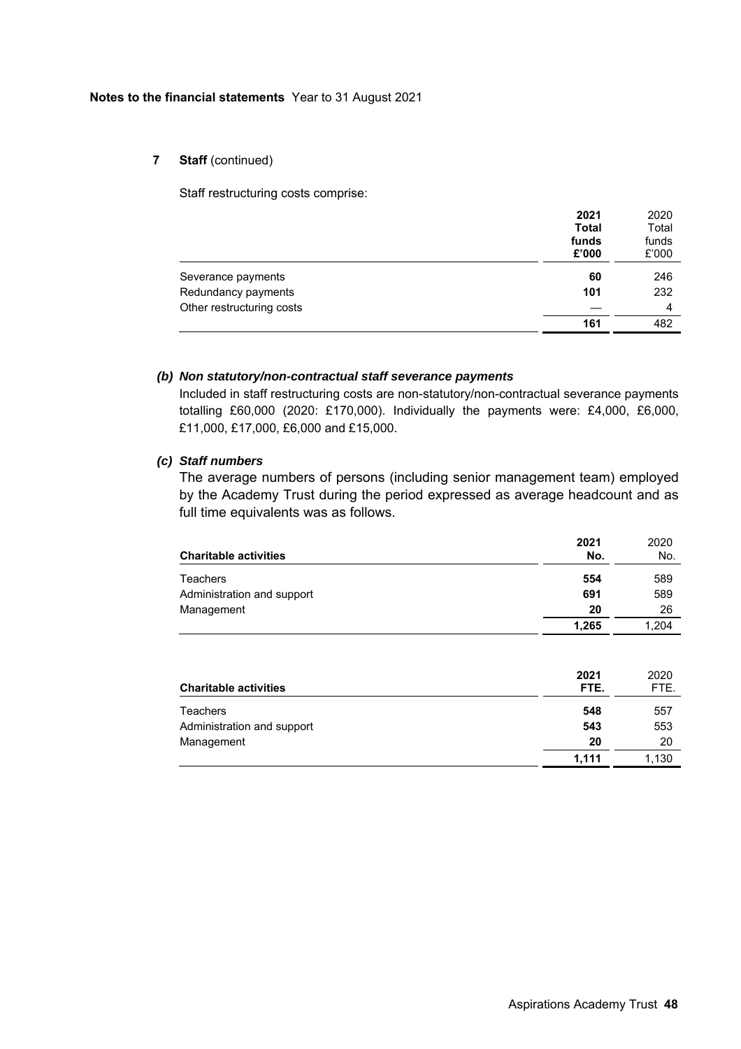**7 Staff** (continued)

Staff restructuring costs comprise:

| | **2021 Total funds £'000** | 2020 Total funds £'000 |
|---|---|---|
| Severance payments | **60** | 246 |
| Redundancy payments | **101** | 232 |
| Other restructuring costs | **—** | 4 |
| | **161** | 482 |

***(b) Non statutory/non-contractual staff severance payments***

Included in staff restructuring costs are non-statutory/non-contractual severance payments totalling £60,000 (2020: £170,000). Individually the payments were: £4,000, £6,000, £11,000, £17,000, £6,000 and £15,000.

***(c) Staff numbers***

The average numbers of persons (including senior management team) employed by the Academy Trust during the period expressed as average headcount and as full time equivalents was as follows.

| **Charitable activities** | **2021 No.** | 2020 No. |
|---|---|---|
| Teachers | **554** | 589 |
| Administration and support | **691** | 589 |
| Management | **20** | 26 |
| | **1,265** | 1,204 |

| **Charitable activities** | **2021 FTE.** | 2020 FTE. |
|---|---|---|
| Teachers | **548** | 557 |
| Administration and support | **543** | 553 |
| Management | **20** | 20 |
| | **1,111** | 1,130 |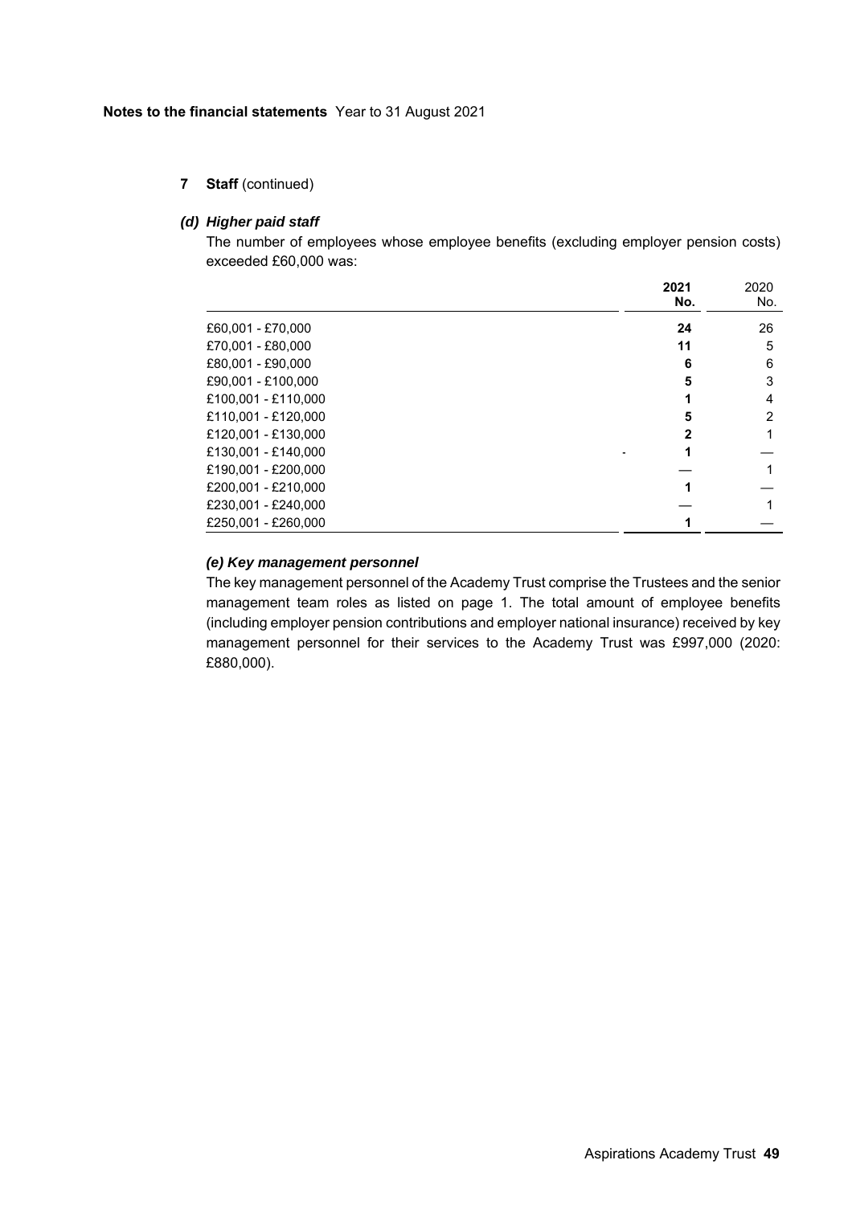**Notes to the financial statements** Year to 31 August 2021

**7 Staff** (continued)

***(d) Higher paid staff***

The number of employees whose employee benefits (excluding employer pension costs) exceeded £60,000 was:

| | **2021 No.** | 2020 No. |
|---|---|---|
| £60,001 - £70,000 | **24** | 26 |
| £70,001 - £80,000 | **11** | 5 |
| £80,001 - £90,000 | **6** | 6 |
| £90,001 - £100,000 | **5** | 3 |
| £100,001 - £110,000 | **1** | 4 |
| £110,001 - £120,000 | **5** | 2 |
| £120,001 - £130,000 | **2** | 1 |
| £130,001 - £140,000 | **1** | — |
| £190,001 - £200,000 | **—** | 1 |
| £200,001 - £210,000 | **1** | — |
| £230,001 - £240,000 | **—** | 1 |
| £250,001 - £260,000 | **1** | — |

***(e) Key management personnel***

The key management personnel of the Academy Trust comprise the Trustees and the senior management team roles as listed on page 1. The total amount of employee benefits (including employer pension contributions and employer national insurance) received by key management personnel for their services to the Academy Trust was £997,000 (2020: £880,000).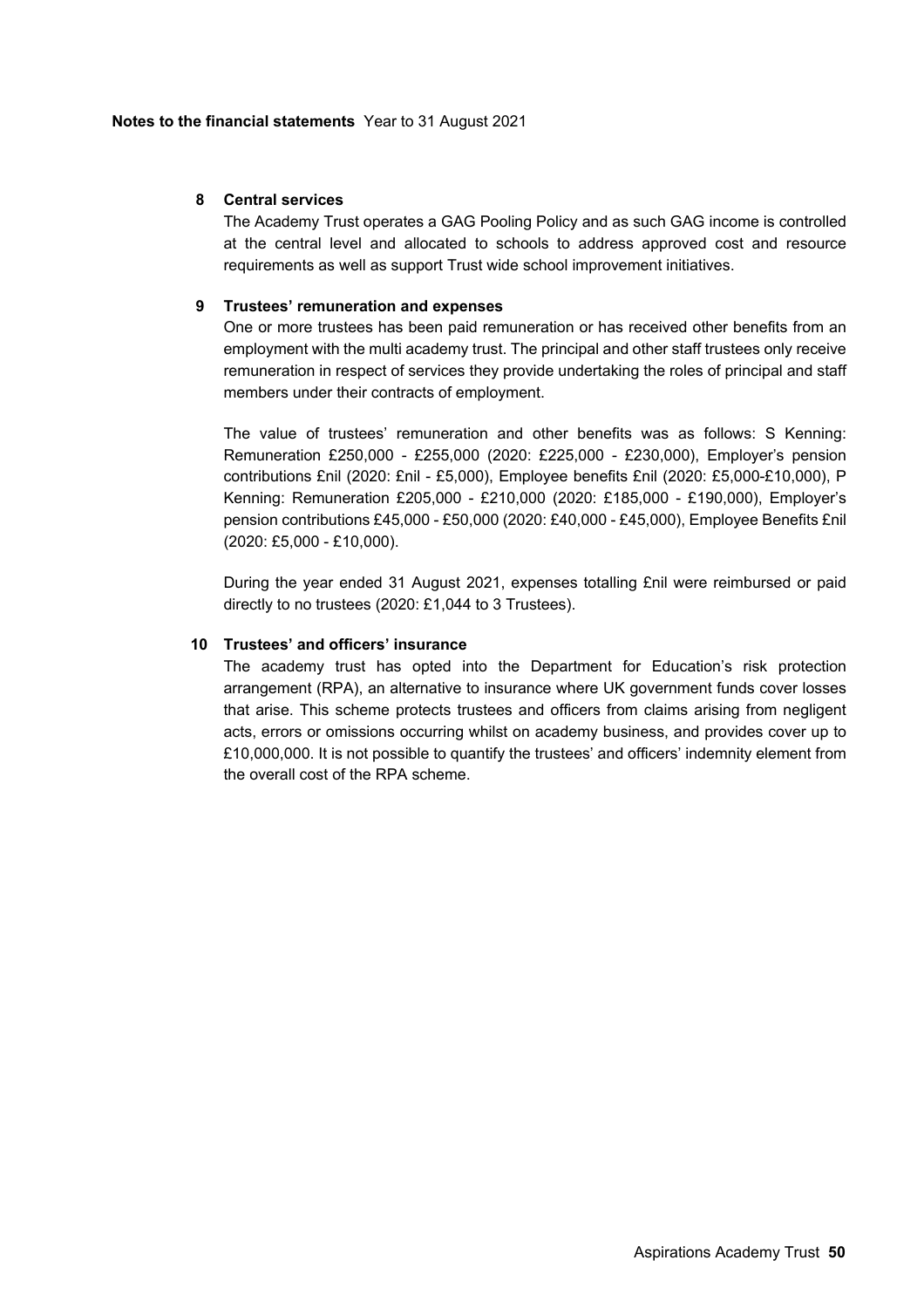## 8 Central services

The Academy Trust operates a GAG Pooling Policy and as such GAG income is controlled at the central level and allocated to schools to address approved cost and resource requirements as well as support Trust wide school improvement initiatives.

## 9 Trustees' remuneration and expenses

One or more trustees has been paid remuneration or has received other benefits from an employment with the multi academy trust. The principal and other staff trustees only receive remuneration in respect of services they provide undertaking the roles of principal and staff members under their contracts of employment.

The value of trustees' remuneration and other benefits was as follows: S Kenning: Remuneration £250,000 - £255,000 (2020: £225,000 - £230,000), Employer's pension contributions £nil (2020: £nil - £5,000), Employee benefits £nil (2020: £5,000-£10,000), P Kenning: Remuneration £205,000 - £210,000 (2020: £185,000 - £190,000), Employer's pension contributions £45,000 - £50,000 (2020: £40,000 - £45,000), Employee Benefits £nil (2020: £5,000 - £10,000).

During the year ended 31 August 2021, expenses totalling £nil were reimbursed or paid directly to no trustees (2020: £1,044 to 3 Trustees).

## 10 Trustees' and officers' insurance

The academy trust has opted into the Department for Education's risk protection arrangement (RPA), an alternative to insurance where UK government funds cover losses that arise. This scheme protects trustees and officers from claims arising from negligent acts, errors or omissions occurring whilst on academy business, and provides cover up to £10,000,000. It is not possible to quantify the trustees' and officers' indemnity element from the overall cost of the RPA scheme.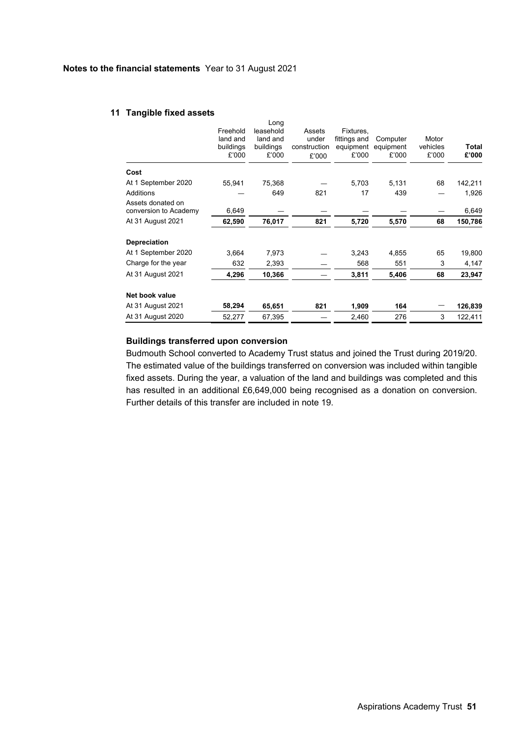**Notes to the financial statements** Year to 31 August 2021

## 11 Tangible fixed assets

| | Freehold land and buildings £'000 | Long leasehold land and buildings £'000 | Assets under construction £'000 | Fixtures, fittings and equipment £'000 | Computer equipment £'000 | Motor vehicles £'000 | **Total £'000** |
|---|---|---|---|---|---|---|---|
| **Cost** | | | | | | | |
| At 1 September 2020 | 55,941 | 75,368 | — | 5,703 | 5,131 | 68 | 142,211 |
| Additions | — | 649 | 821 | 17 | 439 | — | 1,926 |
| Assets donated on conversion to Academy | 6,649 | — | — | — | — | — | 6,649 |
| At 31 August 2021 | **62,590** | **76,017** | **821** | **5,720** | **5,570** | **68** | **150,786** |
| **Depreciation** | | | | | | | |
| At 1 September 2020 | 3,664 | 7,973 | — | 3,243 | 4,855 | 65 | 19,800 |
| Charge for the year | 632 | 2,393 | — | 568 | 551 | 3 | 4,147 |
| At 31 August 2021 | **4,296** | **10,366** | — | **3,811** | **5,406** | **68** | **23,947** |
| **Net book value** | | | | | | | |
| At 31 August 2021 | **58,294** | **65,651** | **821** | **1,909** | **164** | — | **126,839** |
| At 31 August 2020 | 52,277 | 67,395 | — | 2,460 | 276 | 3 | 122,411 |

### Buildings transferred upon conversion

Budmouth School converted to Academy Trust status and joined the Trust during 2019/20. The estimated value of the buildings transferred on conversion was included within tangible fixed assets. During the year, a valuation of the land and buildings was completed and this has resulted in an additional £6,649,000 being recognised as a donation on conversion. Further details of this transfer are included in note 19.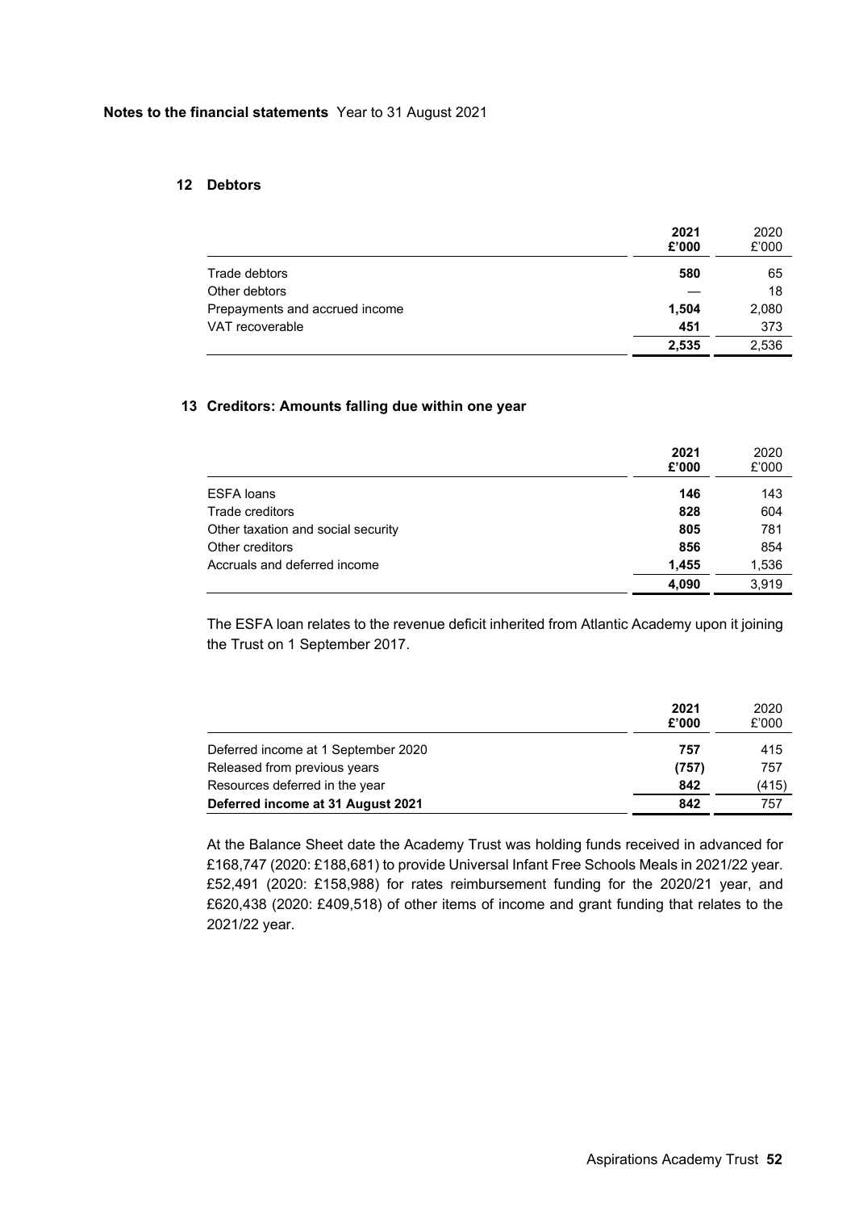**Notes to the financial statements** Year to 31 August 2021

## 12 Debtors

| | 2021 £'000 | 2020 £'000 |
|---|---|---|
| Trade debtors | 580 | 65 |
| Other debtors | — | 18 |
| Prepayments and accrued income | 1,504 | 2,080 |
| VAT recoverable | 451 | 373 |
| | 2,535 | 2,536 |

## 13 Creditors: Amounts falling due within one year

| | 2021 £'000 | 2020 £'000 |
|---|---|---|
| ESFA loans | 146 | 143 |
| Trade creditors | 828 | 604 |
| Other taxation and social security | 805 | 781 |
| Other creditors | 856 | 854 |
| Accruals and deferred income | 1,455 | 1,536 |
| | 4,090 | 3,919 |

The ESFA loan relates to the revenue deficit inherited from Atlantic Academy upon it joining the Trust on 1 September 2017.

| | 2021 £'000 | 2020 £'000 |
|---|---|---|
| Deferred income at 1 September 2020 | 757 | 415 |
| Released from previous years | (757) | 757 |
| Resources deferred in the year | 842 | (415) |
| **Deferred income at 31 August 2021** | 842 | 757 |

At the Balance Sheet date the Academy Trust was holding funds received in advanced for £168,747 (2020: £188,681) to provide Universal Infant Free Schools Meals in 2021/22 year. £52,491 (2020: £158,988) for rates reimbursement funding for the 2020/21 year, and £620,438 (2020: £409,518) of other items of income and grant funding that relates to the 2021/22 year.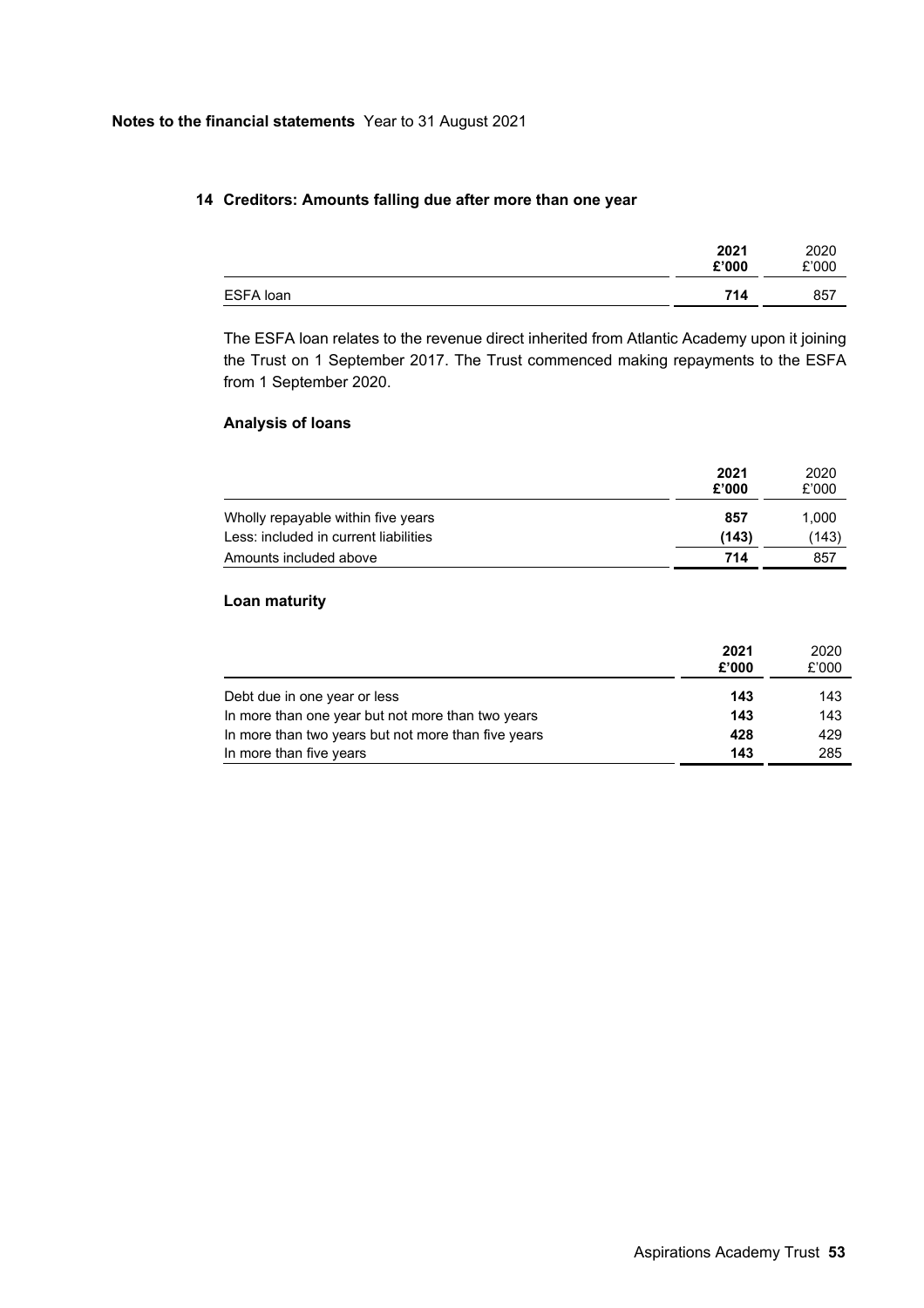**Notes to the financial statements** Year to 31 August 2021

## 14 Creditors: Amounts falling due after more than one year

| | 2021 £'000 | 2020 £'000 |
|---|---|---|
| ESFA loan | **714** | 857 |

The ESFA loan relates to the revenue direct inherited from Atlantic Academy upon it joining the Trust on 1 September 2017. The Trust commenced making repayments to the ESFA from 1 September 2020.

### Analysis of loans

| | 2021 £'000 | 2020 £'000 |
|---|---|---|
| Wholly repayable within five years | **857** | 1,000 |
| Less: included in current liabilities | **(143)** | (143) |
| Amounts included above | **714** | 857 |

### Loan maturity

| | 2021 £'000 | 2020 £'000 |
|---|---|---|
| Debt due in one year or less | **143** | 143 |
| In more than one year but not more than two years | **143** | 143 |
| In more than two years but not more than five years | **428** | 429 |
| In more than five years | **143** | 285 |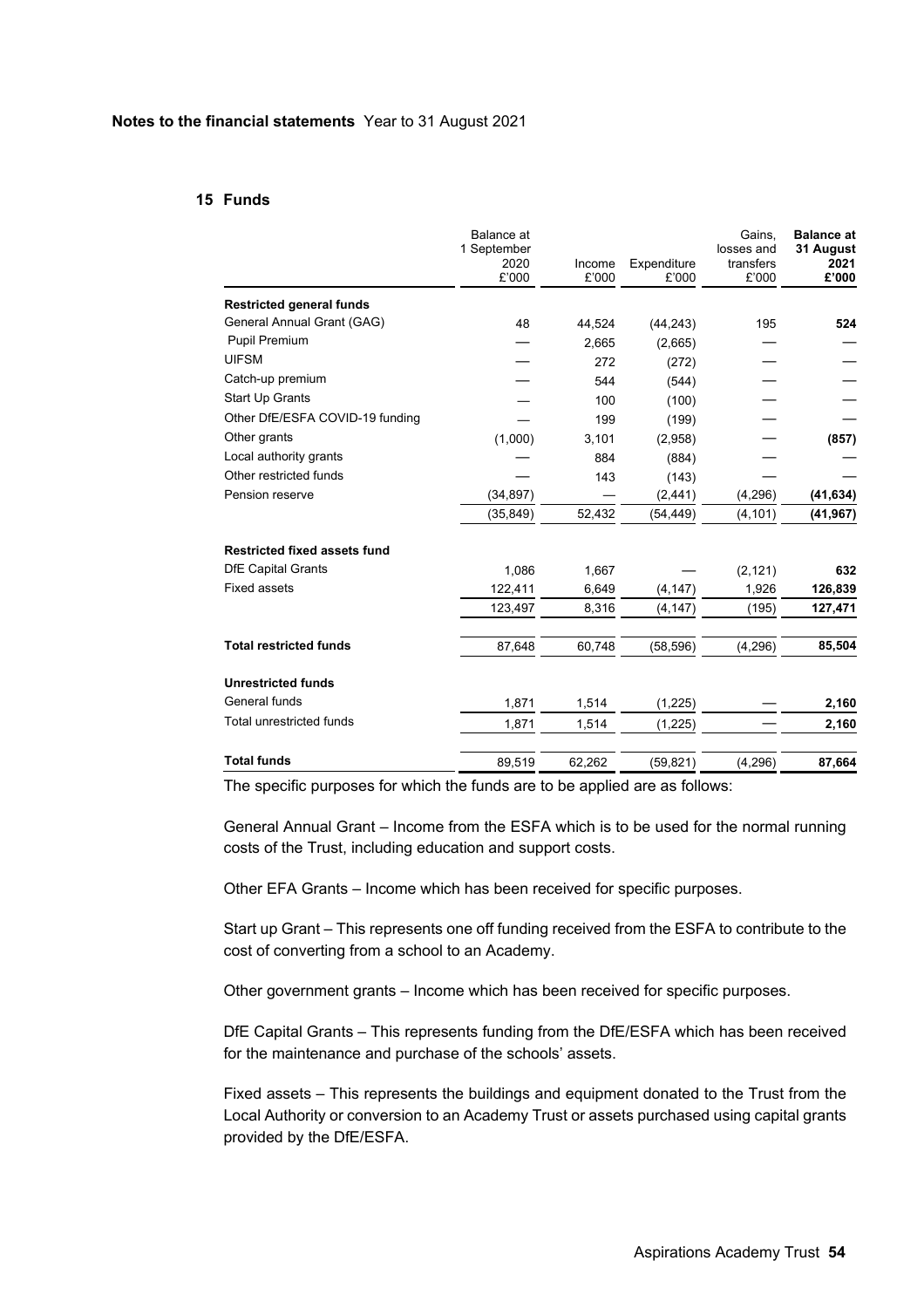**Notes to the financial statements** Year to 31 August 2021

## 15 Funds

| | Balance at 1 September 2020 £'000 | Income £'000 | Expenditure £'000 | Gains, losses and transfers £'000 | **Balance at 31 August 2021 £'000** |
|---|---|---|---|---|---|
| **Restricted general funds** | | | | | |
| General Annual Grant (GAG) | 48 | 44,524 | (44,243) | 195 | **524** |
| Pupil Premium | — | 2,665 | (2,665) | — | — |
| UIFSM | — | 272 | (272) | — | — |
| Catch-up premium | — | 544 | (544) | — | — |
| Start Up Grants | — | 100 | (100) | — | — |
| Other DfE/ESFA COVID-19 funding | — | 199 | (199) | — | — |
| Other grants | (1,000) | 3,101 | (2,958) | — | **(857)** |
| Local authority grants | — | 884 | (884) | — | — |
| Other restricted funds | — | 143 | (143) | — | — |
| Pension reserve | (34,897) | — | (2,441) | (4,296) | **(41,634)** |
| | (35,849) | 52,432 | (54,449) | (4,101) | **(41,967)** |
| **Restricted fixed assets fund** | | | | | |
| DfE Capital Grants | 1,086 | 1,667 | — | (2,121) | **632** |
| Fixed assets | 122,411 | 6,649 | (4,147) | 1,926 | **126,839** |
| | 123,497 | 8,316 | (4,147) | (195) | **127,471** |
| **Total restricted funds** | 87,648 | 60,748 | (58,596) | (4,296) | **85,504** |
| **Unrestricted funds** | | | | | |
| General funds | 1,871 | 1,514 | (1,225) | — | **2,160** |
| Total unrestricted funds | 1,871 | 1,514 | (1,225) | — | **2,160** |
| **Total funds** | 89,519 | 62,262 | (59,821) | (4,296) | **87,664** |

The specific purposes for which the funds are to be applied are as follows:

General Annual Grant – Income from the ESFA which is to be used for the normal running costs of the Trust, including education and support costs.

Other EFA Grants – Income which has been received for specific purposes.

Start up Grant – This represents one off funding received from the ESFA to contribute to the cost of converting from a school to an Academy.

Other government grants – Income which has been received for specific purposes.

DfE Capital Grants – This represents funding from the DfE/ESFA which has been received for the maintenance and purchase of the schools' assets.

Fixed assets – This represents the buildings and equipment donated to the Trust from the Local Authority or conversion to an Academy Trust or assets purchased using capital grants provided by the DfE/ESFA.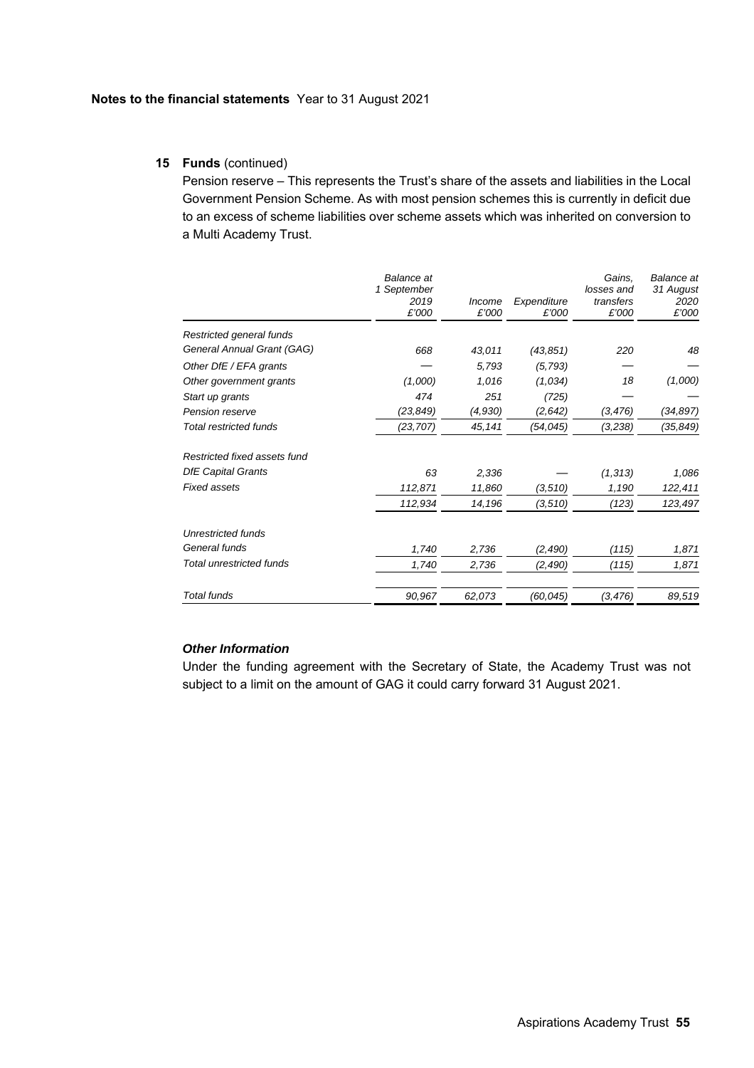**15 Funds** (continued)

Pension reserve – This represents the Trust's share of the assets and liabilities in the Local Government Pension Scheme. As with most pension schemes this is currently in deficit due to an excess of scheme liabilities over scheme assets which was inherited on conversion to a Multi Academy Trust.

| | *Balance at 1 September 2019 £'000* | *Income £'000* | *Expenditure £'000* | *Gains, losses and transfers £'000* | *Balance at 31 August 2020 £'000* |
|---|---|---|---|---|---|
| *Restricted general funds* | | | | | |
| *General Annual Grant (GAG)* | *668* | *43,011* | *(43,851)* | *220* | *48* |
| *Other DfE / EFA grants* | *—* | *5,793* | *(5,793)* | *—* | *—* |
| *Other government grants* | *(1,000)* | *1,016* | *(1,034)* | *18* | *(1,000)* |
| *Start up grants* | *474* | *251* | *(725)* | *—* | *—* |
| *Pension reserve* | *(23,849)* | *(4,930)* | *(2,642)* | *(3,476)* | *(34,897)* |
| *Total restricted funds* | *(23,707)* | *45,141* | *(54,045)* | *(3,238)* | *(35,849)* |
| *Restricted fixed assets fund* | | | | | |
| *DfE Capital Grants* | *63* | *2,336* | *—* | *(1,313)* | *1,086* |
| *Fixed assets* | *112,871* | *11,860* | *(3,510)* | *1,190* | *122,411* |
| | *112,934* | *14,196* | *(3,510)* | *(123)* | *123,497* |
| *Unrestricted funds* | | | | | |
| *General funds* | *1,740* | *2,736* | *(2,490)* | *(115)* | *1,871* |
| *Total unrestricted funds* | *1,740* | *2,736* | *(2,490)* | *(115)* | *1,871* |
| *Total funds* | *90,967* | *62,073* | *(60,045)* | *(3,476)* | *89,519* |

***Other Information***

Under the funding agreement with the Secretary of State, the Academy Trust was not subject to a limit on the amount of GAG it could carry forward 31 August 2021.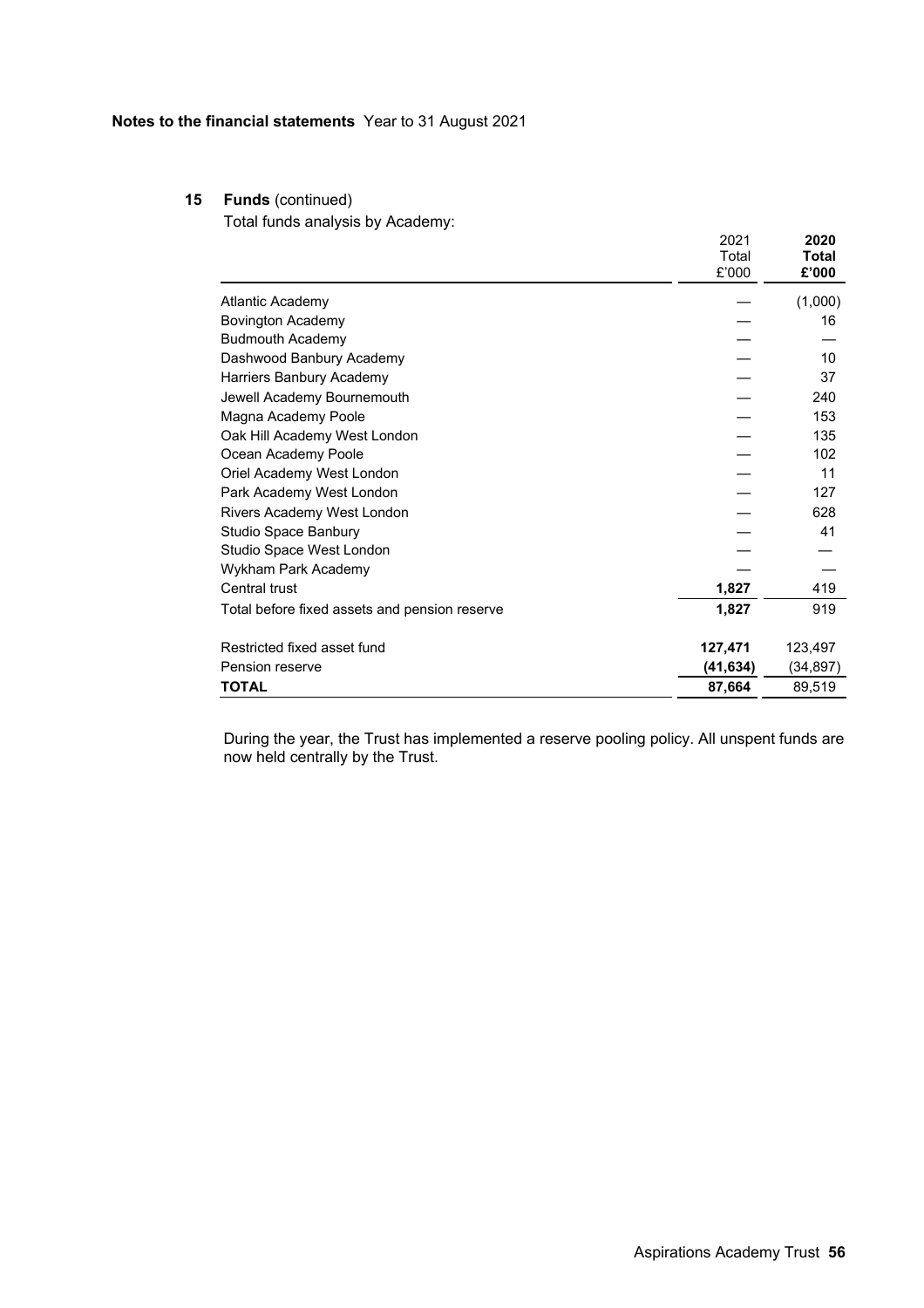**Notes to the financial statements** Year to 31 August 2021

## 15 Funds (continued)

Total funds analysis by Academy:

| | 2021 Total £'000 | **2020 Total £'000** |
|---|---|---|
| Atlantic Academy | — | (1,000) |
| Bovington Academy | — | 16 |
| Budmouth Academy | — | — |
| Dashwood Banbury Academy | — | 10 |
| Harriers Banbury Academy | — | 37 |
| Jewell Academy Bournemouth | — | 240 |
| Magna Academy Poole | — | 153 |
| Oak Hill Academy West London | — | 135 |
| Ocean Academy Poole | — | 102 |
| Oriel Academy West London | — | 11 |
| Park Academy West London | — | 127 |
| Rivers Academy West London | — | 628 |
| Studio Space Banbury | — | 41 |
| Studio Space West London | — | — |
| Wykham Park Academy | — | — |
| Central trust | **1,827** | 419 |
| Total before fixed assets and pension reserve | **1,827** | 919 |
| | | |
| Restricted fixed asset fund | **127,471** | 123,497 |
| Pension reserve | **(41,634)** | (34,897) |
| **TOTAL** | **87,664** | 89,519 |

During the year, the Trust has implemented a reserve pooling policy. All unspent funds are now held centrally by the Trust.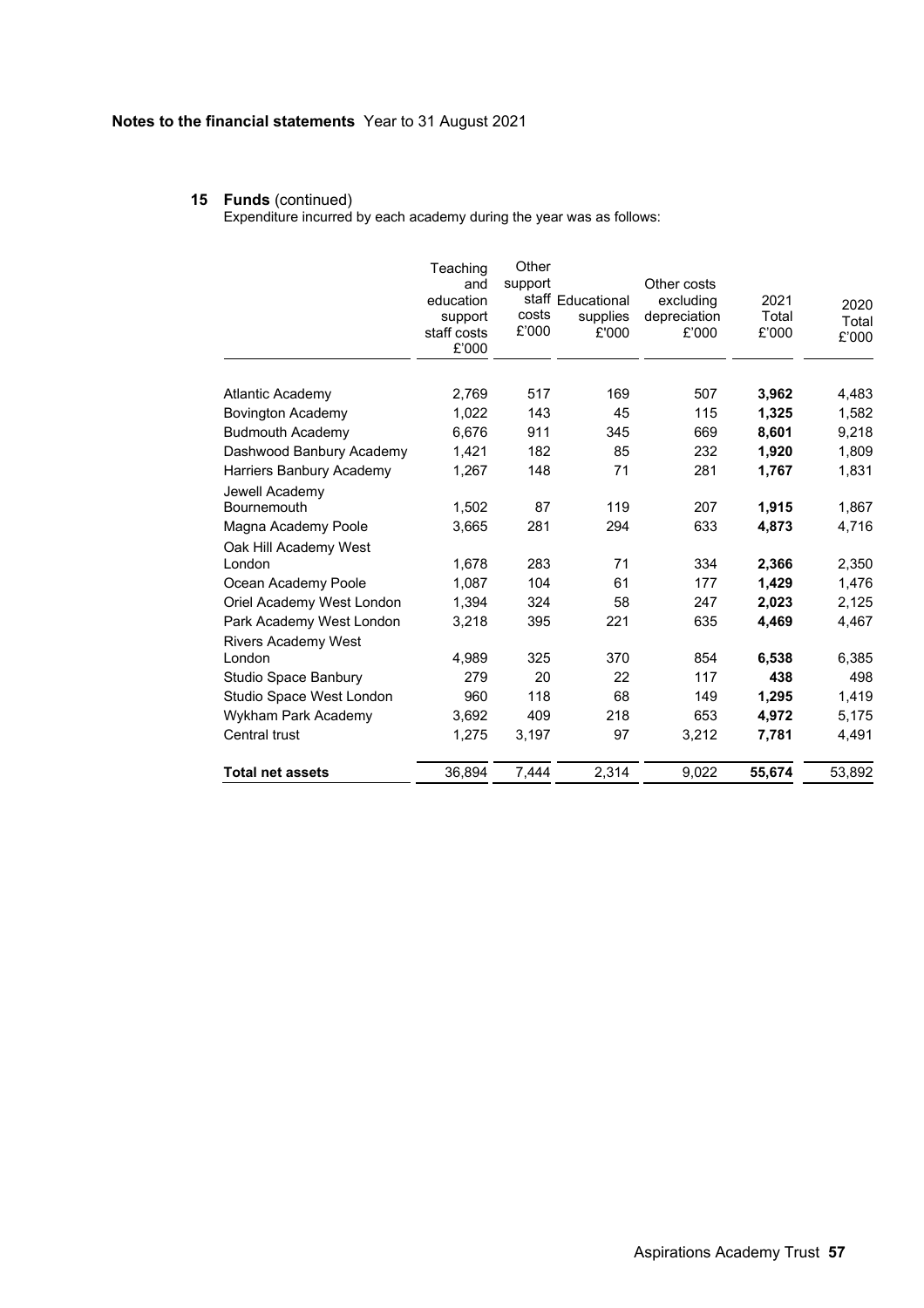**Notes to the financial statements** Year to 31 August 2021

**15 Funds** (continued)

Expenditure incurred by each academy during the year was as follows:

| | Teaching and education support staff costs £'000 | Other support staff costs £'000 | Educational supplies £'000 | Other costs excluding depreciation £'000 | 2021 Total £'000 | 2020 Total £'000 |
|---|---|---|---|---|---|---|
| Atlantic Academy | 2,769 | 517 | 169 | 507 | **3,962** | 4,483 |
| Bovington Academy | 1,022 | 143 | 45 | 115 | **1,325** | 1,582 |
| Budmouth Academy | 6,676 | 911 | 345 | 669 | **8,601** | 9,218 |
| Dashwood Banbury Academy | 1,421 | 182 | 85 | 232 | **1,920** | 1,809 |
| Harriers Banbury Academy | 1,267 | 148 | 71 | 281 | **1,767** | 1,831 |
| Jewell Academy Bournemouth | 1,502 | 87 | 119 | 207 | **1,915** | 1,867 |
| Magna Academy Poole | 3,665 | 281 | 294 | 633 | **4,873** | 4,716 |
| Oak Hill Academy West London | 1,678 | 283 | 71 | 334 | **2,366** | 2,350 |
| Ocean Academy Poole | 1,087 | 104 | 61 | 177 | **1,429** | 1,476 |
| Oriel Academy West London | 1,394 | 324 | 58 | 247 | **2,023** | 2,125 |
| Park Academy West London | 3,218 | 395 | 221 | 635 | **4,469** | 4,467 |
| Rivers Academy West London | 4,989 | 325 | 370 | 854 | **6,538** | 6,385 |
| Studio Space Banbury | 279 | 20 | 22 | 117 | **438** | 498 |
| Studio Space West London | 960 | 118 | 68 | 149 | **1,295** | 1,419 |
| Wykham Park Academy | 3,692 | 409 | 218 | 653 | **4,972** | 5,175 |
| Central trust | 1,275 | 3,197 | 97 | 3,212 | **7,781** | 4,491 |
| **Total net assets** | 36,894 | 7,444 | 2,314 | 9,022 | **55,674** | 53,892 |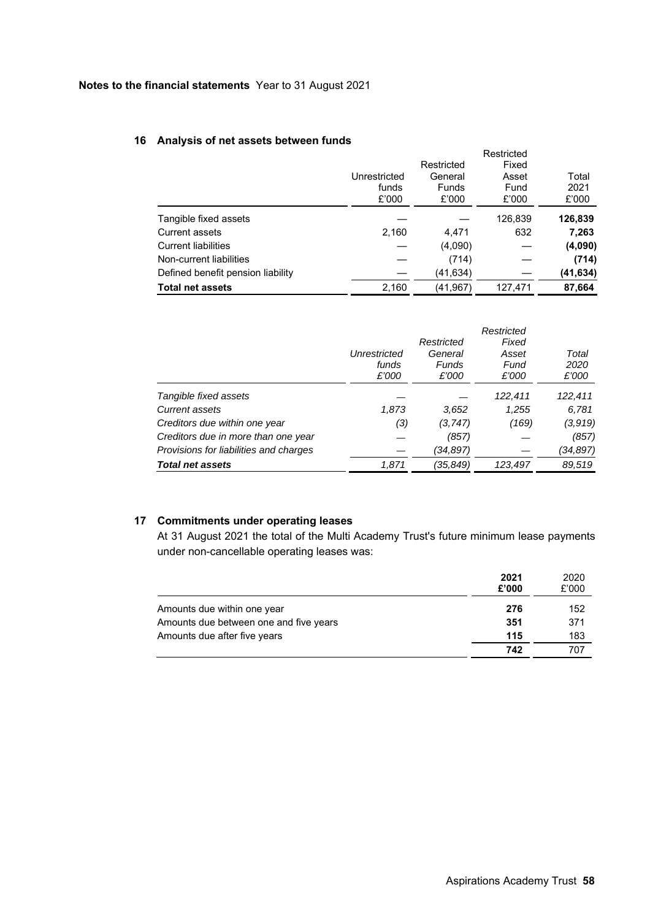**Notes to the financial statements** Year to 31 August 2021

## 16 Analysis of net assets between funds

| | Unrestricted funds £'000 | Restricted General Funds £'000 | Restricted Fixed Asset Fund £'000 | Total 2021 £'000 |
|---|---|---|---|---|
| Tangible fixed assets | — | — | 126,839 | **126,839** |
| Current assets | 2,160 | 4,471 | 632 | **7,263** |
| Current liabilities | — | (4,090) | — | **(4,090)** |
| Non-current liabilities | — | (714) | — | **(714)** |
| Defined benefit pension liability | — | (41,634) | — | **(41,634)** |
| **Total net assets** | 2,160 | (41,967) | 127,471 | **87,664** |

| | *Unrestricted funds £'000* | *Restricted General Funds £'000* | *Restricted Fixed Asset Fund £'000* | *Total 2020 £'000* |
|---|---|---|---|---|
| *Tangible fixed assets* | *—* | *—* | *122,411* | *122,411* |
| *Current assets* | *1,873* | *3,652* | *1,255* | *6,781* |
| *Creditors due within one year* | *(3)* | *(3,747)* | *(169)* | *(3,919)* |
| *Creditors due in more than one year* | *—* | *(857)* | *—* | *(857)* |
| *Provisions for liabilities and charges* | *—* | *(34,897)* | *—* | *(34,897)* |
| ***Total net assets*** | *1,871* | *(35,849)* | *123,497* | *89,519* |

## 17 Commitments under operating leases

At 31 August 2021 the total of the Multi Academy Trust's future minimum lease payments under non-cancellable operating leases was:

| | 2021 £'000 | 2020 £'000 |
|---|---|---|
| Amounts due within one year | **276** | 152 |
| Amounts due between one and five years | **351** | 371 |
| Amounts due after five years | **115** | 183 |
| | **742** | 707 |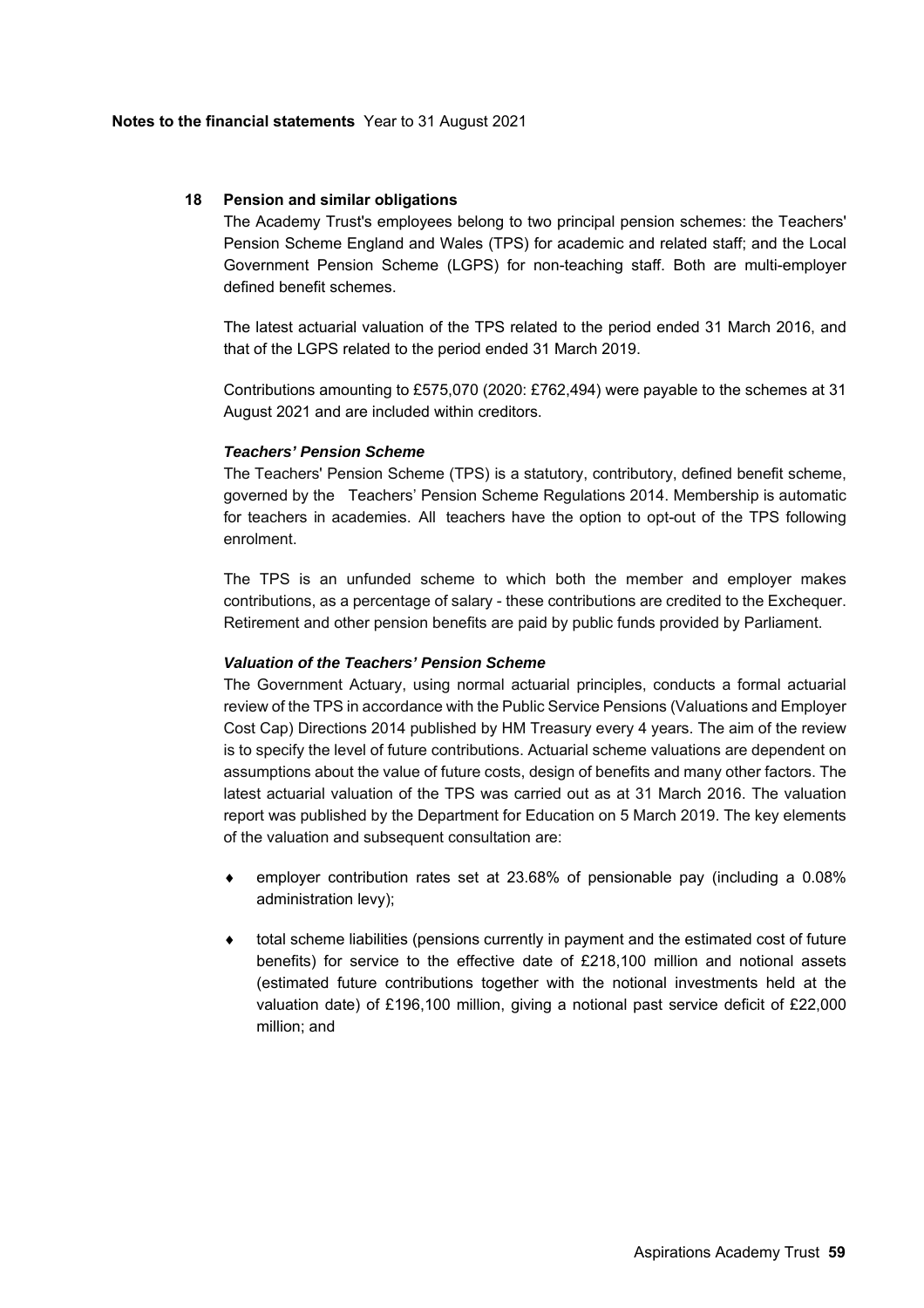## 18 Pension and similar obligations

The Academy Trust's employees belong to two principal pension schemes: the Teachers' Pension Scheme England and Wales (TPS) for academic and related staff; and the Local Government Pension Scheme (LGPS) for non-teaching staff. Both are multi-employer defined benefit schemes.

The latest actuarial valuation of the TPS related to the period ended 31 March 2016, and that of the LGPS related to the period ended 31 March 2019.

Contributions amounting to £575,070 (2020: £762,494) were payable to the schemes at 31 August 2021 and are included within creditors.

### *Teachers' Pension Scheme*

The Teachers' Pension Scheme (TPS) is a statutory, contributory, defined benefit scheme, governed by the Teachers' Pension Scheme Regulations 2014. Membership is automatic for teachers in academies. All teachers have the option to opt-out of the TPS following enrolment.

The TPS is an unfunded scheme to which both the member and employer makes contributions, as a percentage of salary - these contributions are credited to the Exchequer. Retirement and other pension benefits are paid by public funds provided by Parliament.

### *Valuation of the Teachers' Pension Scheme*

The Government Actuary, using normal actuarial principles, conducts a formal actuarial review of the TPS in accordance with the Public Service Pensions (Valuations and Employer Cost Cap) Directions 2014 published by HM Treasury every 4 years. The aim of the review is to specify the level of future contributions. Actuarial scheme valuations are dependent on assumptions about the value of future costs, design of benefits and many other factors. The latest actuarial valuation of the TPS was carried out as at 31 March 2016. The valuation report was published by the Department for Education on 5 March 2019. The key elements of the valuation and subsequent consultation are:

- employer contribution rates set at 23.68% of pensionable pay (including a 0.08% administration levy);
- total scheme liabilities (pensions currently in payment and the estimated cost of future benefits) for service to the effective date of £218,100 million and notional assets (estimated future contributions together with the notional investments held at the valuation date) of £196,100 million, giving a notional past service deficit of £22,000 million; and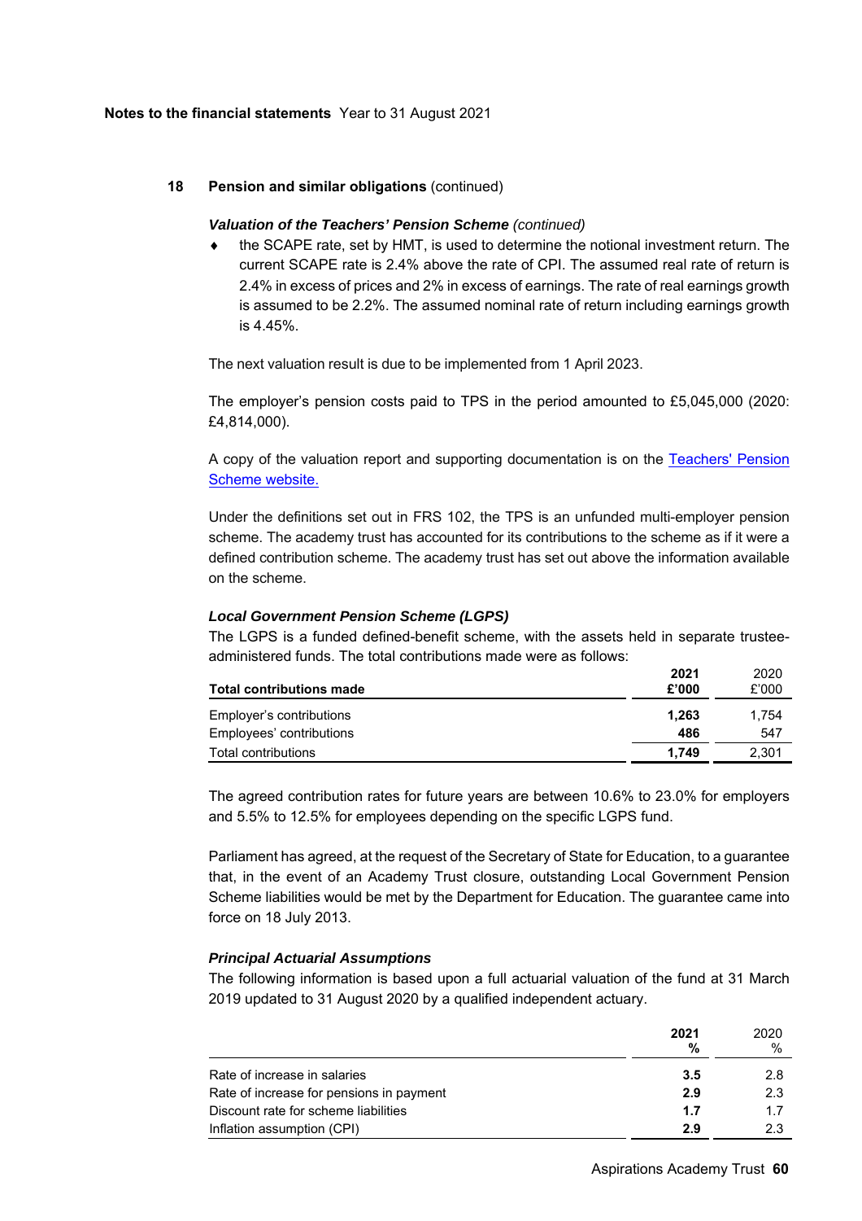## 18 Pension and similar obligations (continued)

### *Valuation of the Teachers' Pension Scheme (continued)*

- the SCAPE rate, set by HMT, is used to determine the notional investment return. The current SCAPE rate is 2.4% above the rate of CPI. The assumed real rate of return is 2.4% in excess of prices and 2% in excess of earnings. The rate of real earnings growth is assumed to be 2.2%. The assumed nominal rate of return including earnings growth is 4.45%.

The next valuation result is due to be implemented from 1 April 2023.

The employer's pension costs paid to TPS in the period amounted to £5,045,000 (2020: £4,814,000).

A copy of the valuation report and supporting documentation is on the Teachers' Pension Scheme website.

Under the definitions set out in FRS 102, the TPS is an unfunded multi-employer pension scheme. The academy trust has accounted for its contributions to the scheme as if it were a defined contribution scheme. The academy trust has set out above the information available on the scheme.

### *Local Government Pension Scheme (LGPS)*

The LGPS is a funded defined-benefit scheme, with the assets held in separate trustee-administered funds. The total contributions made were as follows:

| Total contributions made | 2021 £'000 | 2020 £'000 |
|---|---|---|
| Employer's contributions | **1,263** | 1,754 |
| Employees' contributions | **486** | 547 |
| Total contributions | **1,749** | 2,301 |

The agreed contribution rates for future years are between 10.6% to 23.0% for employers and 5.5% to 12.5% for employees depending on the specific LGPS fund.

Parliament has agreed, at the request of the Secretary of State for Education, to a guarantee that, in the event of an Academy Trust closure, outstanding Local Government Pension Scheme liabilities would be met by the Department for Education. The guarantee came into force on 18 July 2013.

### *Principal Actuarial Assumptions*

The following information is based upon a full actuarial valuation of the fund at 31 March 2019 updated to 31 August 2020 by a qualified independent actuary.

| | 2021 % | 2020 % |
|---|---|---|
| Rate of increase in salaries | **3.5** | 2.8 |
| Rate of increase for pensions in payment | **2.9** | 2.3 |
| Discount rate for scheme liabilities | **1.7** | 1.7 |
| Inflation assumption (CPI) | **2.9** | 2.3 |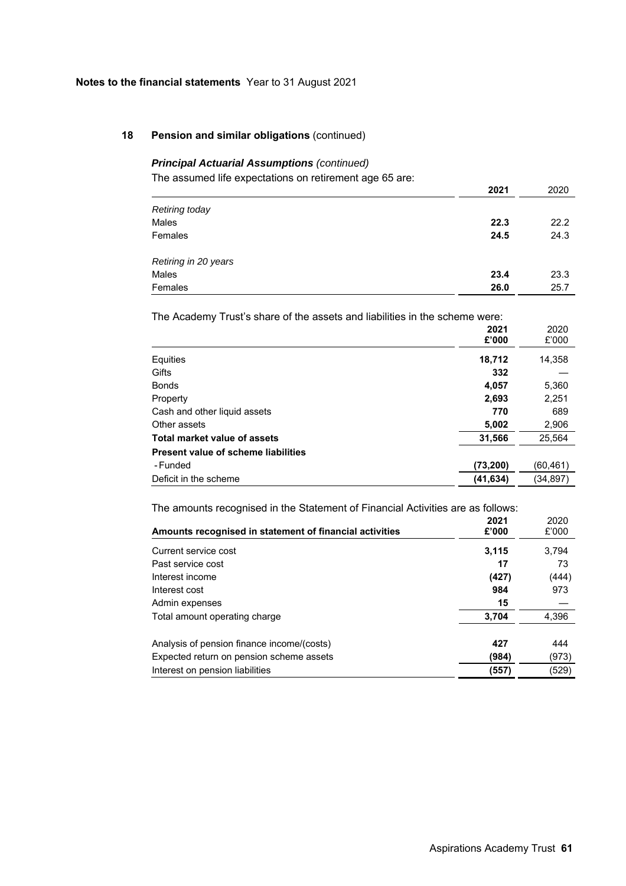**Notes to the financial statements** Year to 31 August 2021

## 18 Pension and similar obligations (continued)

### *Principal Actuarial Assumptions (continued)*

The assumed life expectations on retirement age 65 are:

| | **2021** | 2020 |
|---|---|---|
| *Retiring today* | | |
| Males | **22.3** | 22.2 |
| Females | **24.5** | 24.3 |
| *Retiring in 20 years* | | |
| Males | **23.4** | 23.3 |
| Females | **26.0** | 25.7 |

The Academy Trust's share of the assets and liabilities in the scheme were:

| | **2021 £'000** | 2020 £'000 |
|---|---|---|
| Equities | **18,712** | 14,358 |
| Gifts | **332** | — |
| Bonds | **4,057** | 5,360 |
| Property | **2,693** | 2,251 |
| Cash and other liquid assets | **770** | 689 |
| Other assets | **5,002** | 2,906 |
| **Total market value of assets** | **31,566** | 25,564 |
| **Present value of scheme liabilities** | | |
| - Funded | **(73,200)** | (60,461) |
| Deficit in the scheme | **(41,634)** | (34,897) |

The amounts recognised in the Statement of Financial Activities are as follows:

| **Amounts recognised in statement of financial activities** | **2021 £'000** | 2020 £'000 |
|---|---|---|
| Current service cost | **3,115** | 3,794 |
| Past service cost | **17** | 73 |
| Interest income | **(427)** | (444) |
| Interest cost | **984** | 973 |
| Admin expenses | **15** | — |
| Total amount operating charge | **3,704** | 4,396 |
| | | |
| Analysis of pension finance income/(costs) | **427** | 444 |
| Expected return on pension scheme assets | **(984)** | (973) |
| Interest on pension liabilities | **(557)** | (529) |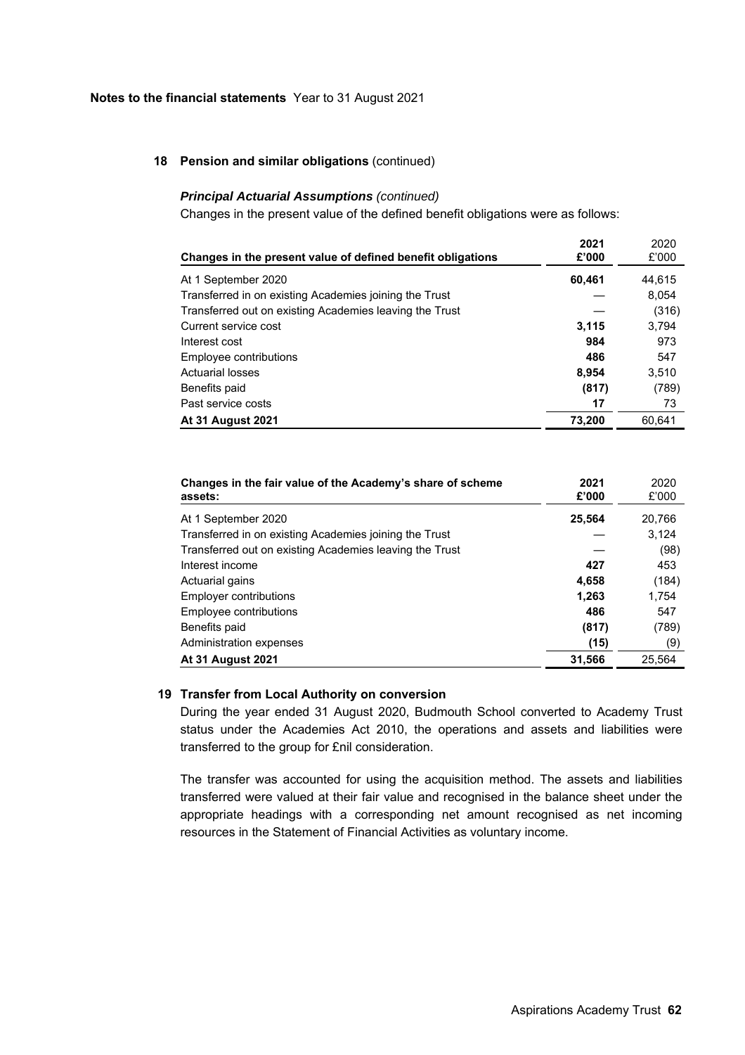**Notes to the financial statements** Year to 31 August 2021

## 18 Pension and similar obligations (continued)

### *Principal Actuarial Assumptions (continued)*

Changes in the present value of the defined benefit obligations were as follows:

| Changes in the present value of defined benefit obligations | 2021 £'000 | 2020 £'000 |
|---|---|---|
| At 1 September 2020 | **60,461** | 44,615 |
| Transferred in on existing Academies joining the Trust | — | 8,054 |
| Transferred out on existing Academies leaving the Trust | — | (316) |
| Current service cost | **3,115** | 3,794 |
| Interest cost | **984** | 973 |
| Employee contributions | **486** | 547 |
| Actuarial losses | **8,954** | 3,510 |
| Benefits paid | **(817)** | (789) |
| Past service costs | **17** | 73 |
| **At 31 August 2021** | **73,200** | 60,641 |

| Changes in the fair value of the Academy's share of scheme assets: | 2021 £'000 | 2020 £'000 |
|---|---|---|
| At 1 September 2020 | **25,564** | 20,766 |
| Transferred in on existing Academies joining the Trust | — | 3,124 |
| Transferred out on existing Academies leaving the Trust | — | (98) |
| Interest income | **427** | 453 |
| Actuarial gains | **4,658** | (184) |
| Employer contributions | **1,263** | 1,754 |
| Employee contributions | **486** | 547 |
| Benefits paid | **(817)** | (789) |
| Administration expenses | **(15)** | (9) |
| **At 31 August 2021** | **31,566** | 25,564 |

## 19 Transfer from Local Authority on conversion

During the year ended 31 August 2020, Budmouth School converted to Academy Trust status under the Academies Act 2010, the operations and assets and liabilities were transferred to the group for £nil consideration.

The transfer was accounted for using the acquisition method. The assets and liabilities transferred were valued at their fair value and recognised in the balance sheet under the appropriate headings with a corresponding net amount recognised as net incoming resources in the Statement of Financial Activities as voluntary income.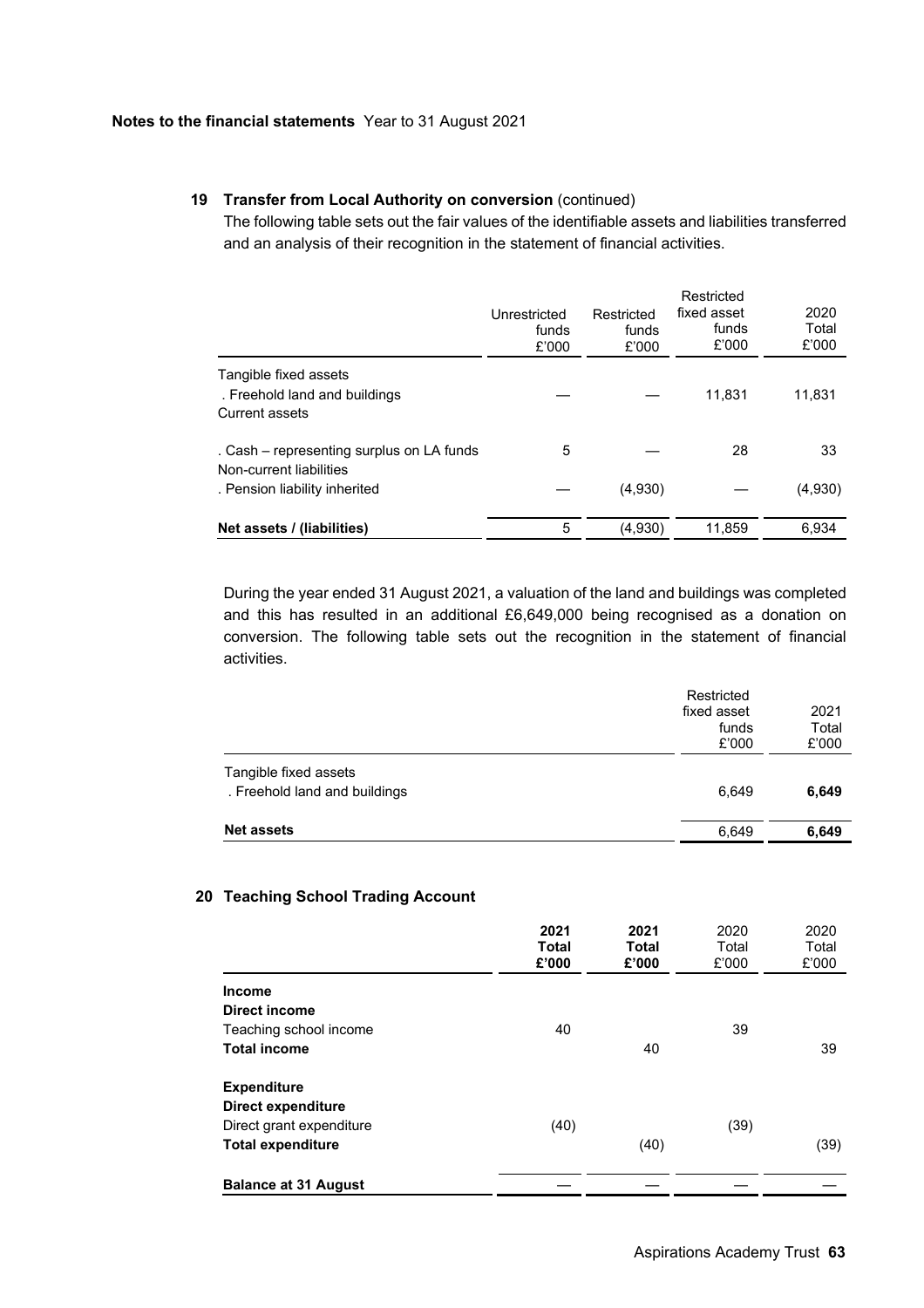**Notes to the financial statements** Year to 31 August 2021

## 19 Transfer from Local Authority on conversion (continued)

The following table sets out the fair values of the identifiable assets and liabilities transferred and an analysis of their recognition in the statement of financial activities.

| | Unrestricted funds £'000 | Restricted funds £'000 | Restricted fixed asset funds £'000 | 2020 Total £'000 |
|---|---|---|---|---|
| Tangible fixed assets | | | | |
| . Freehold land and buildings | — | — | 11,831 | 11,831 |
| Current assets | | | | |
| . Cash – representing surplus on LA funds | 5 | — | 28 | 33 |
| Non-current liabilities | | | | |
| . Pension liability inherited | — | (4,930) | — | (4,930) |
| **Net assets / (liabilities)** | 5 | (4,930) | 11,859 | 6,934 |

During the year ended 31 August 2021, a valuation of the land and buildings was completed and this has resulted in an additional £6,649,000 being recognised as a donation on conversion. The following table sets out the recognition in the statement of financial activities.

| | Restricted fixed asset funds £'000 | 2021 Total £'000 |
|---|---|---|
| Tangible fixed assets | | |
| . Freehold land and buildings | 6,649 | **6,649** |
| **Net assets** | 6,649 | **6,649** |

## 20 Teaching School Trading Account

| | **2021 Total £'000** | **2021 Total £'000** | 2020 Total £'000 | 2020 Total £'000 |
|---|---|---|---|---|
| **Income** | | | | |
| **Direct income** | | | | |
| Teaching school income | 40 | | 39 | |
| **Total income** | | 40 | | 39 |
| **Expenditure** | | | | |
| **Direct expenditure** | | | | |
| Direct grant expenditure | (40) | | (39) | |
| **Total expenditure** | | (40) | | (39) |
| **Balance at 31 August** | — | — | — | — |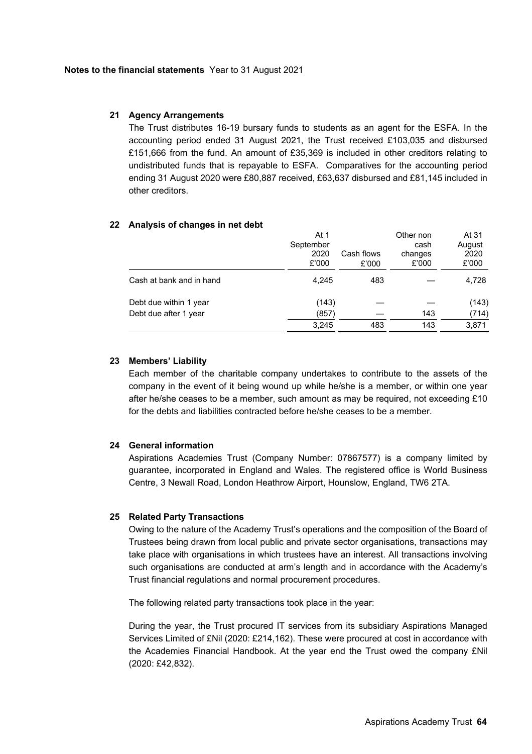**Notes to the financial statements** Year to 31 August 2021

## 21 Agency Arrangements

The Trust distributes 16-19 bursary funds to students as an agent for the ESFA. In the accounting period ended 31 August 2021, the Trust received £103,035 and disbursed £151,666 from the fund. An amount of £35,369 is included in other creditors relating to undistributed funds that is repayable to ESFA. Comparatives for the accounting period ending 31 August 2020 were £80,887 received, £63,637 disbursed and £81,145 included in other creditors.

## 22 Analysis of changes in net debt

| | At 1 September 2020 £'000 | Cash flows £'000 | Other non cash changes £'000 | At 31 August 2020 £'000 |
|---|---|---|---|---|
| Cash at bank and in hand | 4,245 | 483 | — | 4,728 |
| Debt due within 1 year | (143) | — | — | (143) |
| Debt due after 1 year | (857) | — | 143 | (714) |
| | 3,245 | 483 | 143 | 3,871 |

## 23 Members' Liability

Each member of the charitable company undertakes to contribute to the assets of the company in the event of it being wound up while he/she is a member, or within one year after he/she ceases to be a member, such amount as may be required, not exceeding £10 for the debts and liabilities contracted before he/she ceases to be a member.

## 24 General information

Aspirations Academies Trust (Company Number: 07867577) is a company limited by guarantee, incorporated in England and Wales. The registered office is World Business Centre, 3 Newall Road, London Heathrow Airport, Hounslow, England, TW6 2TA.

## 25 Related Party Transactions

Owing to the nature of the Academy Trust's operations and the composition of the Board of Trustees being drawn from local public and private sector organisations, transactions may take place with organisations in which trustees have an interest. All transactions involving such organisations are conducted at arm's length and in accordance with the Academy's Trust financial regulations and normal procurement procedures.

The following related party transactions took place in the year:

During the year, the Trust procured IT services from its subsidiary Aspirations Managed Services Limited of £Nil (2020: £214,162). These were procured at cost in accordance with the Academies Financial Handbook. At the year end the Trust owed the company £Nil (2020: £42,832).